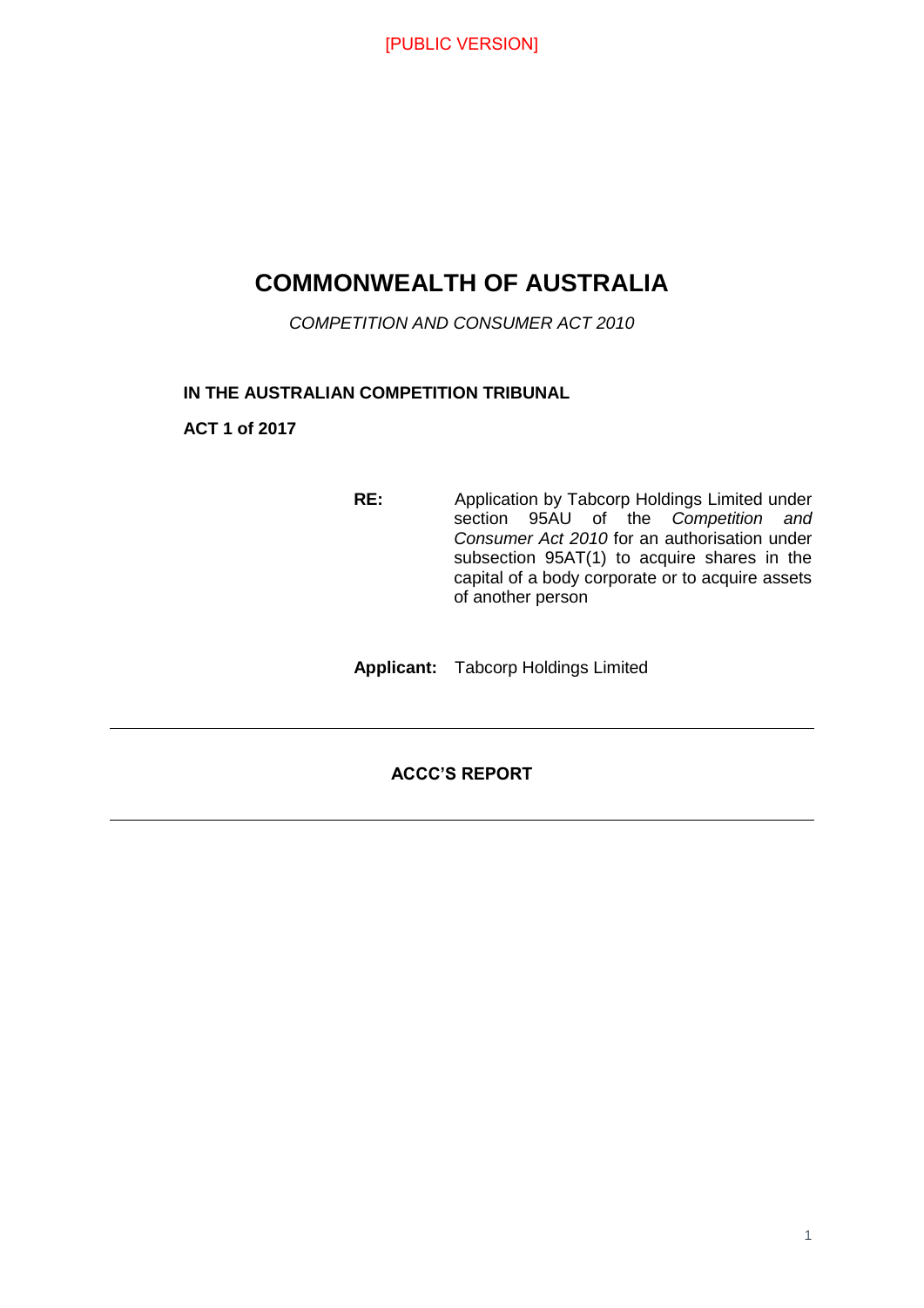[PUBLIC VERSION]

# COMMONWEALTH OF AUSTRALIA

*COMPETITION AND CONSUMER ACT 2010*

**IN THE AUSTRALIAN COMPETITION TRIBUNAL**

**ACT 1 of 2017**

**RE:** Application by Tabcorp Holdings Limited under section 95AU of the *Competition and Consumer Act 2010* for an authorisation under subsection 95AT(1) to acquire shares in the capital of a body corporate or to acquire assets of another person

**Applicant:** Tabcorp Holdings Limited

---

**ACCC'S REPORT**

---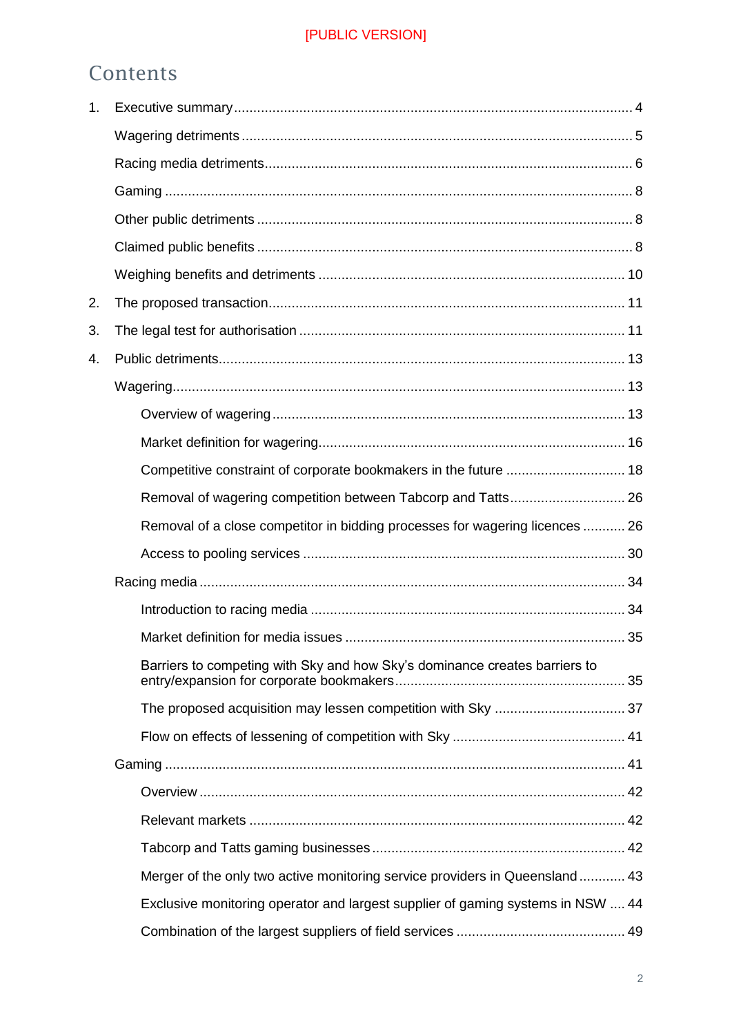[PUBLIC VERSION]

# Contents

1. Executive summary .......... 4
   - Wagering detriments .......... 5
   - Racing media detriments .......... 6
   - Gaming .......... 8
   - Other public detriments .......... 8
   - Claimed public benefits .......... 8
   - Weighing benefits and detriments .......... 10
2. The proposed transaction .......... 11
3. The legal test for authorisation .......... 11
4. Public detriments .......... 13
   - Wagering .......... 13
     - Overview of wagering .......... 13
     - Market definition for wagering .......... 16
     - Competitive constraint of corporate bookmakers in the future .......... 18
     - Removal of wagering competition between Tabcorp and Tatts .......... 26
     - Removal of a close competitor in bidding processes for wagering licences .......... 26
     - Access to pooling services .......... 30
   - Racing media .......... 34
     - Introduction to racing media .......... 34
     - Market definition for media issues .......... 35
     - Barriers to competing with Sky and how Sky's dominance creates barriers to entry/expansion for corporate bookmakers .......... 35
     - The proposed acquisition may lessen competition with Sky .......... 37
     - Flow on effects of lessening of competition with Sky .......... 41
   - Gaming .......... 41
     - Overview .......... 42
     - Relevant markets .......... 42
     - Tabcorp and Tatts gaming businesses .......... 42
     - Merger of the only two active monitoring service providers in Queensland .......... 43
     - Exclusive monitoring operator and largest supplier of gaming systems in NSW .......... 44
     - Combination of the largest suppliers of field services .......... 49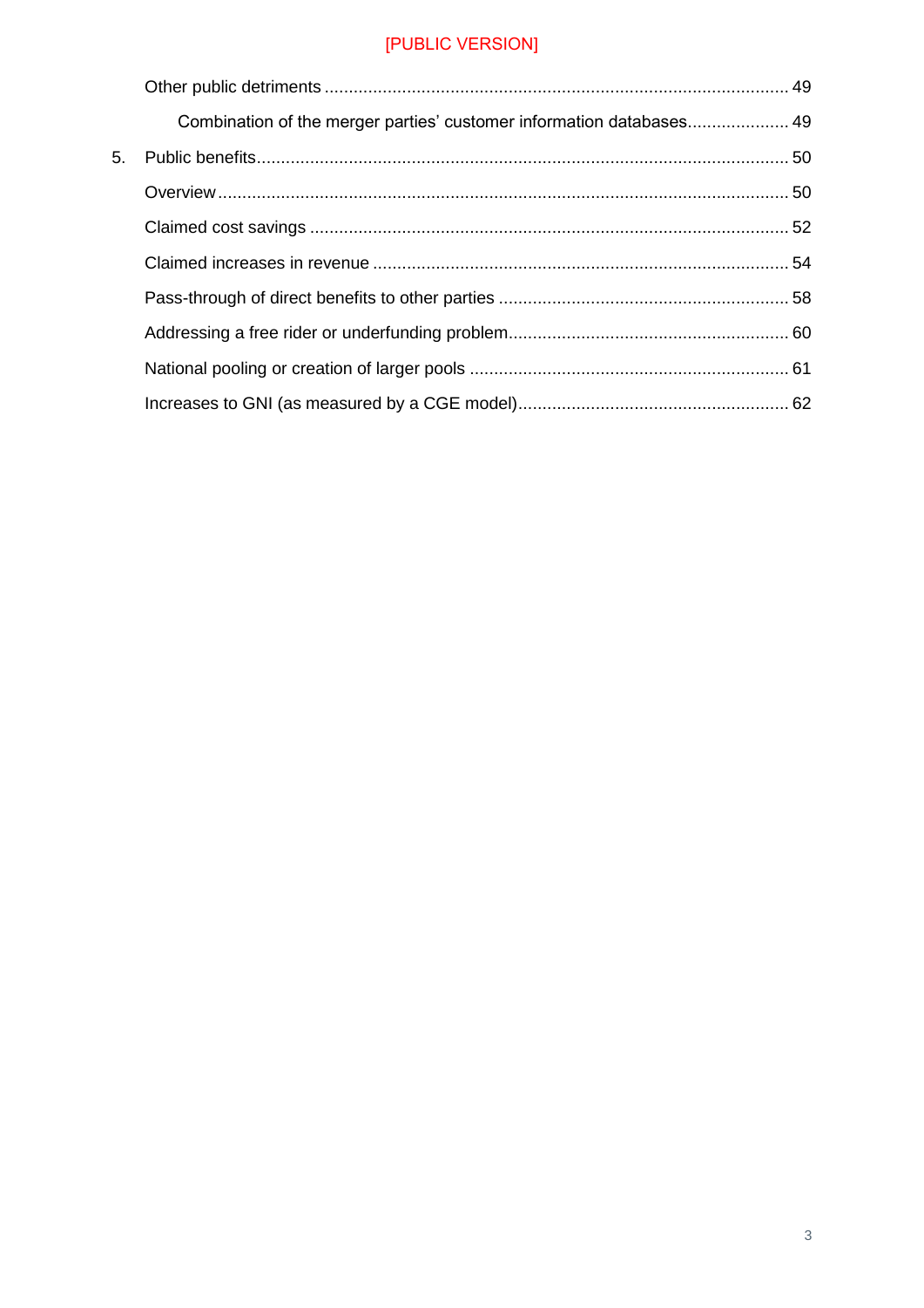[PUBLIC VERSION]

Other public detriments ... 49

Combination of the merger parties' customer information databases ... 49

5. Public benefits ... 50

Overview ... 50

Claimed cost savings ... 52

Claimed increases in revenue ... 54

Pass-through of direct benefits to other parties ... 58

Addressing a free rider or underfunding problem ... 60

National pooling or creation of larger pools ... 61

Increases to GNI (as measured by a CGE model) ... 62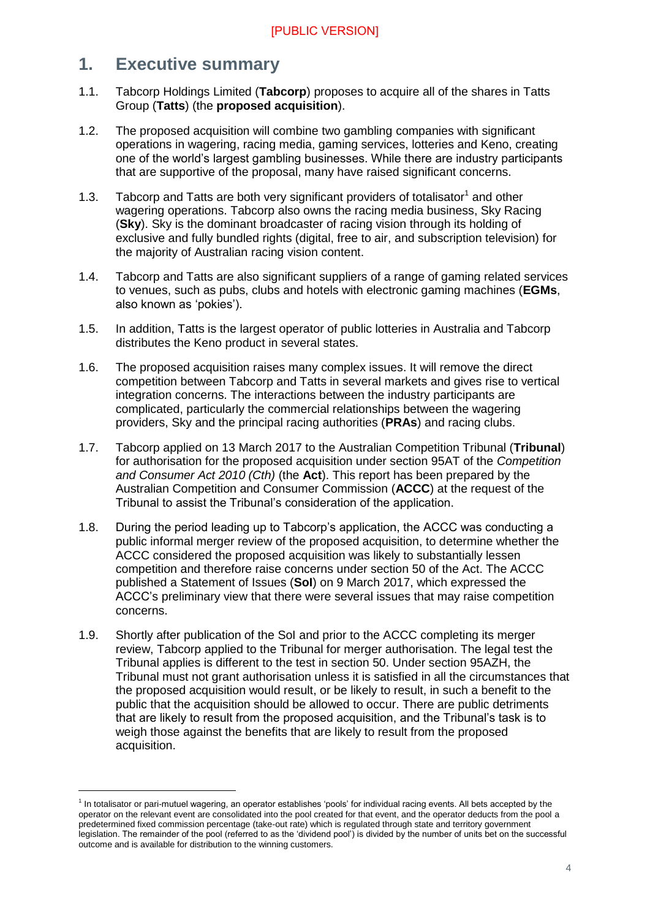[PUBLIC VERSION]

# 1. Executive summary

1.1. Tabcorp Holdings Limited (**Tabcorp**) proposes to acquire all of the shares in Tatts Group (**Tatts**) (the **proposed acquisition**).

1.2. The proposed acquisition will combine two gambling companies with significant operations in wagering, racing media, gaming services, lotteries and Keno, creating one of the world's largest gambling businesses. While there are industry participants that are supportive of the proposal, many have raised significant concerns.

1.3. Tabcorp and Tatts are both very significant providers of totalisator[1] and other wagering operations. Tabcorp also owns the racing media business, Sky Racing (**Sky**). Sky is the dominant broadcaster of racing vision through its holding of exclusive and fully bundled rights (digital, free to air, and subscription television) for the majority of Australian racing vision content.

1.4. Tabcorp and Tatts are also significant suppliers of a range of gaming related services to venues, such as pubs, clubs and hotels with electronic gaming machines (**EGMs**, also known as 'pokies').

1.5. In addition, Tatts is the largest operator of public lotteries in Australia and Tabcorp distributes the Keno product in several states.

1.6. The proposed acquisition raises many complex issues. It will remove the direct competition between Tabcorp and Tatts in several markets and gives rise to vertical integration concerns. The interactions between the industry participants are complicated, particularly the commercial relationships between the wagering providers, Sky and the principal racing authorities (**PRAs**) and racing clubs.

1.7. Tabcorp applied on 13 March 2017 to the Australian Competition Tribunal (**Tribunal**) for authorisation for the proposed acquisition under section 95AT of the *Competition and Consumer Act 2010 (Cth)* (the **Act**). This report has been prepared by the Australian Competition and Consumer Commission (**ACCC**) at the request of the Tribunal to assist the Tribunal's consideration of the application.

1.8. During the period leading up to Tabcorp's application, the ACCC was conducting a public informal merger review of the proposed acquisition, to determine whether the ACCC considered the proposed acquisition was likely to substantially lessen competition and therefore raise concerns under section 50 of the Act. The ACCC published a Statement of Issues (**SoI**) on 9 March 2017, which expressed the ACCC's preliminary view that there were several issues that may raise competition concerns.

1.9. Shortly after publication of the SoI and prior to the ACCC completing its merger review, Tabcorp applied to the Tribunal for merger authorisation. The legal test the Tribunal applies is different to the test in section 50. Under section 95AZH, the Tribunal must not grant authorisation unless it is satisfied in all the circumstances that the proposed acquisition would result, or be likely to result, in such a benefit to the public that the acquisition should be allowed to occur. There are public detriments that are likely to result from the proposed acquisition, and the Tribunal's task is to weigh those against the benefits that are likely to result from the proposed acquisition.

[1] In totalisator or pari-mutuel wagering, an operator establishes 'pools' for individual racing events. All bets accepted by the operator on the relevant event are consolidated into the pool created for that event, and the operator deducts from the pool a predetermined fixed commission percentage (take-out rate) which is regulated through state and territory government legislation. The remainder of the pool (referred to as the 'dividend pool') is divided by the number of units bet on the successful outcome and is available for distribution to the winning customers.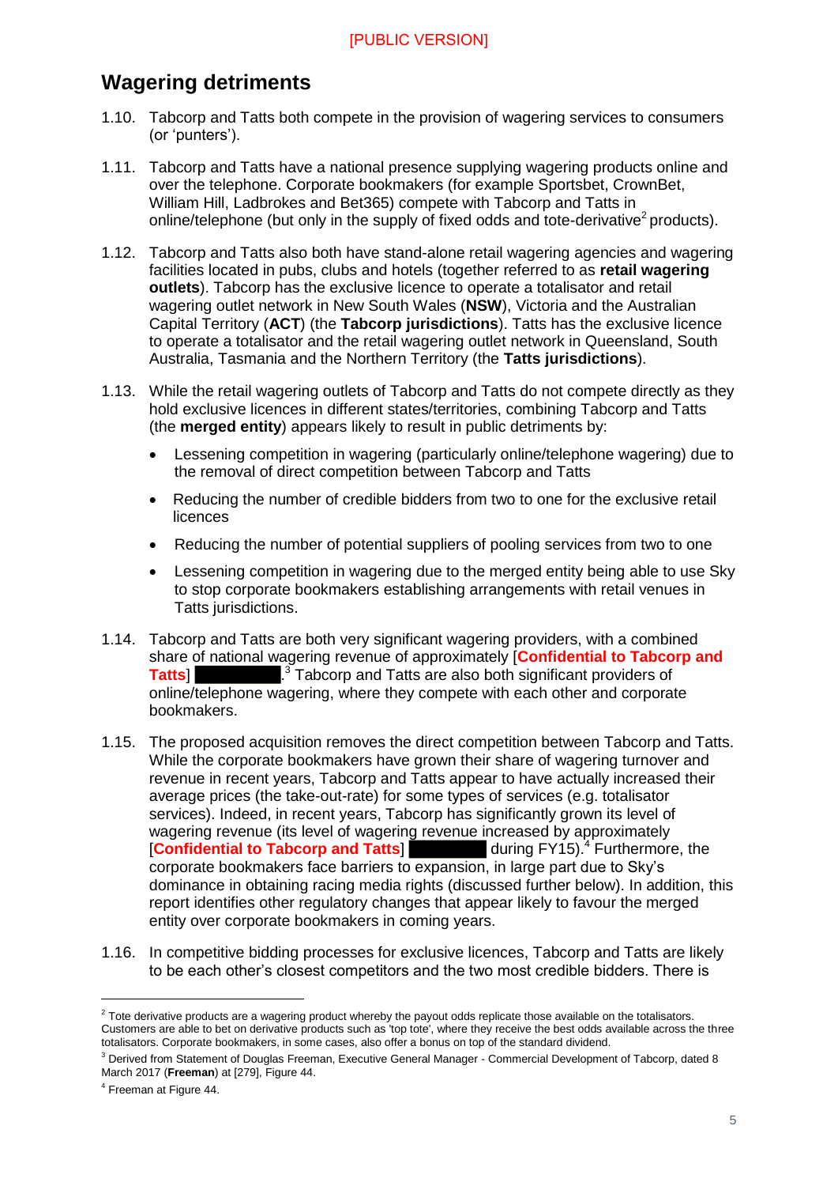## Wagering detriments

1.10. Tabcorp and Tatts both compete in the provision of wagering services to consumers (or 'punters').

1.11. Tabcorp and Tatts have a national presence supplying wagering products online and over the telephone. Corporate bookmakers (for example Sportsbet, CrownBet, William Hill, Ladbrokes and Bet365) compete with Tabcorp and Tatts in online/telephone (but only in the supply of fixed odds and tote-derivative[2] products).

1.12. Tabcorp and Tatts also both have stand-alone retail wagering agencies and wagering facilities located in pubs, clubs and hotels (together referred to as **retail wagering outlets**). Tabcorp has the exclusive licence to operate a totalisator and retail wagering outlet network in New South Wales (**NSW**), Victoria and the Australian Capital Territory (**ACT**) (the **Tabcorp jurisdictions**). Tatts has the exclusive licence to operate a totalisator and the retail wagering outlet network in Queensland, South Australia, Tasmania and the Northern Territory (the **Tatts jurisdictions**).

1.13. While the retail wagering outlets of Tabcorp and Tatts do not compete directly as they hold exclusive licences in different states/territories, combining Tabcorp and Tatts (the **merged entity**) appears likely to result in public detriments by:

- Lessening competition in wagering (particularly online/telephone wagering) due to the removal of direct competition between Tabcorp and Tatts
- Reducing the number of credible bidders from two to one for the exclusive retail licences
- Reducing the number of potential suppliers of pooling services from two to one
- Lessening competition in wagering due to the merged entity being able to use Sky to stop corporate bookmakers establishing arrangements with retail venues in Tatts jurisdictions.

1.14. Tabcorp and Tatts are both very significant wagering providers, with a combined share of national wagering revenue of approximately [**Confidential to Tabcorp and Tatts**] ████████.[3] Tabcorp and Tatts are also both significant providers of online/telephone wagering, where they compete with each other and corporate bookmakers.

1.15. The proposed acquisition removes the direct competition between Tabcorp and Tatts. While the corporate bookmakers have grown their share of wagering turnover and revenue in recent years, Tabcorp and Tatts appear to have actually increased their average prices (the take-out-rate) for some types of services (e.g. totalisator services). Indeed, in recent years, Tabcorp has significantly grown its level of wagering revenue (its level of wagering revenue increased by approximately [**Confidential to Tabcorp and Tatts**] ████████ during FY15).[4] Furthermore, the corporate bookmakers face barriers to expansion, in large part due to Sky's dominance in obtaining racing media rights (discussed further below). In addition, this report identifies other regulatory changes that appear likely to favour the merged entity over corporate bookmakers in coming years.

1.16. In competitive bidding processes for exclusive licences, Tabcorp and Tatts are likely to be each other's closest competitors and the two most credible bidders. There is

---

[2] Tote derivative products are a wagering product whereby the payout odds replicate those available on the totalisators. Customers are able to bet on derivative products such as 'top tote', where they receive the best odds available across the three totalisators. Corporate bookmakers, in some cases, also offer a bonus on top of the standard dividend.

[3] Derived from Statement of Douglas Freeman, Executive General Manager - Commercial Development of Tabcorp, dated 8 March 2017 (**Freeman**) at [279], Figure 44.

[4] Freeman at Figure 44.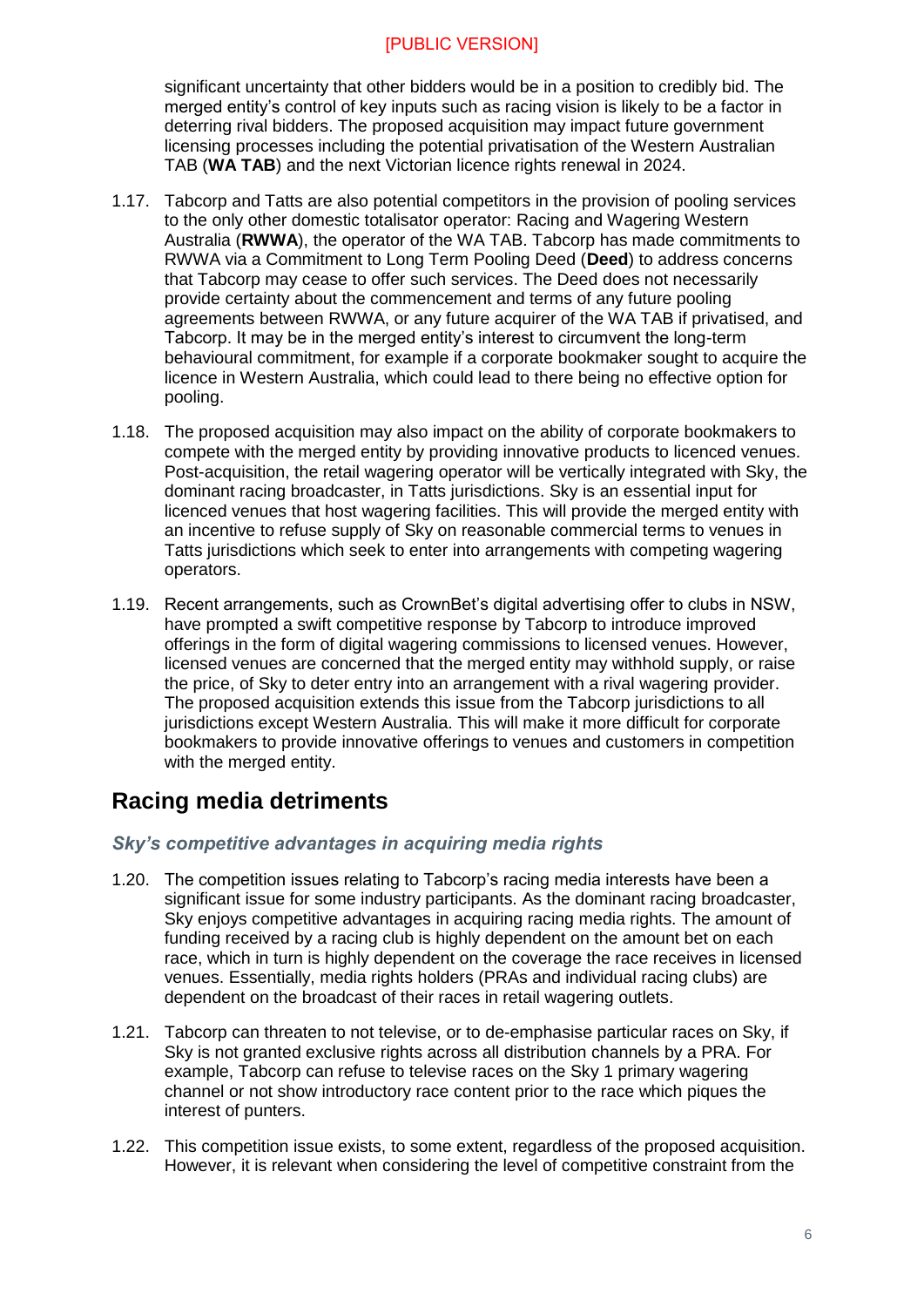significant uncertainty that other bidders would be in a position to credibly bid. The merged entity's control of key inputs such as racing vision is likely to be a factor in deterring rival bidders. The proposed acquisition may impact future government licensing processes including the potential privatisation of the Western Australian TAB (**WA TAB**) and the next Victorian licence rights renewal in 2024.

1.17. Tabcorp and Tatts are also potential competitors in the provision of pooling services to the only other domestic totalisator operator: Racing and Wagering Western Australia (**RWWA**), the operator of the WA TAB. Tabcorp has made commitments to RWWA via a Commitment to Long Term Pooling Deed (**Deed**) to address concerns that Tabcorp may cease to offer such services. The Deed does not necessarily provide certainty about the commencement and terms of any future pooling agreements between RWWA, or any future acquirer of the WA TAB if privatised, and Tabcorp. It may be in the merged entity's interest to circumvent the long-term behavioural commitment, for example if a corporate bookmaker sought to acquire the licence in Western Australia, which could lead to there being no effective option for pooling.

1.18. The proposed acquisition may also impact on the ability of corporate bookmakers to compete with the merged entity by providing innovative products to licenced venues. Post-acquisition, the retail wagering operator will be vertically integrated with Sky, the dominant racing broadcaster, in Tatts jurisdictions. Sky is an essential input for licenced venues that host wagering facilities. This will provide the merged entity with an incentive to refuse supply of Sky on reasonable commercial terms to venues in Tatts jurisdictions which seek to enter into arrangements with competing wagering operators.

1.19. Recent arrangements, such as CrownBet's digital advertising offer to clubs in NSW, have prompted a swift competitive response by Tabcorp to introduce improved offerings in the form of digital wagering commissions to licensed venues. However, licensed venues are concerned that the merged entity may withhold supply, or raise the price, of Sky to deter entry into an arrangement with a rival wagering provider. The proposed acquisition extends this issue from the Tabcorp jurisdictions to all jurisdictions except Western Australia. This will make it more difficult for corporate bookmakers to provide innovative offerings to venues and customers in competition with the merged entity.

## Racing media detriments

### *Sky's competitive advantages in acquiring media rights*

1.20. The competition issues relating to Tabcorp's racing media interests have been a significant issue for some industry participants. As the dominant racing broadcaster, Sky enjoys competitive advantages in acquiring racing media rights. The amount of funding received by a racing club is highly dependent on the amount bet on each race, which in turn is highly dependent on the coverage the race receives in licensed venues. Essentially, media rights holders (PRAs and individual racing clubs) are dependent on the broadcast of their races in retail wagering outlets.

1.21. Tabcorp can threaten to not televise, or to de-emphasise particular races on Sky, if Sky is not granted exclusive rights across all distribution channels by a PRA. For example, Tabcorp can refuse to televise races on the Sky 1 primary wagering channel or not show introductory race content prior to the race which piques the interest of punters.

1.22. This competition issue exists, to some extent, regardless of the proposed acquisition. However, it is relevant when considering the level of competitive constraint from the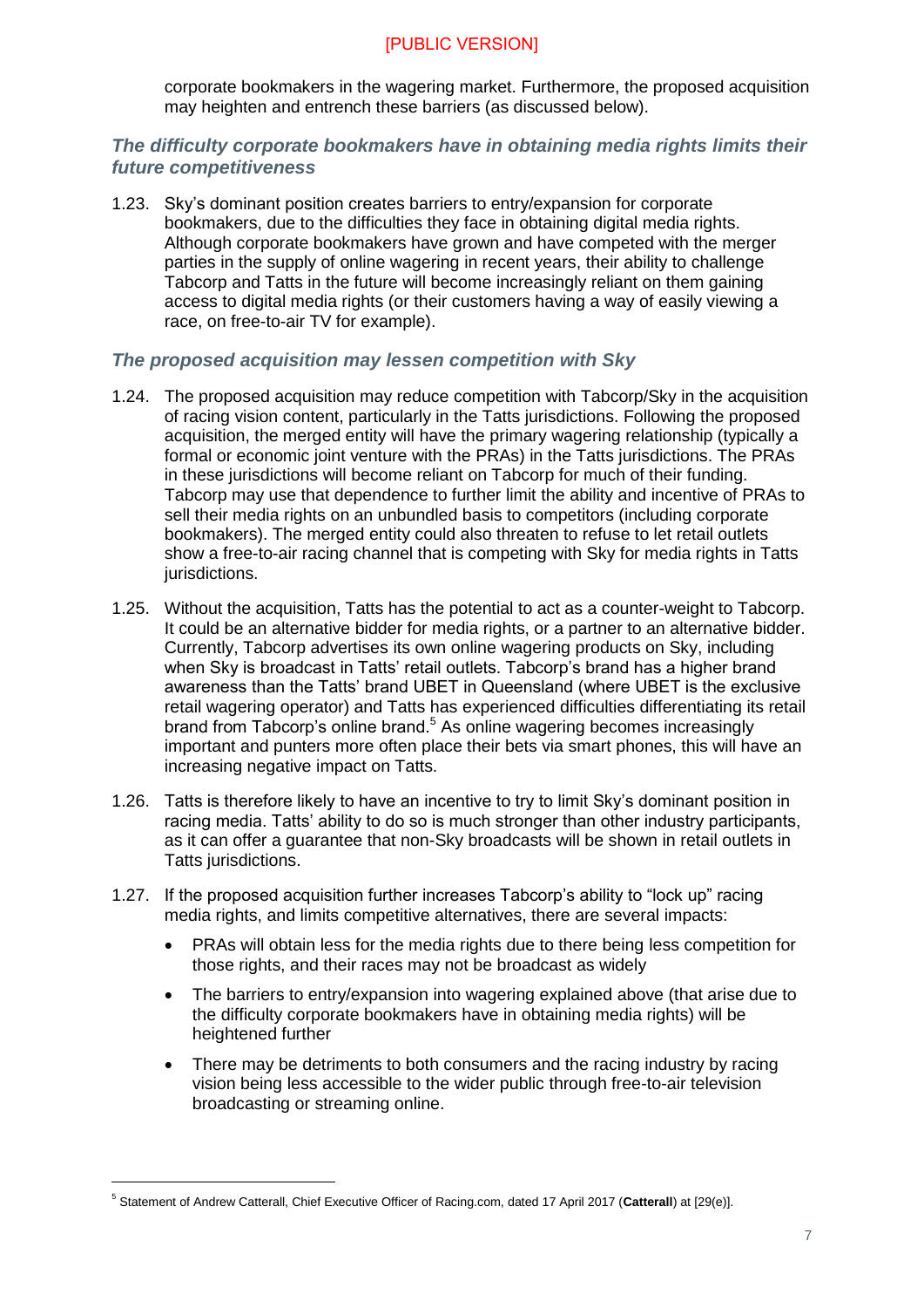corporate bookmakers in the wagering market. Furthermore, the proposed acquisition may heighten and entrench these barriers (as discussed below).

### *The difficulty corporate bookmakers have in obtaining media rights limits their future competitiveness*

1.23. Sky's dominant position creates barriers to entry/expansion for corporate bookmakers, due to the difficulties they face in obtaining digital media rights. Although corporate bookmakers have grown and have competed with the merger parties in the supply of online wagering in recent years, their ability to challenge Tabcorp and Tatts in the future will become increasingly reliant on them gaining access to digital media rights (or their customers having a way of easily viewing a race, on free-to-air TV for example).

### *The proposed acquisition may lessen competition with Sky*

1.24. The proposed acquisition may reduce competition with Tabcorp/Sky in the acquisition of racing vision content, particularly in the Tatts jurisdictions. Following the proposed acquisition, the merged entity will have the primary wagering relationship (typically a formal or economic joint venture with the PRAs) in the Tatts jurisdictions. The PRAs in these jurisdictions will become reliant on Tabcorp for much of their funding. Tabcorp may use that dependence to further limit the ability and incentive of PRAs to sell their media rights on an unbundled basis to competitors (including corporate bookmakers). The merged entity could also threaten to refuse to let retail outlets show a free-to-air racing channel that is competing with Sky for media rights in Tatts jurisdictions.

1.25. Without the acquisition, Tatts has the potential to act as a counter-weight to Tabcorp. It could be an alternative bidder for media rights, or a partner to an alternative bidder. Currently, Tabcorp advertises its own online wagering products on Sky, including when Sky is broadcast in Tatts' retail outlets. Tabcorp's brand has a higher brand awareness than the Tatts' brand UBET in Queensland (where UBET is the exclusive retail wagering operator) and Tatts has experienced difficulties differentiating its retail brand from Tabcorp's online brand.[5] As online wagering becomes increasingly important and punters more often place their bets via smart phones, this will have an increasing negative impact on Tatts.

1.26. Tatts is therefore likely to have an incentive to try to limit Sky's dominant position in racing media. Tatts' ability to do so is much stronger than other industry participants, as it can offer a guarantee that non-Sky broadcasts will be shown in retail outlets in Tatts jurisdictions.

1.27. If the proposed acquisition further increases Tabcorp's ability to "lock up" racing media rights, and limits competitive alternatives, there are several impacts:

- PRAs will obtain less for the media rights due to there being less competition for those rights, and their races may not be broadcast as widely
- The barriers to entry/expansion into wagering explained above (that arise due to the difficulty corporate bookmakers have in obtaining media rights) will be heightened further
- There may be detriments to both consumers and the racing industry by racing vision being less accessible to the wider public through free-to-air television broadcasting or streaming online.

---

[5] Statement of Andrew Catterall, Chief Executive Officer of Racing.com, dated 17 April 2017 (**Catterall**) at [29(e)].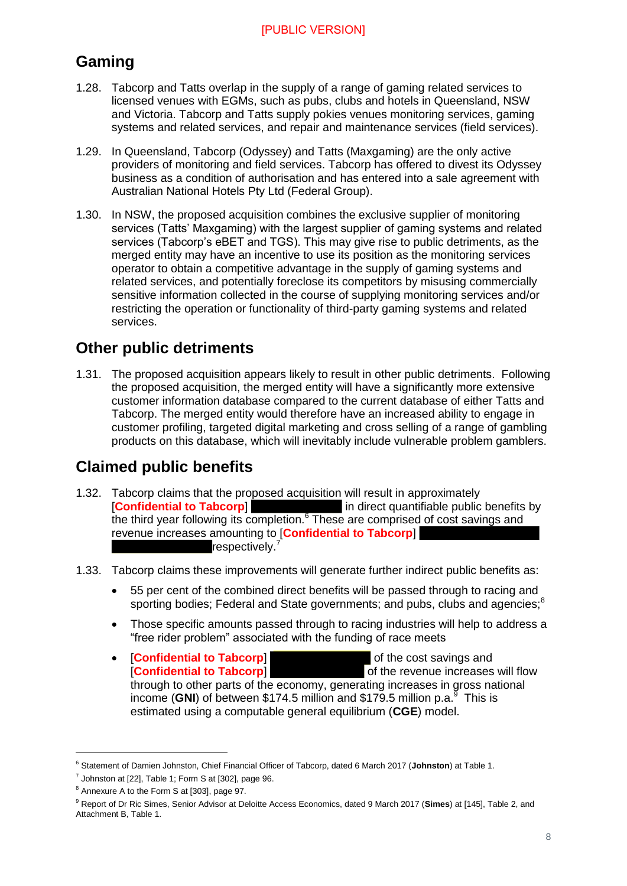## Gaming

1.28. Tabcorp and Tatts overlap in the supply of a range of gaming related services to licensed venues with EGMs, such as pubs, clubs and hotels in Queensland, NSW and Victoria. Tabcorp and Tatts supply pokies venues monitoring services, gaming systems and related services, and repair and maintenance services (field services).

1.29. In Queensland, Tabcorp (Odyssey) and Tatts (Maxgaming) are the only active providers of monitoring and field services. Tabcorp has offered to divest its Odyssey business as a condition of authorisation and has entered into a sale agreement with Australian National Hotels Pty Ltd (Federal Group).

1.30. In NSW, the proposed acquisition combines the exclusive supplier of monitoring services (Tatts' Maxgaming) with the largest supplier of gaming systems and related services (Tabcorp's eBET and TGS). This may give rise to public detriments, as the merged entity may have an incentive to use its position as the monitoring services operator to obtain a competitive advantage in the supply of gaming systems and related services, and potentially foreclose its competitors by misusing commercially sensitive information collected in the course of supplying monitoring services and/or restricting the operation or functionality of third-party gaming systems and related services.

## Other public detriments

1.31. The proposed acquisition appears likely to result in other public detriments. Following the proposed acquisition, the merged entity will have a significantly more extensive customer information database compared to the current database of either Tatts and Tabcorp. The merged entity would therefore have an increased ability to engage in customer profiling, targeted digital marketing and cross selling of a range of gambling products on this database, which will inevitably include vulnerable problem gamblers.

## Claimed public benefits

1.32. Tabcorp claims that the proposed acquisition will result in approximately [**Confidential to Tabcorp**] in direct quantifiable public benefits by the third year following its completion.[6] These are comprised of cost savings and revenue increases amounting to [**Confidential to Tabcorp**] respectively.[7]

1.33. Tabcorp claims these improvements will generate further indirect public benefits as:

- 55 per cent of the combined direct benefits will be passed through to racing and sporting bodies; Federal and State governments; and pubs, clubs and agencies;[8]
- Those specific amounts passed through to racing industries will help to address a "free rider problem" associated with the funding of race meets
- [**Confidential to Tabcorp**] of the cost savings and [**Confidential to Tabcorp**] of the revenue increases will flow through to other parts of the economy, generating increases in gross national income (**GNI**) of between \$174.5 million and \$179.5 million p.a.[9] This is estimated using a computable general equilibrium (**CGE**) model.

---

[6] Statement of Damien Johnston, Chief Financial Officer of Tabcorp, dated 6 March 2017 (**Johnston**) at Table 1.

[7] Johnston at [22], Table 1; Form S at [302], page 96.

[8] Annexure A to the Form S at [303], page 97.

[9] Report of Dr Ric Simes, Senior Advisor at Deloitte Access Economics, dated 9 March 2017 (**Simes**) at [145], Table 2, and Attachment B, Table 1.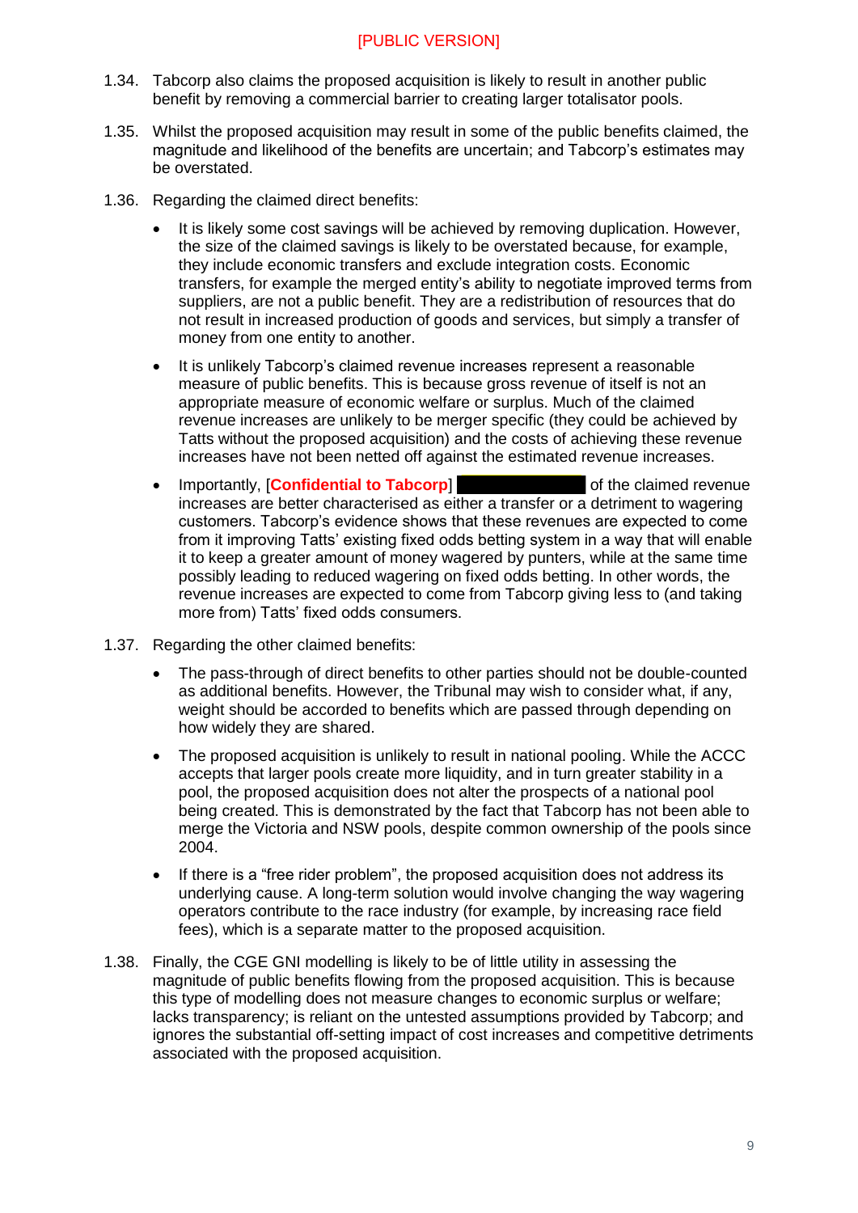1.34. Tabcorp also claims the proposed acquisition is likely to result in another public benefit by removing a commercial barrier to creating larger totalisator pools.

1.35. Whilst the proposed acquisition may result in some of the public benefits claimed, the magnitude and likelihood of the benefits are uncertain; and Tabcorp's estimates may be overstated.

1.36. Regarding the claimed direct benefits:

- It is likely some cost savings will be achieved by removing duplication. However, the size of the claimed savings is likely to be overstated because, for example, they include economic transfers and exclude integration costs. Economic transfers, for example the merged entity's ability to negotiate improved terms from suppliers, are not a public benefit. They are a redistribution of resources that do not result in increased production of goods and services, but simply a transfer of money from one entity to another.
- It is unlikely Tabcorp's claimed revenue increases represent a reasonable measure of public benefits. This is because gross revenue of itself is not an appropriate measure of economic welfare or surplus. Much of the claimed revenue increases are unlikely to be merger specific (they could be achieved by Tatts without the proposed acquisition) and the costs of achieving these revenue increases have not been netted off against the estimated revenue increases.
- Importantly, [**Confidential to Tabcorp**] ████████ of the claimed revenue increases are better characterised as either a transfer or a detriment to wagering customers. Tabcorp's evidence shows that these revenues are expected to come from it improving Tatts' existing fixed odds betting system in a way that will enable it to keep a greater amount of money wagered by punters, while at the same time possibly leading to reduced wagering on fixed odds betting. In other words, the revenue increases are expected to come from Tabcorp giving less to (and taking more from) Tatts' fixed odds consumers.

1.37. Regarding the other claimed benefits:

- The pass-through of direct benefits to other parties should not be double-counted as additional benefits. However, the Tribunal may wish to consider what, if any, weight should be accorded to benefits which are passed through depending on how widely they are shared.
- The proposed acquisition is unlikely to result in national pooling. While the ACCC accepts that larger pools create more liquidity, and in turn greater stability in a pool, the proposed acquisition does not alter the prospects of a national pool being created. This is demonstrated by the fact that Tabcorp has not been able to merge the Victoria and NSW pools, despite common ownership of the pools since 2004.
- If there is a "free rider problem", the proposed acquisition does not address its underlying cause. A long-term solution would involve changing the way wagering operators contribute to the race industry (for example, by increasing race field fees), which is a separate matter to the proposed acquisition.

1.38. Finally, the CGE GNI modelling is likely to be of little utility in assessing the magnitude of public benefits flowing from the proposed acquisition. This is because this type of modelling does not measure changes to economic surplus or welfare; lacks transparency; is reliant on the untested assumptions provided by Tabcorp; and ignores the substantial off-setting impact of cost increases and competitive detriments associated with the proposed acquisition.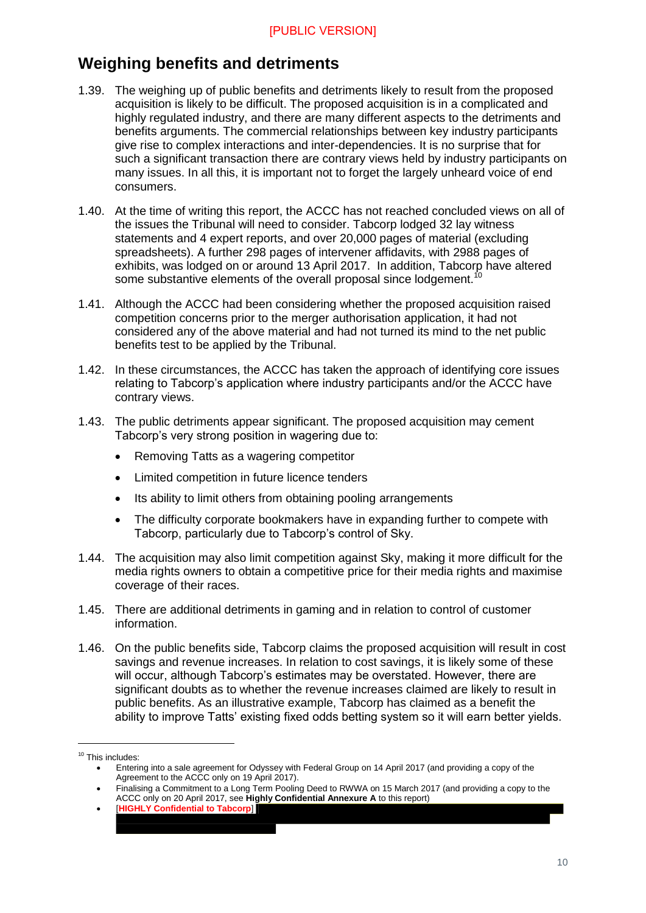[PUBLIC VERSION]

## Weighing benefits and detriments

1.39. The weighing up of public benefits and detriments likely to result from the proposed acquisition is likely to be difficult. The proposed acquisition is in a complicated and highly regulated industry, and there are many different aspects to the detriments and benefits arguments. The commercial relationships between key industry participants give rise to complex interactions and inter-dependencies. It is no surprise that for such a significant transaction there are contrary views held by industry participants on many issues. In all this, it is important not to forget the largely unheard voice of end consumers.

1.40. At the time of writing this report, the ACCC has not reached concluded views on all of the issues the Tribunal will need to consider. Tabcorp lodged 32 lay witness statements and 4 expert reports, and over 20,000 pages of material (excluding spreadsheets). A further 298 pages of intervener affidavits, with 2988 pages of exhibits, was lodged on or around 13 April 2017. In addition, Tabcorp have altered some substantive elements of the overall proposal since lodgement.[10]

1.41. Although the ACCC had been considering whether the proposed acquisition raised competition concerns prior to the merger authorisation application, it had not considered any of the above material and had not turned its mind to the net public benefits test to be applied by the Tribunal.

1.42. In these circumstances, the ACCC has taken the approach of identifying core issues relating to Tabcorp's application where industry participants and/or the ACCC have contrary views.

1.43. The public detriments appear significant. The proposed acquisition may cement Tabcorp's very strong position in wagering due to:

- Removing Tatts as a wagering competitor
- Limited competition in future licence tenders
- Its ability to limit others from obtaining pooling arrangements
- The difficulty corporate bookmakers have in expanding further to compete with Tabcorp, particularly due to Tabcorp's control of Sky.

1.44. The acquisition may also limit competition against Sky, making it more difficult for the media rights owners to obtain a competitive price for their media rights and maximise coverage of their races.

1.45. There are additional detriments in gaming and in relation to control of customer information.

1.46. On the public benefits side, Tabcorp claims the proposed acquisition will result in cost savings and revenue increases. In relation to cost savings, it is likely some of these will occur, although Tabcorp's estimates may be overstated. However, there are significant doubts as to whether the revenue increases claimed are likely to result in public benefits. As an illustrative example, Tabcorp has claimed as a benefit the ability to improve Tatts' existing fixed odds betting system so it will earn better yields.

---

[10] This includes:

- Entering into a sale agreement for Odyssey with Federal Group on 14 April 2017 (and providing a copy of the Agreement to the ACCC only on 19 April 2017).
- Finalising a Commitment to a Long Term Pooling Deed to RWWA on 15 March 2017 (and providing a copy to the ACCC only on 20 April 2017, see **Highly Confidential Annexure A** to this report)
- [**HIGHLY Confidential to Tabcorp**] [redacted]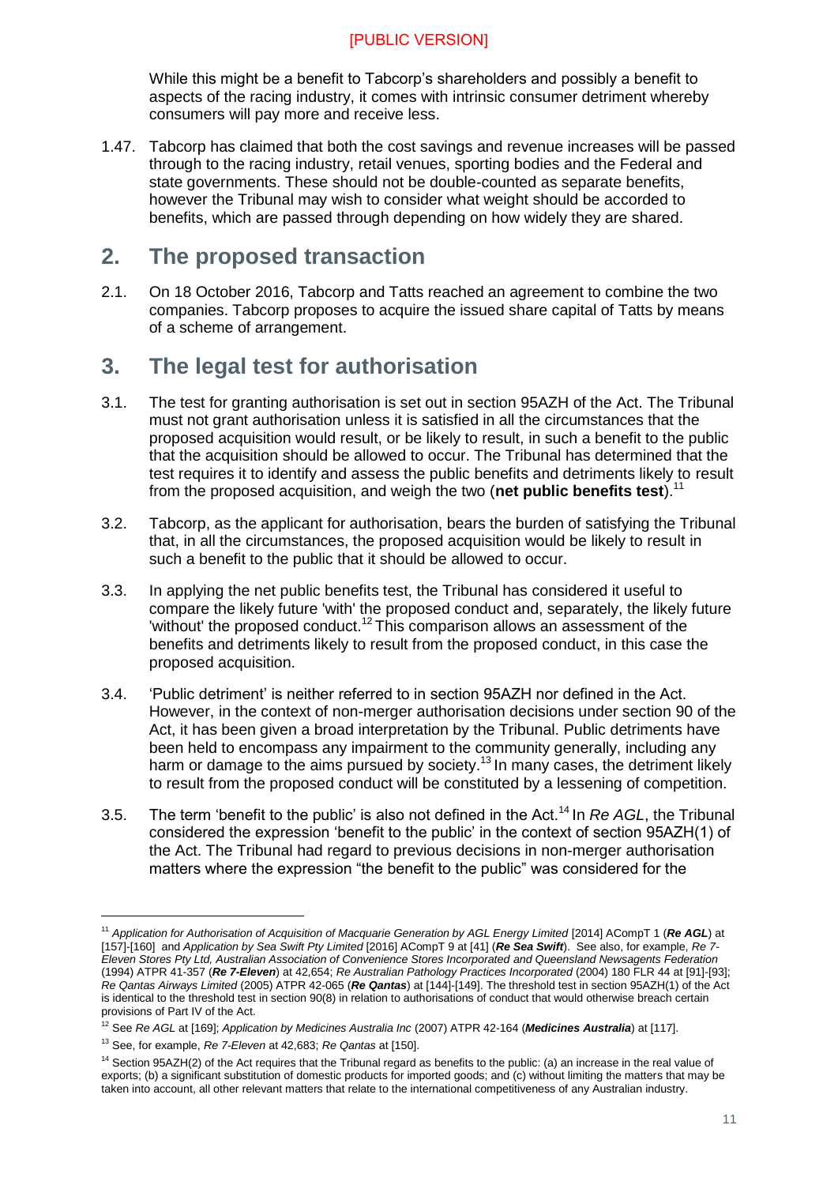[PUBLIC VERSION]

While this might be a benefit to Tabcorp's shareholders and possibly a benefit to aspects of the racing industry, it comes with intrinsic consumer detriment whereby consumers will pay more and receive less.

1.47. Tabcorp has claimed that both the cost savings and revenue increases will be passed through to the racing industry, retail venues, sporting bodies and the Federal and state governments. These should not be double-counted as separate benefits, however the Tribunal may wish to consider what weight should be accorded to benefits, which are passed through depending on how widely they are shared.

## 2. The proposed transaction

2.1. On 18 October 2016, Tabcorp and Tatts reached an agreement to combine the two companies. Tabcorp proposes to acquire the issued share capital of Tatts by means of a scheme of arrangement.

## 3. The legal test for authorisation

3.1. The test for granting authorisation is set out in section 95AZH of the Act. The Tribunal must not grant authorisation unless it is satisfied in all the circumstances that the proposed acquisition would result, or be likely to result, in such a benefit to the public that the acquisition should be allowed to occur. The Tribunal has determined that the test requires it to identify and assess the public benefits and detriments likely to result from the proposed acquisition, and weigh the two (**net public benefits test**).[11]

3.2. Tabcorp, as the applicant for authorisation, bears the burden of satisfying the Tribunal that, in all the circumstances, the proposed acquisition would be likely to result in such a benefit to the public that it should be allowed to occur.

3.3. In applying the net public benefits test, the Tribunal has considered it useful to compare the likely future 'with' the proposed conduct and, separately, the likely future 'without' the proposed conduct.[12] This comparison allows an assessment of the benefits and detriments likely to result from the proposed conduct, in this case the proposed acquisition.

3.4. 'Public detriment' is neither referred to in section 95AZH nor defined in the Act. However, in the context of non-merger authorisation decisions under section 90 of the Act, it has been given a broad interpretation by the Tribunal. Public detriments have been held to encompass any impairment to the community generally, including any harm or damage to the aims pursued by society.[13] In many cases, the detriment likely to result from the proposed conduct will be constituted by a lessening of competition.

3.5. The term 'benefit to the public' is also not defined in the Act.[14] In *Re AGL*, the Tribunal considered the expression 'benefit to the public' in the context of section 95AZH(1) of the Act. The Tribunal had regard to previous decisions in non-merger authorisation matters where the expression "the benefit to the public" was considered for the

---

[11] *Application for Authorisation of Acquisition of Macquarie Generation by AGL Energy Limited* [2014] ACompT 1 (***Re AGL***) at [157]-[160] and *Application by Sea Swift Pty Limited* [2016] ACompT 9 at [41] (***Re Sea Swift***). See also, for example, *Re 7-Eleven Stores Pty Ltd, Australian Association of Convenience Stores Incorporated and Queensland Newsagents Federation* (1994) ATPR 41-357 (***Re 7-Eleven***) at 42,654; *Re Australian Pathology Practices Incorporated* (2004) 180 FLR 44 at [91]-[93]; *Re Qantas Airways Limited* (2005) ATPR 42-065 (***Re Qantas***) at [144]-[149]. The threshold test in section 95AZH(1) of the Act is identical to the threshold test in section 90(8) in relation to authorisations of conduct that would otherwise breach certain provisions of Part IV of the Act.

[12] See *Re AGL* at [169]; *Application by Medicines Australia Inc* (2007) ATPR 42-164 (***Medicines Australia***) at [117].

[13] See, for example, *Re 7-Eleven* at 42,683; *Re Qantas* at [150].

[14] Section 95AZH(2) of the Act requires that the Tribunal regard as benefits to the public: (a) an increase in the real value of exports; (b) a significant substitution of domestic products for imported goods; and (c) without limiting the matters that may be taken into account, all other relevant matters that relate to the international competitiveness of any Australian industry.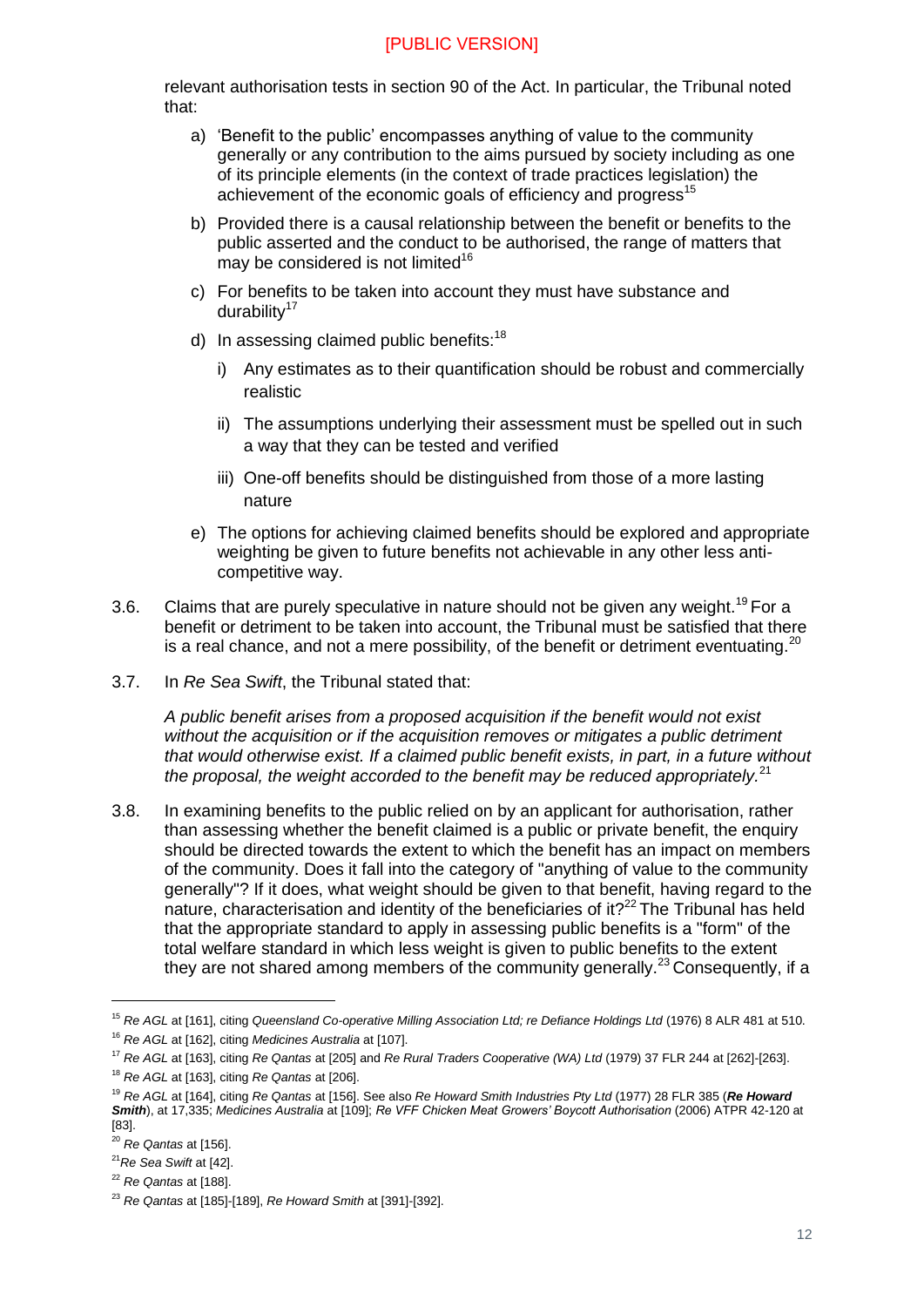relevant authorisation tests in section 90 of the Act. In particular, the Tribunal noted that:

a) 'Benefit to the public' encompasses anything of value to the community generally or any contribution to the aims pursued by society including as one of its principle elements (in the context of trade practices legislation) the achievement of the economic goals of efficiency and progress[15]

b) Provided there is a causal relationship between the benefit or benefits to the public asserted and the conduct to be authorised, the range of matters that may be considered is not limited[16]

c) For benefits to be taken into account they must have substance and durability[17]

d) In assessing claimed public benefits:[18]

   i) Any estimates as to their quantification should be robust and commercially realistic

   ii) The assumptions underlying their assessment must be spelled out in such a way that they can be tested and verified

   iii) One-off benefits should be distinguished from those of a more lasting nature

e) The options for achieving claimed benefits should be explored and appropriate weighting be given to future benefits not achievable in any other less anti-competitive way.

3.6. Claims that are purely speculative in nature should not be given any weight.[19] For a benefit or detriment to be taken into account, the Tribunal must be satisfied that there is a real chance, and not a mere possibility, of the benefit or detriment eventuating.[20]

3.7. In *Re Sea Swift*, the Tribunal stated that:

*A public benefit arises from a proposed acquisition if the benefit would not exist without the acquisition or if the acquisition removes or mitigates a public detriment that would otherwise exist. If a claimed public benefit exists, in part, in a future without the proposal, the weight accorded to the benefit may be reduced appropriately.*[21]

3.8. In examining benefits to the public relied on by an applicant for authorisation, rather than assessing whether the benefit claimed is a public or private benefit, the enquiry should be directed towards the extent to which the benefit has an impact on members of the community. Does it fall into the category of "anything of value to the community generally"? If it does, what weight should be given to that benefit, having regard to the nature, characterisation and identity of the beneficiaries of it?[22] The Tribunal has held that the appropriate standard to apply in assessing public benefits is a "form" of the total welfare standard in which less weight is given to public benefits to the extent they are not shared among members of the community generally.[23] Consequently, if a

---

[15] *Re AGL* at [161], citing *Queensland Co-operative Milling Association Ltd; re Defiance Holdings Ltd* (1976) 8 ALR 481 at 510.

[16] *Re AGL* at [162], citing *Medicines Australia* at [107].

[17] *Re AGL* at [163], citing *Re Qantas* at [205] and *Re Rural Traders Cooperative (WA) Ltd* (1979) 37 FLR 244 at [262]-[263].

[18] *Re AGL* at [163], citing *Re Qantas* at [206].

[19] *Re AGL* at [164], citing *Re Qantas* at [156]. See also *Re Howard Smith Industries Pty Ltd* (1977) 28 FLR 385 (***Re Howard Smith***), at 17,335; *Medicines Australia* at [109]; *Re VFF Chicken Meat Growers' Boycott Authorisation* (2006) ATPR 42-120 at [83].

[20] *Re Qantas* at [156].

[21] *Re Sea Swift* at [42].

[22] *Re Qantas* at [188].

[23] *Re Qantas* at [185]-[189], *Re Howard Smith* at [391]-[392].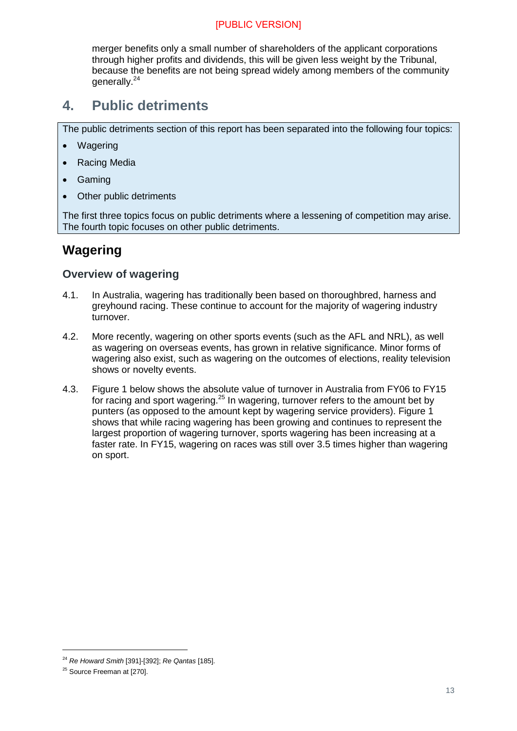merger benefits only a small number of shareholders of the applicant corporations through higher profits and dividends, this will be given less weight by the Tribunal, because the benefits are not being spread widely among members of the community generally.[24]

# 4. Public detriments

The public detriments section of this report has been separated into the following four topics:

- Wagering
- Racing Media
- Gaming
- Other public detriments

The first three topics focus on public detriments where a lessening of competition may arise. The fourth topic focuses on other public detriments.

## Wagering

### Overview of wagering

4.1. In Australia, wagering has traditionally been based on thoroughbred, harness and greyhound racing. These continue to account for the majority of wagering industry turnover.

4.2. More recently, wagering on other sports events (such as the AFL and NRL), as well as wagering on overseas events, has grown in relative significance. Minor forms of wagering also exist, such as wagering on the outcomes of elections, reality television shows or novelty events.

4.3. Figure 1 below shows the absolute value of turnover in Australia from FY06 to FY15 for racing and sport wagering.[25] In wagering, turnover refers to the amount bet by punters (as opposed to the amount kept by wagering service providers). Figure 1 shows that while racing wagering has been growing and continues to represent the largest proportion of wagering turnover, sports wagering has been increasing at a faster rate. In FY15, wagering on races was still over 3.5 times higher than wagering on sport.

---

[24] *Re Howard Smith* [391]-[392]; *Re Qantas* [185].

[25] Source Freeman at [270].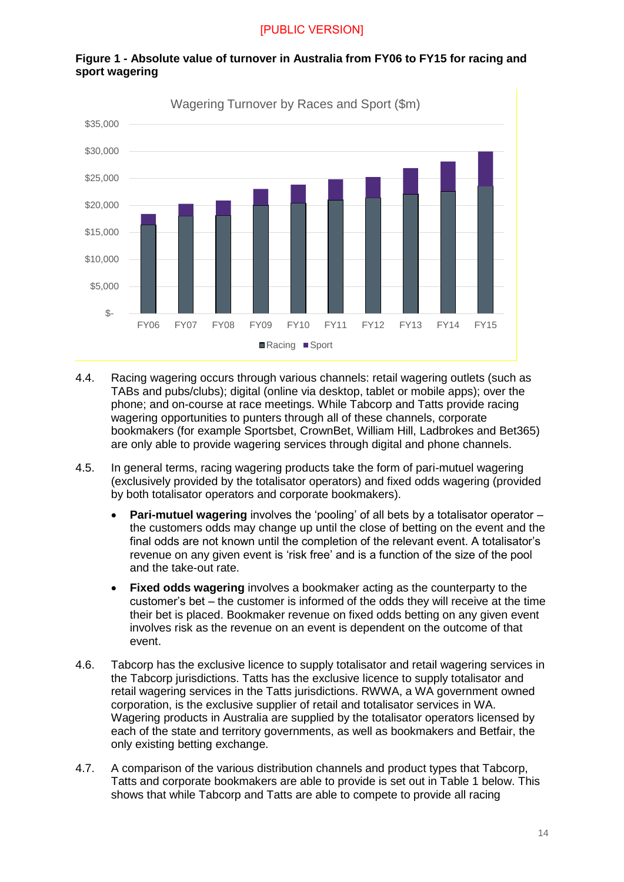[PUBLIC VERSION]

**Figure 1 - Absolute value of turnover in Australia from FY06 to FY15 for racing and sport wagering**

4.4. Racing wagering occurs through various channels: retail wagering outlets (such as TABs and pubs/clubs); digital (online via desktop, tablet or mobile apps); over the phone; and on-course at race meetings. While Tabcorp and Tatts provide racing wagering opportunities to punters through all of these channels, corporate bookmakers (for example Sportsbet, CrownBet, William Hill, Ladbrokes and Bet365) are only able to provide wagering services through digital and phone channels.

4.5. In general terms, racing wagering products take the form of pari-mutuel wagering (exclusively provided by the totalisator operators) and fixed odds wagering (provided by both totalisator operators and corporate bookmakers).

- **Pari-mutuel wagering** involves the 'pooling' of all bets by a totalisator operator – the customers odds may change up until the close of betting on the event and the final odds are not known until the completion of the relevant event. A totalisator's revenue on any given event is 'risk free' and is a function of the size of the pool and the take-out rate.
- **Fixed odds wagering** involves a bookmaker acting as the counterparty to the customer's bet – the customer is informed of the odds they will receive at the time their bet is placed. Bookmaker revenue on fixed odds betting on any given event involves risk as the revenue on an event is dependent on the outcome of that event.

4.6. Tabcorp has the exclusive licence to supply totalisator and retail wagering services in the Tabcorp jurisdictions. Tatts has the exclusive licence to supply totalisator and retail wagering services in the Tatts jurisdictions. RWWA, a WA government owned corporation, is the exclusive supplier of retail and totalisator services in WA. Wagering products in Australia are supplied by the totalisator operators licensed by each of the state and territory governments, as well as bookmakers and Betfair, the only existing betting exchange.

4.7. A comparison of the various distribution channels and product types that Tabcorp, Tatts and corporate bookmakers are able to provide is set out in Table 1 below. This shows that while Tabcorp and Tatts are able to compete to provide all racing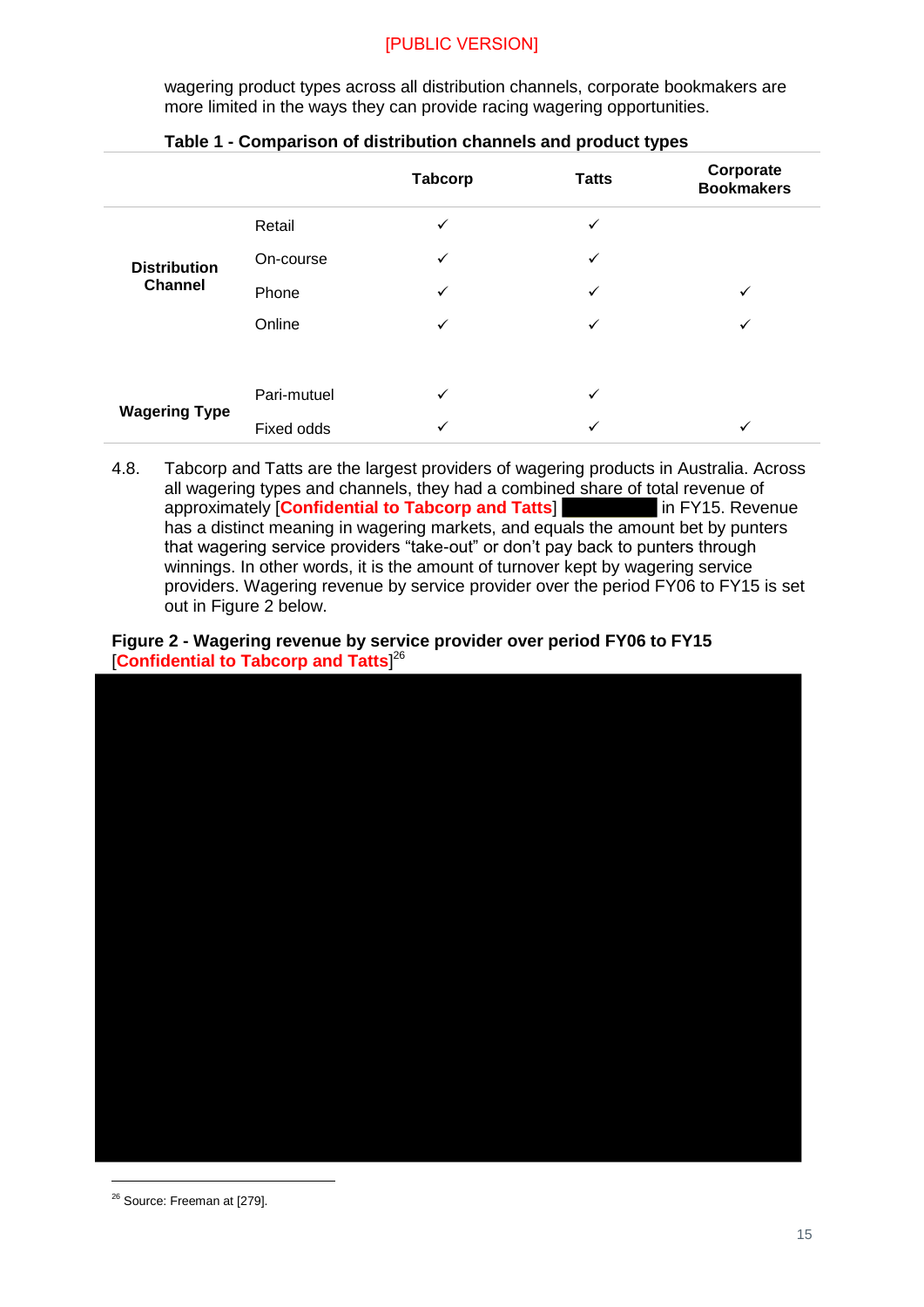wagering product types across all distribution channels, corporate bookmakers are more limited in the ways they can provide racing wagering opportunities.

**Table 1 - Comparison of distribution channels and product types**

| | | Tabcorp | Tatts | Corporate Bookmakers |
|---|---|---|---|---|
| **Distribution Channel** | Retail | ✓ | ✓ | |
| | On-course | ✓ | ✓ | |
| | Phone | ✓ | ✓ | ✓ |
| | Online | ✓ | ✓ | ✓ |
| **Wagering Type** | Pari-mutuel | ✓ | ✓ | |
| | Fixed odds | ✓ | ✓ | ✓ |

4.8. Tabcorp and Tatts are the largest providers of wagering products in Australia. Across all wagering types and channels, they had a combined share of total revenue of approximately [**Confidential to Tabcorp and Tatts**] in FY15. Revenue has a distinct meaning in wagering markets, and equals the amount bet by punters that wagering service providers "take-out" or don't pay back to punters through winnings. In other words, it is the amount of turnover kept by wagering service providers. Wagering revenue by service provider over the period FY06 to FY15 is set out in Figure 2 below.

**Figure 2 - Wagering revenue by service provider over period FY06 to FY15 [Confidential to Tabcorp and Tatts]**[26]

[26] Source: Freeman at [279].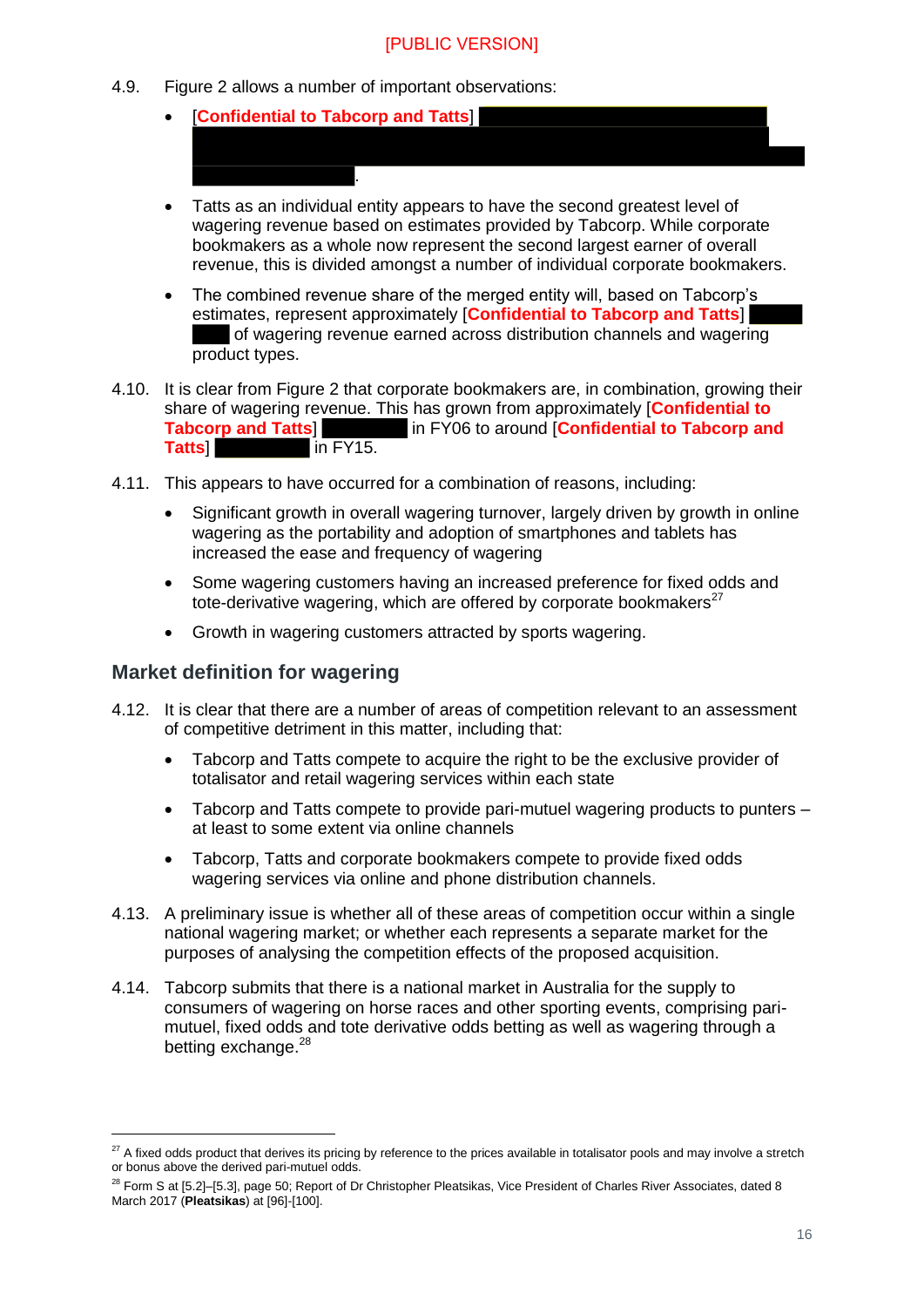[PUBLIC VERSION]

4.9. Figure 2 allows a number of important observations:

- [**Confidential to Tabcorp and Tatts**] ████████████████.
- Tatts as an individual entity appears to have the second greatest level of wagering revenue based on estimates provided by Tabcorp. While corporate bookmakers as a whole now represent the second largest earner of overall revenue, this is divided amongst a number of individual corporate bookmakers.
- The combined revenue share of the merged entity will, based on Tabcorp's estimates, represent approximately [**Confidential to Tabcorp and Tatts**] ████ of wagering revenue earned across distribution channels and wagering product types.

4.10. It is clear from Figure 2 that corporate bookmakers are, in combination, growing their share of wagering revenue. This has grown from approximately [**Confidential to Tabcorp and Tatts**] ████ in FY06 to around [**Confidential to Tabcorp and Tatts**] ████ in FY15.

4.11. This appears to have occurred for a combination of reasons, including:

- Significant growth in overall wagering turnover, largely driven by growth in online wagering as the portability and adoption of smartphones and tablets has increased the ease and frequency of wagering
- Some wagering customers having an increased preference for fixed odds and tote-derivative wagering, which are offered by corporate bookmakers[27]
- Growth in wagering customers attracted by sports wagering.

## Market definition for wagering

4.12. It is clear that there are a number of areas of competition relevant to an assessment of competitive detriment in this matter, including that:

- Tabcorp and Tatts compete to acquire the right to be the exclusive provider of totalisator and retail wagering services within each state
- Tabcorp and Tatts compete to provide pari-mutuel wagering products to punters – at least to some extent via online channels
- Tabcorp, Tatts and corporate bookmakers compete to provide fixed odds wagering services via online and phone distribution channels.

4.13. A preliminary issue is whether all of these areas of competition occur within a single national wagering market; or whether each represents a separate market for the purposes of analysing the competition effects of the proposed acquisition.

4.14. Tabcorp submits that there is a national market in Australia for the supply to consumers of wagering on horse races and other sporting events, comprising pari-mutuel, fixed odds and tote derivative odds betting as well as wagering through a betting exchange.[28]

---

[27] A fixed odds product that derives its pricing by reference to the prices available in totalisator pools and may involve a stretch or bonus above the derived pari-mutuel odds.

[28] Form S at [5.2]–[5.3], page 50; Report of Dr Christopher Pleatsikas, Vice President of Charles River Associates, dated 8 March 2017 (**Pleatsikas**) at [96]-[100].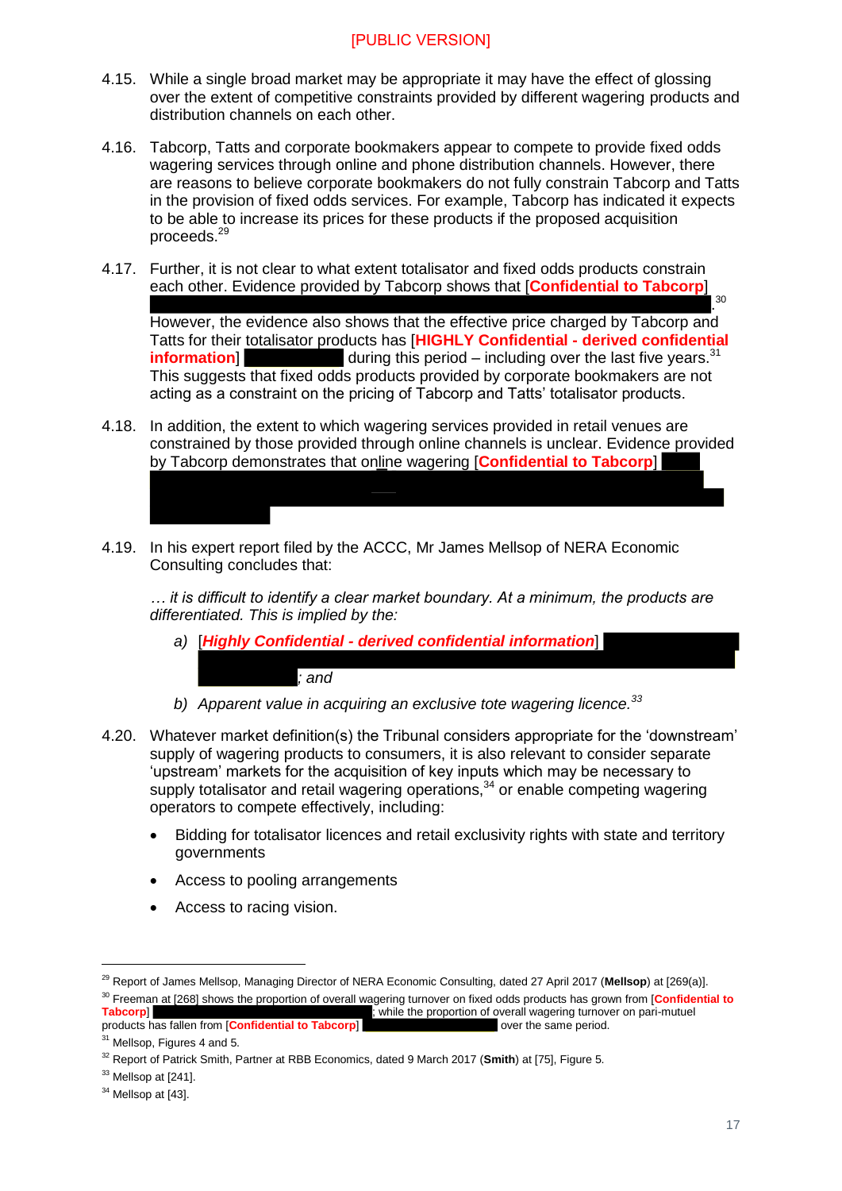[PUBLIC VERSION]

4.15. While a single broad market may be appropriate it may have the effect of glossing over the extent of competitive constraints provided by different wagering products and distribution channels on each other.

4.16. Tabcorp, Tatts and corporate bookmakers appear to compete to provide fixed odds wagering services through online and phone distribution channels. However, there are reasons to believe corporate bookmakers do not fully constrain Tabcorp and Tatts in the provision of fixed odds services. For example, Tabcorp has indicated it expects to be able to increase its prices for these products if the proposed acquisition proceeds.[29]

4.17. Further, it is not clear to what extent totalisator and fixed odds products constrain each other. Evidence provided by Tabcorp shows that [**Confidential to Tabcorp**] .[30] However, the evidence also shows that the effective price charged by Tabcorp and Tatts for their totalisator products has [**HIGHLY Confidential - derived confidential information**] during this period – including over the last five years.[31] This suggests that fixed odds products provided by corporate bookmakers are not acting as a constraint on the pricing of Tabcorp and Tatts' totalisator products.

4.18. In addition, the extent to which wagering services provided in retail venues are constrained by those provided through online channels is unclear. Evidence provided by Tabcorp demonstrates that online wagering [**Confidential to Tabcorp**]

4.19. In his expert report filed by the ACCC, Mr James Mellsop of NERA Economic Consulting concludes that:

*… it is difficult to identify a clear market boundary. At a minimum, the products are differentiated. This is implied by the:*

*a) [**Highly Confidential - derived confidential information**] ; and*

*b) Apparent value in acquiring an exclusive tote wagering licence.*[33]

4.20. Whatever market definition(s) the Tribunal considers appropriate for the 'downstream' supply of wagering products to consumers, it is also relevant to consider separate 'upstream' markets for the acquisition of key inputs which may be necessary to supply totalisator and retail wagering operations,[34] or enable competing wagering operators to compete effectively, including:

- Bidding for totalisator licences and retail exclusivity rights with state and territory governments
- Access to pooling arrangements
- Access to racing vision.

---

[29] Report of James Mellsop, Managing Director of NERA Economic Consulting, dated 27 April 2017 (**Mellsop**) at [269(a)].

[30] Freeman at [268] shows the proportion of overall wagering turnover on fixed odds products has grown from [**Confidential to Tabcorp**] ; while the proportion of overall wagering turnover on pari-mutuel products has fallen from [**Confidential to Tabcorp**] over the same period.

[31] Mellsop, Figures 4 and 5.

[32] Report of Patrick Smith, Partner at RBB Economics, dated 9 March 2017 (**Smith**) at [75], Figure 5.

[33] Mellsop at [241].

[34] Mellsop at [43].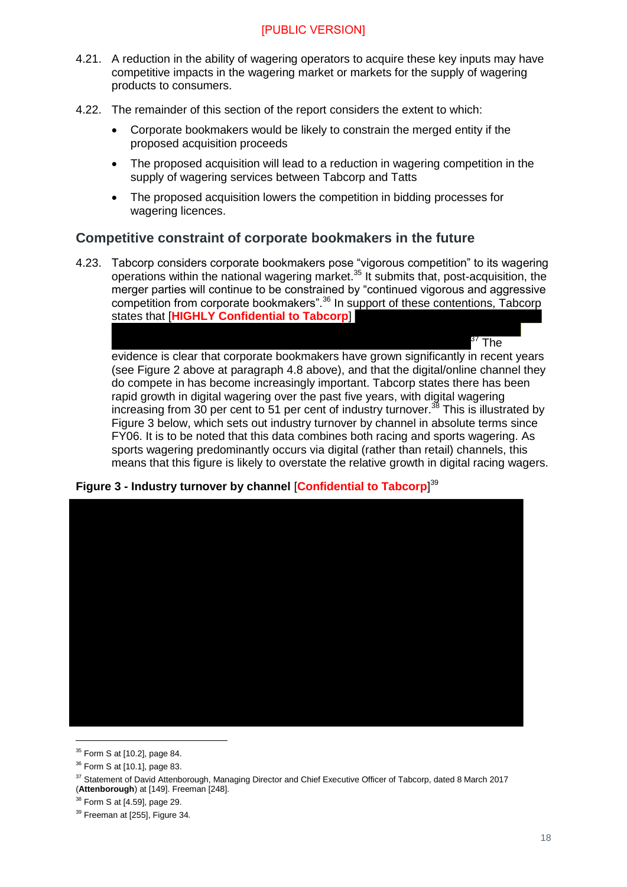[PUBLIC VERSION]

4.21. A reduction in the ability of wagering operators to acquire these key inputs may have competitive impacts in the wagering market or markets for the supply of wagering products to consumers.

4.22. The remainder of this section of the report considers the extent to which:

- Corporate bookmakers would be likely to constrain the merged entity if the proposed acquisition proceeds
- The proposed acquisition will lead to a reduction in wagering competition in the supply of wagering services between Tabcorp and Tatts
- The proposed acquisition lowers the competition in bidding processes for wagering licences.

## Competitive constraint of corporate bookmakers in the future

4.23. Tabcorp considers corporate bookmakers pose "vigorous competition" to its wagering operations within the national wagering market.[35] It submits that, post-acquisition, the merger parties will continue to be constrained by "continued vigorous and aggressive competition from corporate bookmakers".[36] In support of these contentions, Tabcorp states that [**HIGHLY Confidential to Tabcorp**] [37] The evidence is clear that corporate bookmakers have grown significantly in recent years (see Figure 2 above at paragraph 4.8 above), and that the digital/online channel they do compete in has become increasingly important. Tabcorp states there has been rapid growth in digital wagering over the past five years, with digital wagering increasing from 30 per cent to 51 per cent of industry turnover.[38] This is illustrated by Figure 3 below, which sets out industry turnover by channel in absolute terms since FY06. It is to be noted that this data combines both racing and sports wagering. As sports wagering predominantly occurs via digital (rather than retail) channels, this means that this figure is likely to overstate the relative growth in digital racing wagers.

**Figure 3 - Industry turnover by channel** [**Confidential to Tabcorp**][39]

[35] Form S at [10.2], page 84.

[36] Form S at [10.1], page 83.

[37] Statement of David Attenborough, Managing Director and Chief Executive Officer of Tabcorp, dated 8 March 2017 (**Attenborough**) at [149]. Freeman [248].

[38] Form S at [4.59], page 29.

[39] Freeman at [255], Figure 34.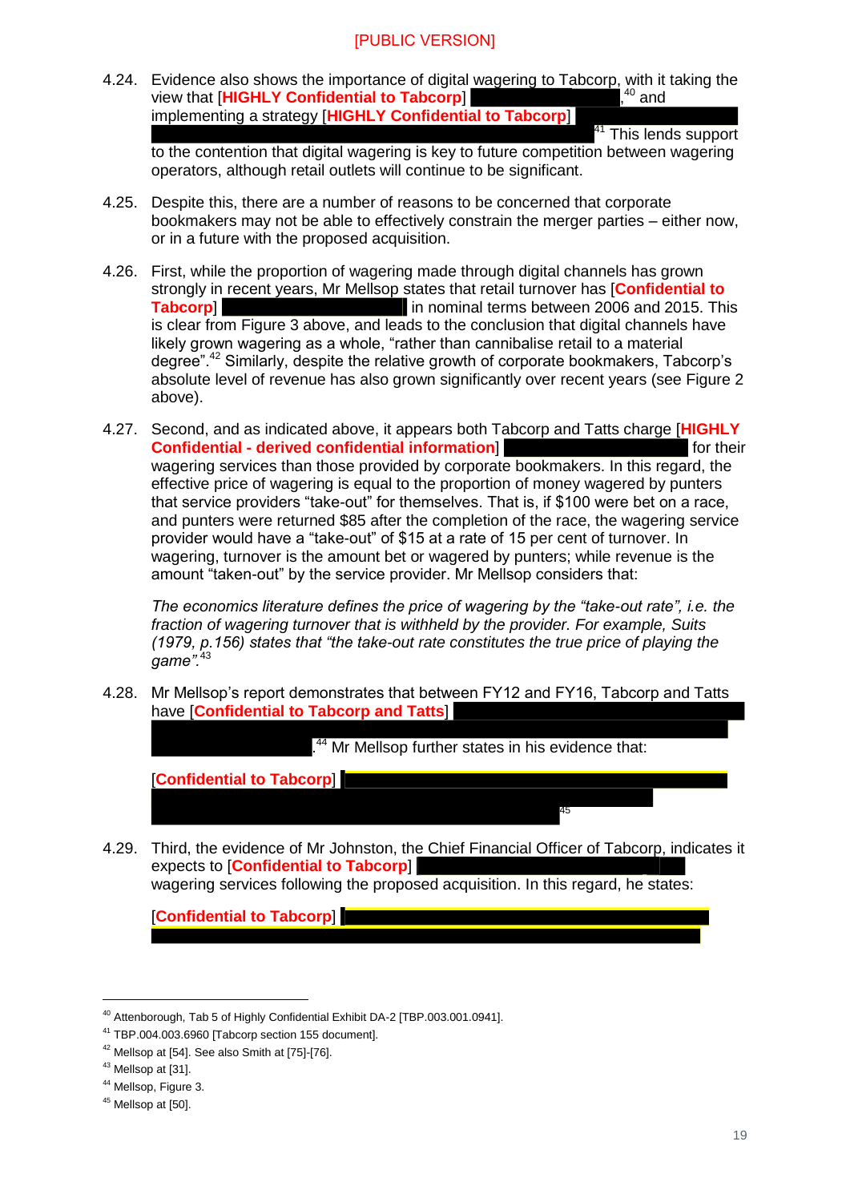[PUBLIC VERSION]

4.24. Evidence also shows the importance of digital wagering to Tabcorp, with it taking the view that [**HIGHLY Confidential to Tabcorp**] ,[40] and implementing a strategy [**HIGHLY Confidential to Tabcorp**] [41] This lends support to the contention that digital wagering is key to future competition between wagering operators, although retail outlets will continue to be significant.

4.25. Despite this, there are a number of reasons to be concerned that corporate bookmakers may not be able to effectively constrain the merger parties – either now, or in a future with the proposed acquisition.

4.26. First, while the proportion of wagering made through digital channels has grown strongly in recent years, Mr Mellsop states that retail turnover has [**Confidential to Tabcorp**] in nominal terms between 2006 and 2015. This is clear from Figure 3 above, and leads to the conclusion that digital channels have likely grown wagering as a whole, "rather than cannibalise retail to a material degree".[42] Similarly, despite the relative growth of corporate bookmakers, Tabcorp's absolute level of revenue has also grown significantly over recent years (see Figure 2 above).

4.27. Second, and as indicated above, it appears both Tabcorp and Tatts charge [**HIGHLY Confidential - derived confidential information**] for their wagering services than those provided by corporate bookmakers. In this regard, the effective price of wagering is equal to the proportion of money wagered by punters that service providers "take-out" for themselves. That is, if $100 were bet on a race, and punters were returned $85 after the completion of the race, the wagering service provider would have a "take-out" of $15 at a rate of 15 per cent of turnover. In wagering, turnover is the amount bet or wagered by punters; while revenue is the amount "taken-out" by the service provider. Mr Mellsop considers that:

*The economics literature defines the price of wagering by the "take-out rate", i.e. the fraction of wagering turnover that is withheld by the provider. For example, Suits (1979, p.156) states that "the take-out rate constitutes the true price of playing the game".*[43]

4.28. Mr Mellsop's report demonstrates that between FY12 and FY16, Tabcorp and Tatts have [**Confidential to Tabcorp and Tatts**] .[44] Mr Mellsop further states in his evidence that:

[**Confidential to Tabcorp**] [45]

4.29. Third, the evidence of Mr Johnston, the Chief Financial Officer of Tabcorp, indicates it expects to [**Confidential to Tabcorp**] wagering services following the proposed acquisition. In this regard, he states:

[**Confidential to Tabcorp**]

---

[40] Attenborough, Tab 5 of Highly Confidential Exhibit DA-2 [TBP.003.001.0941].

[41] TBP.004.003.6960 [Tabcorp section 155 document].

[42] Mellsop at [54]. See also Smith at [75]-[76].

[43] Mellsop at [31].

[44] Mellsop, Figure 3.

[45] Mellsop at [50].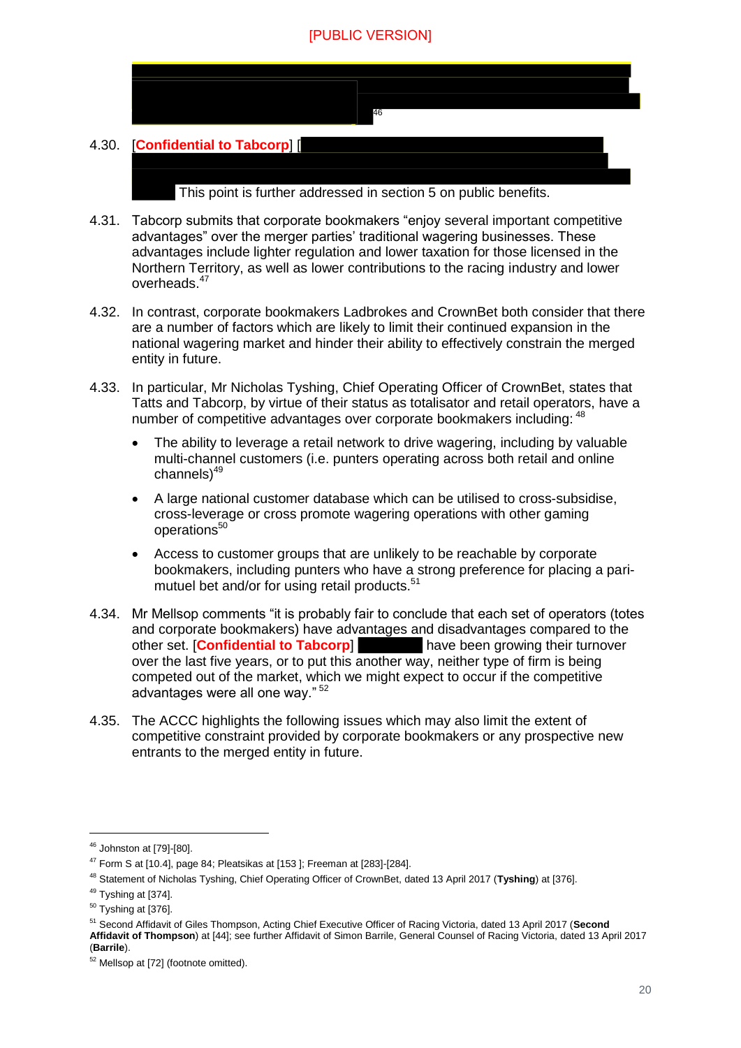[PUBLIC VERSION]

[46]

4.30. [**Confidential to Tabcorp**] [ This point is further addressed in section 5 on public benefits.

4.31. Tabcorp submits that corporate bookmakers "enjoy several important competitive advantages" over the merger parties' traditional wagering businesses. These advantages include lighter regulation and lower taxation for those licensed in the Northern Territory, as well as lower contributions to the racing industry and lower overheads.[47]

4.32. In contrast, corporate bookmakers Ladbrokes and CrownBet both consider that there are a number of factors which are likely to limit their continued expansion in the national wagering market and hinder their ability to effectively constrain the merged entity in future.

4.33. In particular, Mr Nicholas Tyshing, Chief Operating Officer of CrownBet, states that Tatts and Tabcorp, by virtue of their status as totalisator and retail operators, have a number of competitive advantages over corporate bookmakers including: [48]

- The ability to leverage a retail network to drive wagering, including by valuable multi-channel customers (i.e. punters operating across both retail and online channels)[49]
- A large national customer database which can be utilised to cross-subsidise, cross-leverage or cross promote wagering operations with other gaming operations[50]
- Access to customer groups that are unlikely to be reachable by corporate bookmakers, including punters who have a strong preference for placing a pari-mutuel bet and/or for using retail products.[51]

4.34. Mr Mellsop comments "it is probably fair to conclude that each set of operators (totes and corporate bookmakers) have advantages and disadvantages compared to the other set. [**Confidential to Tabcorp**] have been growing their turnover over the last five years, or to put this another way, neither type of firm is being competed out of the market, which we might expect to occur if the competitive advantages were all one way." [52]

4.35. The ACCC highlights the following issues which may also limit the extent of competitive constraint provided by corporate bookmakers or any prospective new entrants to the merged entity in future.

---

[46] Johnston at [79]-[80].

[47] Form S at [10.4], page 84; Pleatsikas at [153 ]; Freeman at [283]-[284].

[48] Statement of Nicholas Tyshing, Chief Operating Officer of CrownBet, dated 13 April 2017 (**Tyshing**) at [376].

[49] Tyshing at [374].

[50] Tyshing at [376].

[51] Second Affidavit of Giles Thompson, Acting Chief Executive Officer of Racing Victoria, dated 13 April 2017 (**Second Affidavit of Thompson**) at [44]; see further Affidavit of Simon Barrile, General Counsel of Racing Victoria, dated 13 April 2017 (**Barrile**).

[52] Mellsop at [72] (footnote omitted).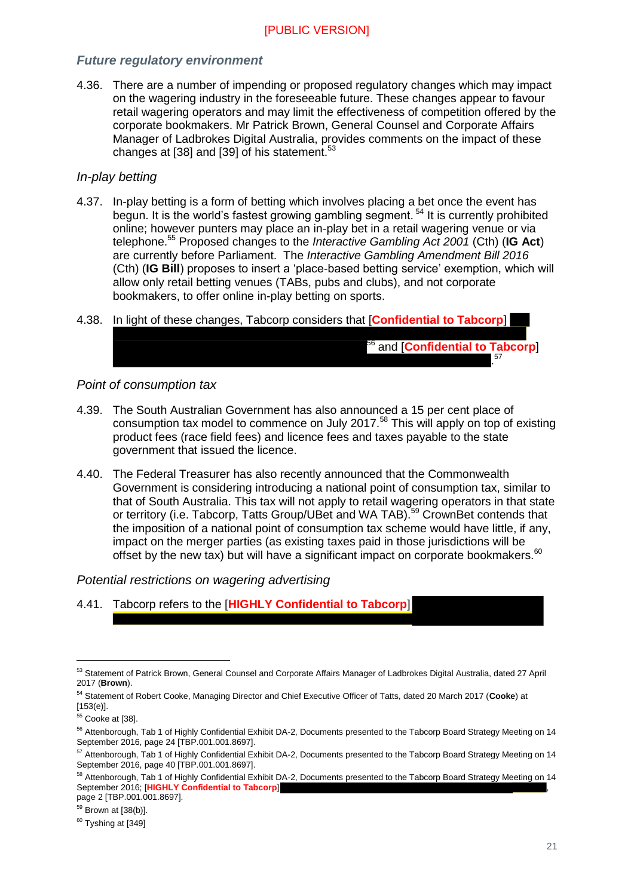[PUBLIC VERSION]

### *Future regulatory environment*

4.36. There are a number of impending or proposed regulatory changes which may impact on the wagering industry in the foreseeable future. These changes appear to favour retail wagering operators and may limit the effectiveness of competition offered by the corporate bookmakers. Mr Patrick Brown, General Counsel and Corporate Affairs Manager of Ladbrokes Digital Australia, provides comments on the impact of these changes at [38] and [39] of his statement.[53]

*In-play betting*

4.37. In-play betting is a form of betting which involves placing a bet once the event has begun. It is the world's fastest growing gambling segment.[54] It is currently prohibited online; however punters may place an in-play bet in a retail wagering venue or via telephone.[55] Proposed changes to the *Interactive Gambling Act 2001* (Cth) (**IG Act**) are currently before Parliament. The *Interactive Gambling Amendment Bill 2016* (Cth) (**IG Bill**) proposes to insert a 'place-based betting service' exemption, which will allow only retail betting venues (TABs, pubs and clubs), and not corporate bookmakers, to offer online in-play betting on sports.

4.38. In light of these changes, Tabcorp considers that [**Confidential to Tabcorp**] [56] and [**Confidential to Tabcorp**] .[57]

*Point of consumption tax*

4.39. The South Australian Government has also announced a 15 per cent place of consumption tax model to commence on July 2017.[58] This will apply on top of existing product fees (race field fees) and licence fees and taxes payable to the state government that issued the licence.

4.40. The Federal Treasurer has also recently announced that the Commonwealth Government is considering introducing a national point of consumption tax, similar to that of South Australia. This tax will not apply to retail wagering operators in that state or territory (i.e. Tabcorp, Tatts Group/UBet and WA TAB).[59] CrownBet contends that the imposition of a national point of consumption tax scheme would have little, if any, impact on the merger parties (as existing taxes paid in those jurisdictions will be offset by the new tax) but will have a significant impact on corporate bookmakers.[60]

*Potential restrictions on wagering advertising*

4.41. Tabcorp refers to the [**HIGHLY Confidential to Tabcorp**]

---

[53] Statement of Patrick Brown, General Counsel and Corporate Affairs Manager of Ladbrokes Digital Australia, dated 27 April 2017 (**Brown**).

[54] Statement of Robert Cooke, Managing Director and Chief Executive Officer of Tatts, dated 20 March 2017 (**Cooke**) at [153(e)].

[55] Cooke at [38].

[56] Attenborough, Tab 1 of Highly Confidential Exhibit DA-2, Documents presented to the Tabcorp Board Strategy Meeting on 14 September 2016, page 24 [TBP.001.001.8697].

[57] Attenborough, Tab 1 of Highly Confidential Exhibit DA-2, Documents presented to the Tabcorp Board Strategy Meeting on 14 September 2016, page 40 [TBP.001.001.8697].

[58] Attenborough, Tab 1 of Highly Confidential Exhibit DA-2, Documents presented to the Tabcorp Board Strategy Meeting on 14 September 2016; [**HIGHLY Confidential to Tabcorp**] , page 2 [TBP.001.001.8697].

[59] Brown at [38(b)].

[60] Tyshing at [349]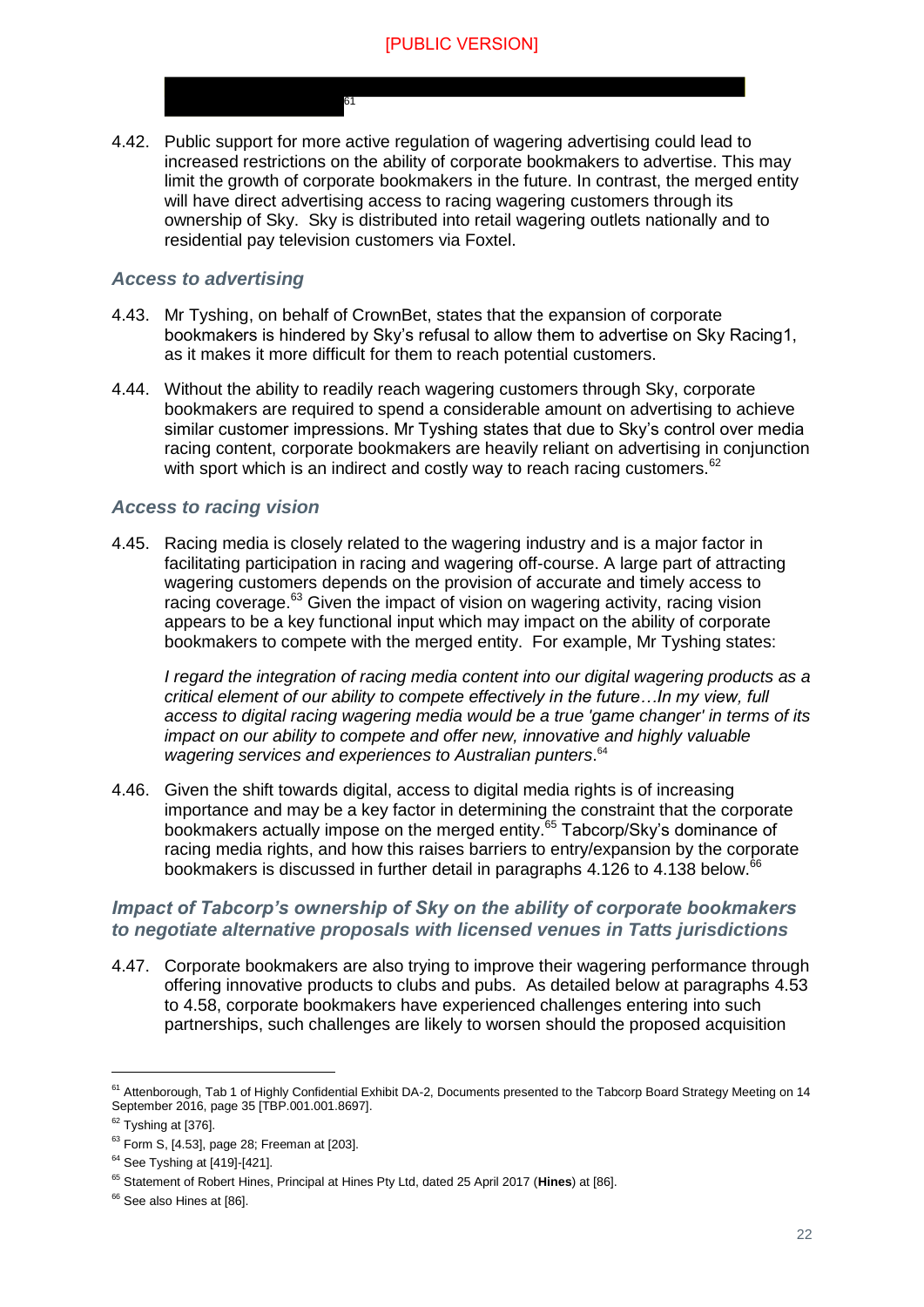[PUBLIC VERSION]

[61]

4.42. Public support for more active regulation of wagering advertising could lead to increased restrictions on the ability of corporate bookmakers to advertise. This may limit the growth of corporate bookmakers in the future. In contrast, the merged entity will have direct advertising access to racing wagering customers through its ownership of Sky. Sky is distributed into retail wagering outlets nationally and to residential pay television customers via Foxtel.

### *Access to advertising*

4.43. Mr Tyshing, on behalf of CrownBet, states that the expansion of corporate bookmakers is hindered by Sky's refusal to allow them to advertise on Sky Racing1, as it makes it more difficult for them to reach potential customers.

4.44. Without the ability to readily reach wagering customers through Sky, corporate bookmakers are required to spend a considerable amount on advertising to achieve similar customer impressions. Mr Tyshing states that due to Sky's control over media racing content, corporate bookmakers are heavily reliant on advertising in conjunction with sport which is an indirect and costly way to reach racing customers.[62]

### *Access to racing vision*

4.45. Racing media is closely related to the wagering industry and is a major factor in facilitating participation in racing and wagering off-course. A large part of attracting wagering customers depends on the provision of accurate and timely access to racing coverage.[63] Given the impact of vision on wagering activity, racing vision appears to be a key functional input which may impact on the ability of corporate bookmakers to compete with the merged entity. For example, Mr Tyshing states:

> *I regard the integration of racing media content into our digital wagering products as a critical element of our ability to compete effectively in the future…In my view, full access to digital racing wagering media would be a true 'game changer' in terms of its impact on our ability to compete and offer new, innovative and highly valuable wagering services and experiences to Australian punters*.[64]

4.46. Given the shift towards digital, access to digital media rights is of increasing importance and may be a key factor in determining the constraint that the corporate bookmakers actually impose on the merged entity.[65] Tabcorp/Sky's dominance of racing media rights, and how this raises barriers to entry/expansion by the corporate bookmakers is discussed in further detail in paragraphs 4.126 to 4.138 below.[66]

### *Impact of Tabcorp's ownership of Sky on the ability of corporate bookmakers to negotiate alternative proposals with licensed venues in Tatts jurisdictions*

4.47. Corporate bookmakers are also trying to improve their wagering performance through offering innovative products to clubs and pubs. As detailed below at paragraphs 4.53 to 4.58, corporate bookmakers have experienced challenges entering into such partnerships, such challenges are likely to worsen should the proposed acquisition

---

[61] Attenborough, Tab 1 of Highly Confidential Exhibit DA-2, Documents presented to the Tabcorp Board Strategy Meeting on 14 September 2016, page 35 [TBP.001.001.8697].

[62] Tyshing at [376].

[63] Form S, [4.53], page 28; Freeman at [203].

[64] See Tyshing at [419]-[421].

[65] Statement of Robert Hines, Principal at Hines Pty Ltd, dated 25 April 2017 (**Hines**) at [86].

[66] See also Hines at [86].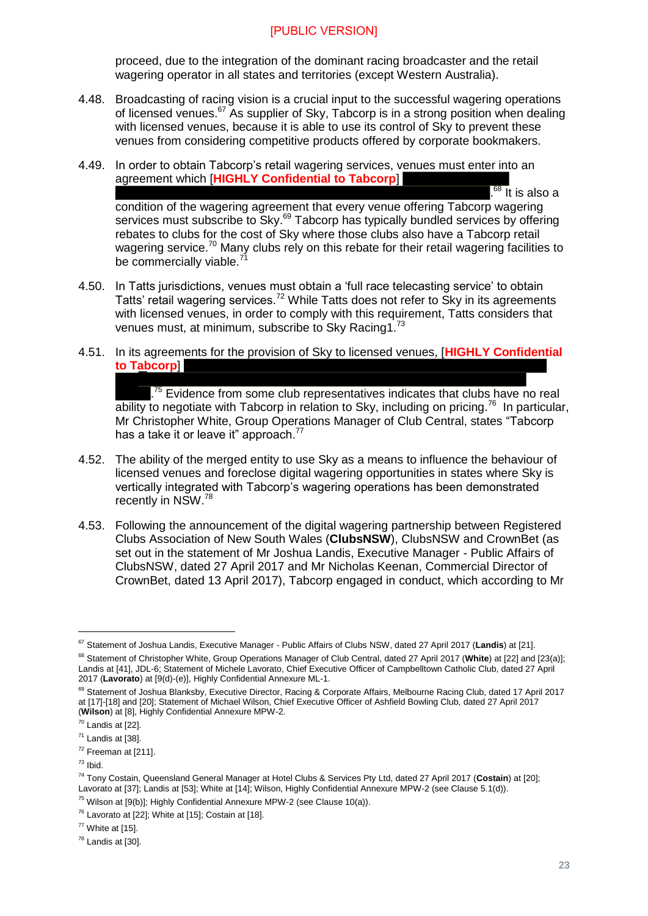proceed, due to the integration of the dominant racing broadcaster and the retail wagering operator in all states and territories (except Western Australia).

4.48. Broadcasting of racing vision is a crucial input to the successful wagering operations of licensed venues.[67] As supplier of Sky, Tabcorp is in a strong position when dealing with licensed venues, because it is able to use its control of Sky to prevent these venues from considering competitive products offered by corporate bookmakers.

4.49. In order to obtain Tabcorp's retail wagering services, venues must enter into an agreement which [**HIGHLY Confidential to Tabcorp**] .[68] It is also a condition of the wagering agreement that every venue offering Tabcorp wagering services must subscribe to Sky.[69] Tabcorp has typically bundled services by offering rebates to clubs for the cost of Sky where those clubs also have a Tabcorp retail wagering service.[70] Many clubs rely on this rebate for their retail wagering facilities to be commercially viable.[71]

4.50. In Tatts jurisdictions, venues must obtain a 'full race telecasting service' to obtain Tatts' retail wagering services.[72] While Tatts does not refer to Sky in its agreements with licensed venues, in order to comply with this requirement, Tatts considers that venues must, at minimum, subscribe to Sky Racing1.[73]

4.51. In its agreements for the provision of Sky to licensed venues, [**HIGHLY Confidential to Tabcorp**] .[75] Evidence from some club representatives indicates that clubs have no real ability to negotiate with Tabcorp in relation to Sky, including on pricing.[76] In particular, Mr Christopher White, Group Operations Manager of Club Central, states "Tabcorp has a take it or leave it" approach.[77]

4.52. The ability of the merged entity to use Sky as a means to influence the behaviour of licensed venues and foreclose digital wagering opportunities in states where Sky is vertically integrated with Tabcorp's wagering operations has been demonstrated recently in NSW.[78]

4.53. Following the announcement of the digital wagering partnership between Registered Clubs Association of New South Wales (**ClubsNSW**), ClubsNSW and CrownBet (as set out in the statement of Mr Joshua Landis, Executive Manager - Public Affairs of ClubsNSW, dated 27 April 2017 and Mr Nicholas Keenan, Commercial Director of CrownBet, dated 13 April 2017), Tabcorp engaged in conduct, which according to Mr

---

[67] Statement of Joshua Landis, Executive Manager - Public Affairs of Clubs NSW, dated 27 April 2017 (**Landis**) at [21].

[68] Statement of Christopher White, Group Operations Manager of Club Central, dated 27 April 2017 (**White**) at [22] and [23(a)]; Landis at [41], JDL-6; Statement of Michele Lavorato, Chief Executive Officer of Campbelltown Catholic Club, dated 27 April 2017 (**Lavorato**) at [9(d)-(e)], Highly Confidential Annexure ML-1.

[69] Statement of Joshua Blanksby, Executive Director, Racing & Corporate Affairs, Melbourne Racing Club, dated 17 April 2017 at [17]-[18] and [20]; Statement of Michael Wilson, Chief Executive Officer of Ashfield Bowling Club, dated 27 April 2017 (**Wilson**) at [8], Highly Confidential Annexure MPW-2.

[70] Landis at [22].

[71] Landis at [38].

[72] Freeman at [211].

[73] Ibid.

[74] Tony Costain, Queensland General Manager at Hotel Clubs & Services Pty Ltd, dated 27 April 2017 (**Costain**) at [20]; Lavorato at [37]; Landis at [53]; White at [14]; Wilson, Highly Confidential Annexure MPW-2 (see Clause 5.1(d)).

[75] Wilson at [9(b)]; Highly Confidential Annexure MPW-2 (see Clause 10(a)).

[76] Lavorato at [22]; White at [15]; Costain at [18].

[77] White at [15].

[78] Landis at [30].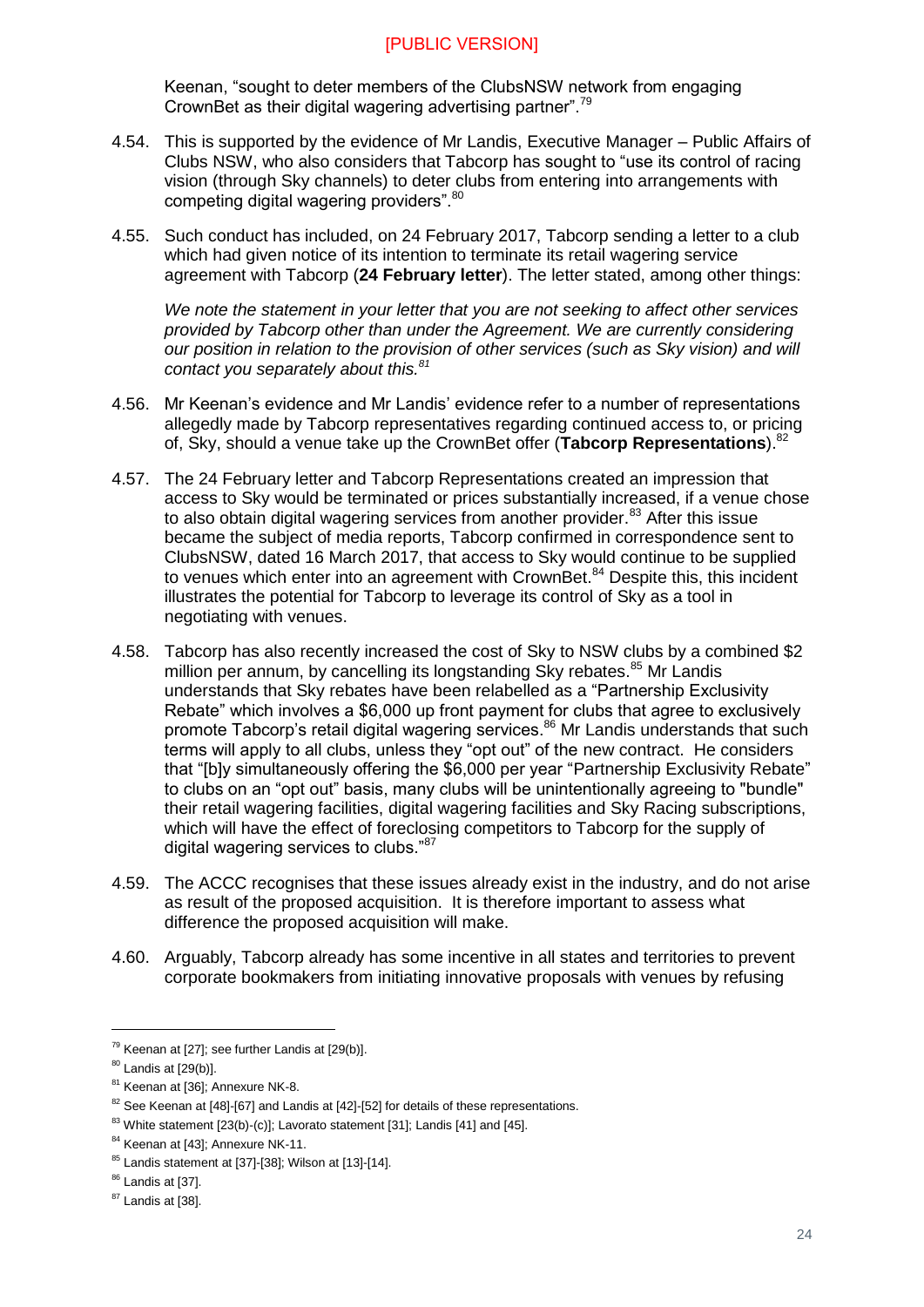Keenan, "sought to deter members of the ClubsNSW network from engaging CrownBet as their digital wagering advertising partner".[79]

4.54. This is supported by the evidence of Mr Landis, Executive Manager – Public Affairs of Clubs NSW, who also considers that Tabcorp has sought to "use its control of racing vision (through Sky channels) to deter clubs from entering into arrangements with competing digital wagering providers".[80]

4.55. Such conduct has included, on 24 February 2017, Tabcorp sending a letter to a club which had given notice of its intention to terminate its retail wagering service agreement with Tabcorp (**24 February letter**). The letter stated, among other things:

*We note the statement in your letter that you are not seeking to affect other services provided by Tabcorp other than under the Agreement. We are currently considering our position in relation to the provision of other services (such as Sky vision) and will contact you separately about this.*[81]

4.56. Mr Keenan's evidence and Mr Landis' evidence refer to a number of representations allegedly made by Tabcorp representatives regarding continued access to, or pricing of, Sky, should a venue take up the CrownBet offer (**Tabcorp Representations**).[82]

4.57. The 24 February letter and Tabcorp Representations created an impression that access to Sky would be terminated or prices substantially increased, if a venue chose to also obtain digital wagering services from another provider.[83] After this issue became the subject of media reports, Tabcorp confirmed in correspondence sent to ClubsNSW, dated 16 March 2017, that access to Sky would continue to be supplied to venues which enter into an agreement with CrownBet.[84] Despite this, this incident illustrates the potential for Tabcorp to leverage its control of Sky as a tool in negotiating with venues.

4.58. Tabcorp has also recently increased the cost of Sky to NSW clubs by a combined $2 million per annum, by cancelling its longstanding Sky rebates.[85] Mr Landis understands that Sky rebates have been relabelled as a "Partnership Exclusivity Rebate" which involves a $6,000 up front payment for clubs that agree to exclusively promote Tabcorp's retail digital wagering services.[86] Mr Landis understands that such terms will apply to all clubs, unless they "opt out" of the new contract. He considers that "[b]y simultaneously offering the $6,000 per year "Partnership Exclusivity Rebate" to clubs on an "opt out" basis, many clubs will be unintentionally agreeing to "bundle" their retail wagering facilities, digital wagering facilities and Sky Racing subscriptions, which will have the effect of foreclosing competitors to Tabcorp for the supply of digital wagering services to clubs."[87]

4.59. The ACCC recognises that these issues already exist in the industry, and do not arise as result of the proposed acquisition. It is therefore important to assess what difference the proposed acquisition will make.

4.60. Arguably, Tabcorp already has some incentive in all states and territories to prevent corporate bookmakers from initiating innovative proposals with venues by refusing

---

[79] Keenan at [27]; see further Landis at [29(b)].

[80] Landis at [29(b)].

[81] Keenan at [36]; Annexure NK-8.

[82] See Keenan at [48]-[67] and Landis at [42]-[52] for details of these representations.

[83] White statement [23(b)-(c)]; Lavorato statement [31]; Landis [41] and [45].

[84] Keenan at [43]; Annexure NK-11.

[85] Landis statement at [37]-[38]; Wilson at [13]-[14].

[86] Landis at [37].

[87] Landis at [38].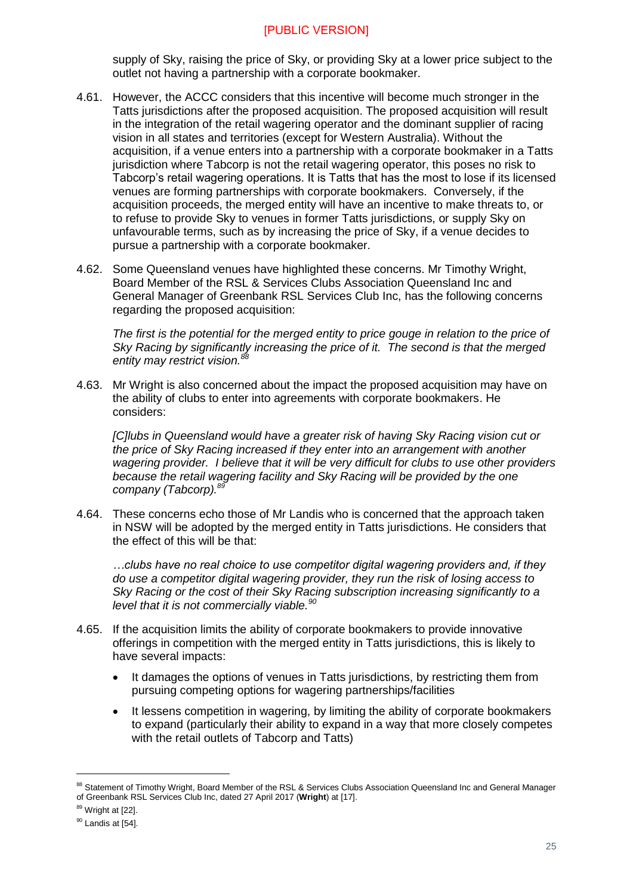[PUBLIC VERSION]

supply of Sky, raising the price of Sky, or providing Sky at a lower price subject to the outlet not having a partnership with a corporate bookmaker.

4.61. However, the ACCC considers that this incentive will become much stronger in the Tatts jurisdictions after the proposed acquisition. The proposed acquisition will result in the integration of the retail wagering operator and the dominant supplier of racing vision in all states and territories (except for Western Australia). Without the acquisition, if a venue enters into a partnership with a corporate bookmaker in a Tatts jurisdiction where Tabcorp is not the retail wagering operator, this poses no risk to Tabcorp's retail wagering operations. It is Tatts that has the most to lose if its licensed venues are forming partnerships with corporate bookmakers. Conversely, if the acquisition proceeds, the merged entity will have an incentive to make threats to, or to refuse to provide Sky to venues in former Tatts jurisdictions, or supply Sky on unfavourable terms, such as by increasing the price of Sky, if a venue decides to pursue a partnership with a corporate bookmaker.

4.62. Some Queensland venues have highlighted these concerns. Mr Timothy Wright, Board Member of the RSL & Services Clubs Association Queensland Inc and General Manager of Greenbank RSL Services Club Inc, has the following concerns regarding the proposed acquisition:

> *The first is the potential for the merged entity to price gouge in relation to the price of Sky Racing by significantly increasing the price of it. The second is that the merged entity may restrict vision.*[88]

4.63. Mr Wright is also concerned about the impact the proposed acquisition may have on the ability of clubs to enter into agreements with corporate bookmakers. He considers:

> *[C]lubs in Queensland would have a greater risk of having Sky Racing vision cut or the price of Sky Racing increased if they enter into an arrangement with another wagering provider. I believe that it will be very difficult for clubs to use other providers because the retail wagering facility and Sky Racing will be provided by the one company (Tabcorp).*[89]

4.64. These concerns echo those of Mr Landis who is concerned that the approach taken in NSW will be adopted by the merged entity in Tatts jurisdictions. He considers that the effect of this will be that:

> *…clubs have no real choice to use competitor digital wagering providers and, if they do use a competitor digital wagering provider, they run the risk of losing access to Sky Racing or the cost of their Sky Racing subscription increasing significantly to a level that it is not commercially viable.*[90]

4.65. If the acquisition limits the ability of corporate bookmakers to provide innovative offerings in competition with the merged entity in Tatts jurisdictions, this is likely to have several impacts:

- It damages the options of venues in Tatts jurisdictions, by restricting them from pursuing competing options for wagering partnerships/facilities
- It lessens competition in wagering, by limiting the ability of corporate bookmakers to expand (particularly their ability to expand in a way that more closely competes with the retail outlets of Tabcorp and Tatts)

---

[88] Statement of Timothy Wright, Board Member of the RSL & Services Clubs Association Queensland Inc and General Manager of Greenbank RSL Services Club Inc, dated 27 April 2017 (**Wright**) at [17].

[89] Wright at [22].

[90] Landis at [54].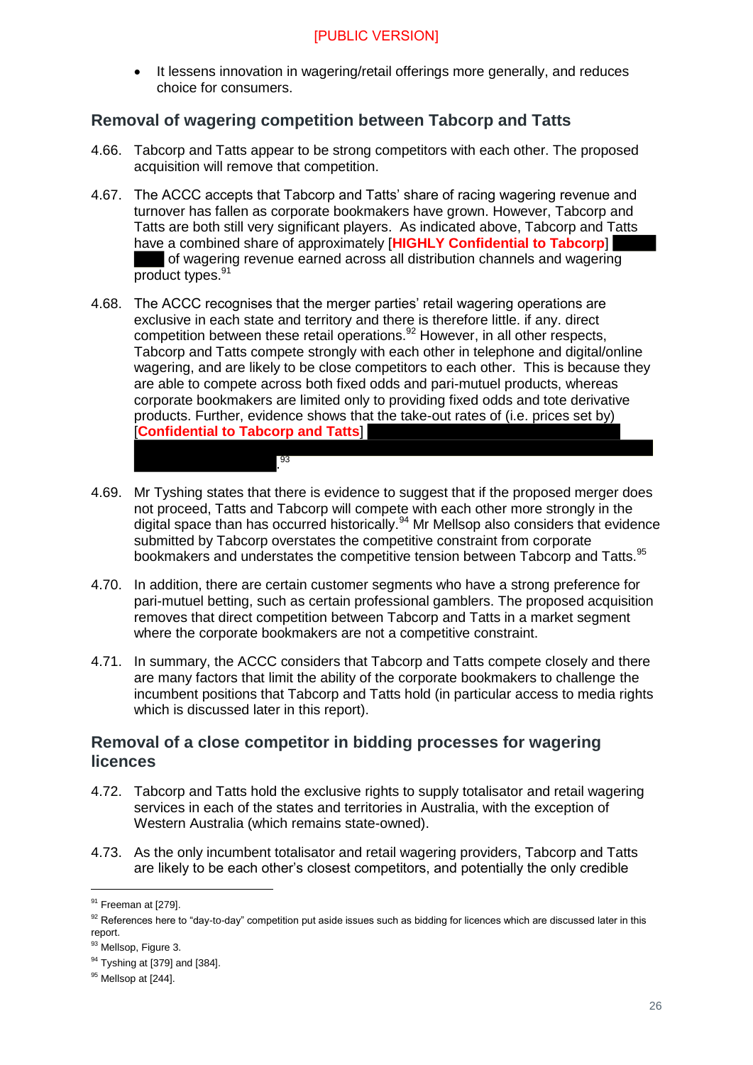- It lessens innovation in wagering/retail offerings more generally, and reduces choice for consumers.

## Removal of wagering competition between Tabcorp and Tatts

4.66. Tabcorp and Tatts appear to be strong competitors with each other. The proposed acquisition will remove that competition.

4.67. The ACCC accepts that Tabcorp and Tatts' share of racing wagering revenue and turnover has fallen as corporate bookmakers have grown. However, Tabcorp and Tatts are both still very significant players. As indicated above, Tabcorp and Tatts have a combined share of approximately [**HIGHLY Confidential to Tabcorp**] of wagering revenue earned across all distribution channels and wagering product types.[91]

4.68. The ACCC recognises that the merger parties' retail wagering operations are exclusive in each state and territory and there is therefore little. if any. direct competition between these retail operations.[92] However, in all other respects, Tabcorp and Tatts compete strongly with each other in telephone and digital/online wagering, and are likely to be close competitors to each other. This is because they are able to compete across both fixed odds and pari-mutuel products, whereas corporate bookmakers are limited only to providing fixed odds and tote derivative products. Further, evidence shows that the take-out rates of (i.e. prices set by) [**Confidential to Tabcorp and Tatts**] .[93]

4.69. Mr Tyshing states that there is evidence to suggest that if the proposed merger does not proceed, Tatts and Tabcorp will compete with each other more strongly in the digital space than has occurred historically.[94] Mr Mellsop also considers that evidence submitted by Tabcorp overstates the competitive constraint from corporate bookmakers and understates the competitive tension between Tabcorp and Tatts.[95]

4.70. In addition, there are certain customer segments who have a strong preference for pari-mutuel betting, such as certain professional gamblers. The proposed acquisition removes that direct competition between Tabcorp and Tatts in a market segment where the corporate bookmakers are not a competitive constraint.

4.71. In summary, the ACCC considers that Tabcorp and Tatts compete closely and there are many factors that limit the ability of the corporate bookmakers to challenge the incumbent positions that Tabcorp and Tatts hold (in particular access to media rights which is discussed later in this report).

## Removal of a close competitor in bidding processes for wagering licences

4.72. Tabcorp and Tatts hold the exclusive rights to supply totalisator and retail wagering services in each of the states and territories in Australia, with the exception of Western Australia (which remains state-owned).

4.73. As the only incumbent totalisator and retail wagering providers, Tabcorp and Tatts are likely to be each other's closest competitors, and potentially the only credible

---

[91] Freeman at [279].

[92] References here to "day-to-day" competition put aside issues such as bidding for licences which are discussed later in this report.

[93] Mellsop, Figure 3.

[94] Tyshing at [379] and [384].

[95] Mellsop at [244].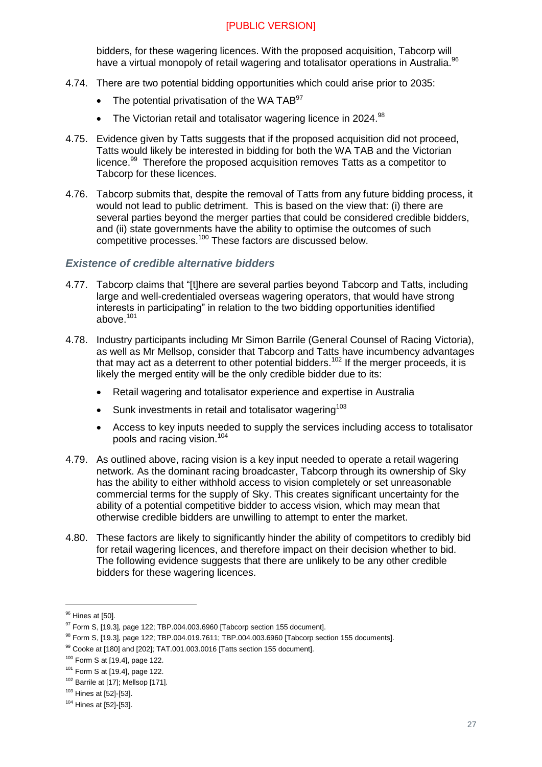bidders, for these wagering licences. With the proposed acquisition, Tabcorp will have a virtual monopoly of retail wagering and totalisator operations in Australia.[96]

4.74. There are two potential bidding opportunities which could arise prior to 2035:

- The potential privatisation of the WA TAB[97]
- The Victorian retail and totalisator wagering licence in 2024.[98]

4.75. Evidence given by Tatts suggests that if the proposed acquisition did not proceed, Tatts would likely be interested in bidding for both the WA TAB and the Victorian licence.[99] Therefore the proposed acquisition removes Tatts as a competitor to Tabcorp for these licences.

4.76. Tabcorp submits that, despite the removal of Tatts from any future bidding process, it would not lead to public detriment. This is based on the view that: (i) there are several parties beyond the merger parties that could be considered credible bidders, and (ii) state governments have the ability to optimise the outcomes of such competitive processes.[100] These factors are discussed below.

### *Existence of credible alternative bidders*

4.77. Tabcorp claims that "[t]here are several parties beyond Tabcorp and Tatts, including large and well-credentialed overseas wagering operators, that would have strong interests in participating" in relation to the two bidding opportunities identified above.[101]

4.78. Industry participants including Mr Simon Barrile (General Counsel of Racing Victoria), as well as Mr Mellsop, consider that Tabcorp and Tatts have incumbency advantages that may act as a deterrent to other potential bidders.[102] If the merger proceeds, it is likely the merged entity will be the only credible bidder due to its:

- Retail wagering and totalisator experience and expertise in Australia
- Sunk investments in retail and totalisator wagering[103]
- Access to key inputs needed to supply the services including access to totalisator pools and racing vision.[104]

4.79. As outlined above, racing vision is a key input needed to operate a retail wagering network. As the dominant racing broadcaster, Tabcorp through its ownership of Sky has the ability to either withhold access to vision completely or set unreasonable commercial terms for the supply of Sky. This creates significant uncertainty for the ability of a potential competitive bidder to access vision, which may mean that otherwise credible bidders are unwilling to attempt to enter the market.

4.80. These factors are likely to significantly hinder the ability of competitors to credibly bid for retail wagering licences, and therefore impact on their decision whether to bid. The following evidence suggests that there are unlikely to be any other credible bidders for these wagering licences.

---

[96] Hines at [50].

[97] Form S, [19.3], page 122; TBP.004.003.6960 [Tabcorp section 155 document].

[98] Form S, [19.3], page 122; TBP.004.019.7611; TBP.004.003.6960 [Tabcorp section 155 documents].

[99] Cooke at [180] and [202]; TAT.001.003.0016 [Tatts section 155 document].

[100] Form S at [19.4], page 122.

[101] Form S at [19.4], page 122.

[102] Barrile at [17]; Mellsop [171].

[103] Hines at [52]-[53].

[104] Hines at [52]-[53].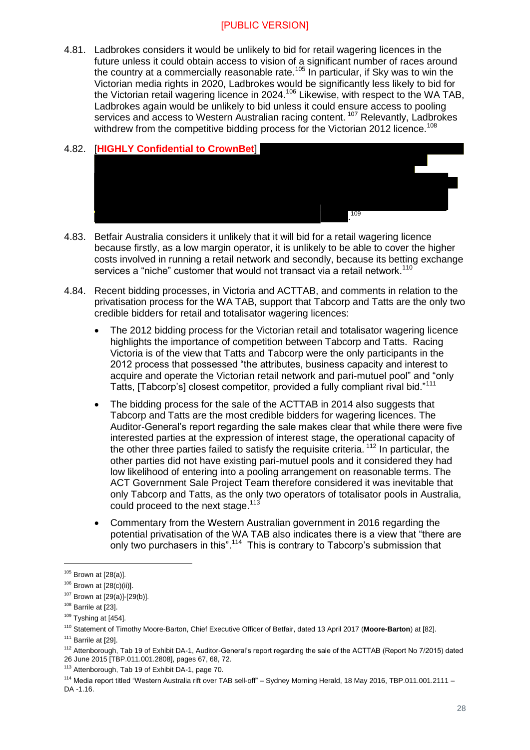[PUBLIC VERSION]

4.81. Ladbrokes considers it would be unlikely to bid for retail wagering licences in the future unless it could obtain access to vision of a significant number of races around the country at a commercially reasonable rate.[105] In particular, if Sky was to win the Victorian media rights in 2020, Ladbrokes would be significantly less likely to bid for the Victorian retail wagering licence in 2024.[106] Likewise, with respect to the WA TAB, Ladbrokes again would be unlikely to bid unless it could ensure access to pooling services and access to Western Australian racing content.[107] Relevantly, Ladbrokes withdrew from the competitive bidding process for the Victorian 2012 licence.[108]

4.82. [**HIGHLY Confidential to CrownBet**] .[109]

4.83. Betfair Australia considers it unlikely that it will bid for a retail wagering licence because firstly, as a low margin operator, it is unlikely to be able to cover the higher costs involved in running a retail network and secondly, because its betting exchange services a "niche" customer that would not transact via a retail network.[110]

4.84. Recent bidding processes, in Victoria and ACTTAB, and comments in relation to the privatisation process for the WA TAB, support that Tabcorp and Tatts are the only two credible bidders for retail and totalisator wagering licences:

- The 2012 bidding process for the Victorian retail and totalisator wagering licence highlights the importance of competition between Tabcorp and Tatts. Racing Victoria is of the view that Tatts and Tabcorp were the only participants in the 2012 process that possessed "the attributes, business capacity and interest to acquire and operate the Victorian retail network and pari-mutuel pool" and "only Tatts, [Tabcorp's] closest competitor, provided a fully compliant rival bid."[111]

- The bidding process for the sale of the ACTTAB in 2014 also suggests that Tabcorp and Tatts are the most credible bidders for wagering licences. The Auditor-General's report regarding the sale makes clear that while there were five interested parties at the expression of interest stage, the operational capacity of the other three parties failed to satisfy the requisite criteria.[112] In particular, the other parties did not have existing pari-mutuel pools and it considered they had low likelihood of entering into a pooling arrangement on reasonable terms. The ACT Government Sale Project Team therefore considered it was inevitable that only Tabcorp and Tatts, as the only two operators of totalisator pools in Australia, could proceed to the next stage.[113]

- Commentary from the Western Australian government in 2016 regarding the potential privatisation of the WA TAB also indicates there is a view that "there are only two purchasers in this".[114] This is contrary to Tabcorp's submission that

---

[105] Brown at [28(a)].

[106] Brown at [28(c)(ii)].

[107] Brown at [29(a)]-[29(b)].

[108] Barrile at [23].

[109] Tyshing at [454].

[110] Statement of Timothy Moore-Barton, Chief Executive Officer of Betfair, dated 13 April 2017 (**Moore-Barton**) at [82].

[111] Barrile at [29].

[112] Attenborough, Tab 19 of Exhibit DA-1, Auditor-General's report regarding the sale of the ACTTAB (Report No 7/2015) dated 26 June 2015 [TBP.011.001.2808], pages 67, 68, 72.

[113] Attenborough, Tab 19 of Exhibit DA-1, page 70.

[114] Media report titled "Western Australia rift over TAB sell-off" – Sydney Morning Herald, 18 May 2016, TBP.011.001.2111 – DA -1.16.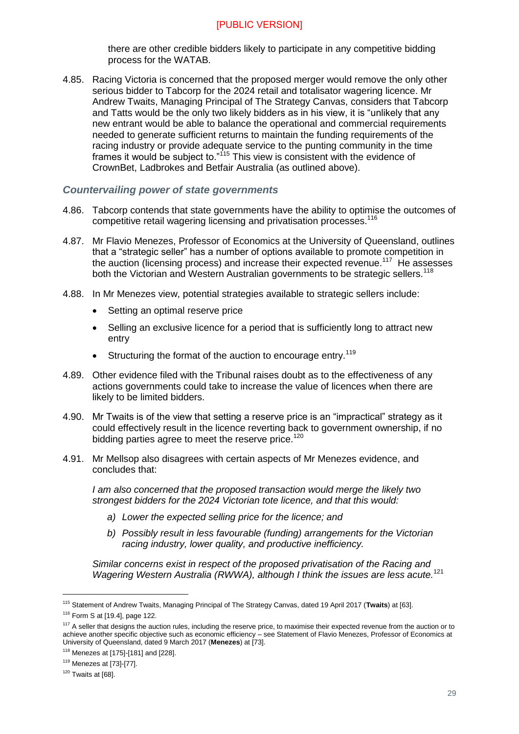[PUBLIC VERSION]

there are other credible bidders likely to participate in any competitive bidding process for the WATAB.

4.85. Racing Victoria is concerned that the proposed merger would remove the only other serious bidder to Tabcorp for the 2024 retail and totalisator wagering licence. Mr Andrew Twaits, Managing Principal of The Strategy Canvas, considers that Tabcorp and Tatts would be the only two likely bidders as in his view, it is "unlikely that any new entrant would be able to balance the operational and commercial requirements needed to generate sufficient returns to maintain the funding requirements of the racing industry or provide adequate service to the punting community in the time frames it would be subject to."[115] This view is consistent with the evidence of CrownBet, Ladbrokes and Betfair Australia (as outlined above).

### *Countervailing power of state governments*

4.86. Tabcorp contends that state governments have the ability to optimise the outcomes of competitive retail wagering licensing and privatisation processes.[116]

4.87. Mr Flavio Menezes, Professor of Economics at the University of Queensland, outlines that a "strategic seller" has a number of options available to promote competition in the auction (licensing process) and increase their expected revenue.[117] He assesses both the Victorian and Western Australian governments to be strategic sellers.[118]

4.88. In Mr Menezes view, potential strategies available to strategic sellers include:

- Setting an optimal reserve price
- Selling an exclusive licence for a period that is sufficiently long to attract new entry
- Structuring the format of the auction to encourage entry.[119]

4.89. Other evidence filed with the Tribunal raises doubt as to the effectiveness of any actions governments could take to increase the value of licences when there are likely to be limited bidders.

4.90. Mr Twaits is of the view that setting a reserve price is an "impractical" strategy as it could effectively result in the licence reverting back to government ownership, if no bidding parties agree to meet the reserve price.[120]

4.91. Mr Mellsop also disagrees with certain aspects of Mr Menezes evidence, and concludes that:

> *I am also concerned that the proposed transaction would merge the likely two strongest bidders for the 2024 Victorian tote licence, and that this would:*
>
> *a) Lower the expected selling price for the licence; and*
>
> *b) Possibly result in less favourable (funding) arrangements for the Victorian racing industry, lower quality, and productive inefficiency.*
>
> *Similar concerns exist in respect of the proposed privatisation of the Racing and Wagering Western Australia (RWWA), although I think the issues are less acute.*[121]

---

[115] Statement of Andrew Twaits, Managing Principal of The Strategy Canvas, dated 19 April 2017 (**Twaits**) at [63].

[116] Form S at [19.4], page 122.

[117] A seller that designs the auction rules, including the reserve price, to maximise their expected revenue from the auction or to achieve another specific objective such as economic efficiency – see Statement of Flavio Menezes, Professor of Economics at University of Queensland, dated 9 March 2017 (**Menezes**) at [73].

[118] Menezes at [175]-[181] and [228].

[119] Menezes at [73]-[77].

[120] Twaits at [68].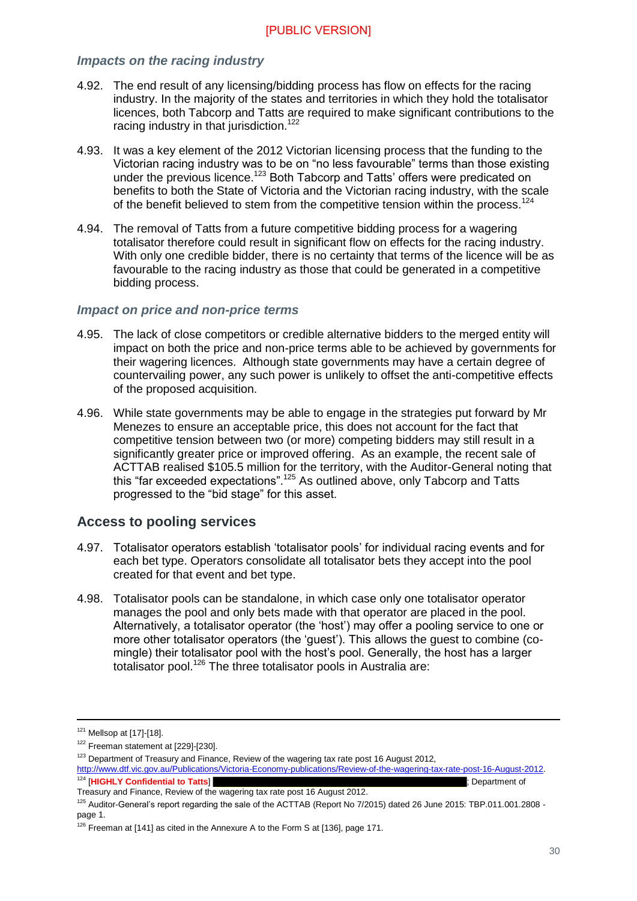[PUBLIC VERSION]

### *Impacts on the racing industry*

4.92. The end result of any licensing/bidding process has flow on effects for the racing industry. In the majority of the states and territories in which they hold the totalisator licences, both Tabcorp and Tatts are required to make significant contributions to the racing industry in that jurisdiction.[122]

4.93. It was a key element of the 2012 Victorian licensing process that the funding to the Victorian racing industry was to be on "no less favourable" terms than those existing under the previous licence.[123] Both Tabcorp and Tatts' offers were predicated on benefits to both the State of Victoria and the Victorian racing industry, with the scale of the benefit believed to stem from the competitive tension within the process.[124]

4.94. The removal of Tatts from a future competitive bidding process for a wagering totalisator therefore could result in significant flow on effects for the racing industry. With only one credible bidder, there is no certainty that terms of the licence will be as favourable to the racing industry as those that could be generated in a competitive bidding process.

### *Impact on price and non-price terms*

4.95. The lack of close competitors or credible alternative bidders to the merged entity will impact on both the price and non-price terms able to be achieved by governments for their wagering licences. Although state governments may have a certain degree of countervailing power, any such power is unlikely to offset the anti-competitive effects of the proposed acquisition.

4.96. While state governments may be able to engage in the strategies put forward by Mr Menezes to ensure an acceptable price, this does not account for the fact that competitive tension between two (or more) competing bidders may still result in a significantly greater price or improved offering. As an example, the recent sale of ACTTAB realised $105.5 million for the territory, with the Auditor-General noting that this "far exceeded expectations".[125] As outlined above, only Tabcorp and Tatts progressed to the "bid stage" for this asset.

## Access to pooling services

4.97. Totalisator operators establish 'totalisator pools' for individual racing events and for each bet type. Operators consolidate all totalisator bets they accept into the pool created for that event and bet type.

4.98. Totalisator pools can be standalone, in which case only one totalisator operator manages the pool and only bets made with that operator are placed in the pool. Alternatively, a totalisator operator (the 'host') may offer a pooling service to one or more other totalisator operators (the 'guest'). This allows the guest to combine (co-mingle) their totalisator pool with the host's pool. Generally, the host has a larger totalisator pool.[126] The three totalisator pools in Australia are:

---

[121] Mellsop at [17]-[18].

[122] Freeman statement at [229]-[230].

[123] Department of Treasury and Finance, Review of the wagering tax rate post 16 August 2012, http://www.dtf.vic.gov.au/Publications/Victoria-Economy-publications/Review-of-the-wagering-tax-rate-post-16-August-2012.

[124] [**HIGHLY Confidential to Tatts**] [REDACTED]; Department of Treasury and Finance, Review of the wagering tax rate post 16 August 2012.

[125] Auditor-General's report regarding the sale of the ACTTAB (Report No 7/2015) dated 26 June 2015: TBP.011.001.2808 - page 1.

[126] Freeman at [141] as cited in the Annexure A to the Form S at [136], page 171.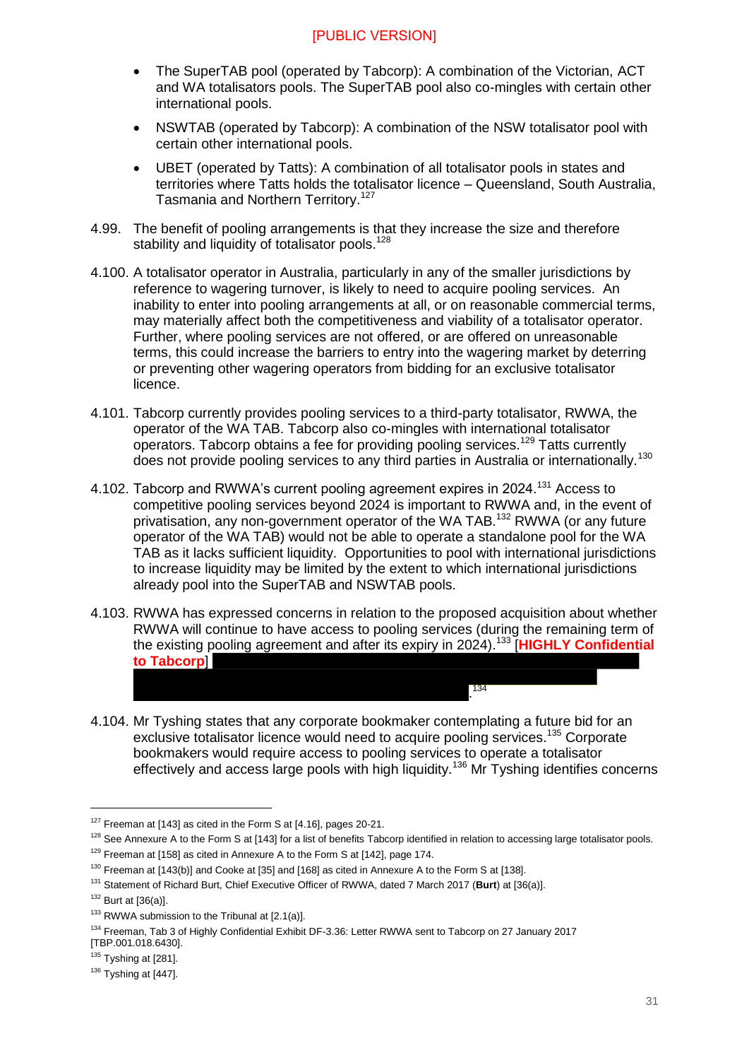- The SuperTAB pool (operated by Tabcorp): A combination of the Victorian, ACT and WA totalisators pools. The SuperTAB pool also co-mingles with certain other international pools.
- NSWTAB (operated by Tabcorp): A combination of the NSW totalisator pool with certain other international pools.
- UBET (operated by Tatts): A combination of all totalisator pools in states and territories where Tatts holds the totalisator licence – Queensland, South Australia, Tasmania and Northern Territory.[127]

4.99. The benefit of pooling arrangements is that they increase the size and therefore stability and liquidity of totalisator pools.[128]

4.100. A totalisator operator in Australia, particularly in any of the smaller jurisdictions by reference to wagering turnover, is likely to need to acquire pooling services. An inability to enter into pooling arrangements at all, or on reasonable commercial terms, may materially affect both the competitiveness and viability of a totalisator operator. Further, where pooling services are not offered, or are offered on unreasonable terms, this could increase the barriers to entry into the wagering market by deterring or preventing other wagering operators from bidding for an exclusive totalisator licence.

4.101. Tabcorp currently provides pooling services to a third-party totalisator, RWWA, the operator of the WA TAB. Tabcorp also co-mingles with international totalisator operators. Tabcorp obtains a fee for providing pooling services.[129] Tatts currently does not provide pooling services to any third parties in Australia or internationally.[130]

4.102. Tabcorp and RWWA's current pooling agreement expires in 2024.[131] Access to competitive pooling services beyond 2024 is important to RWWA and, in the event of privatisation, any non-government operator of the WA TAB.[132] RWWA (or any future operator of the WA TAB) would not be able to operate a standalone pool for the WA TAB as it lacks sufficient liquidity. Opportunities to pool with international jurisdictions to increase liquidity may be limited by the extent to which international jurisdictions already pool into the SuperTAB and NSWTAB pools.

4.103. RWWA has expressed concerns in relation to the proposed acquisition about whether RWWA will continue to have access to pooling services (during the remaining term of the existing pooling agreement and after its expiry in 2024).[133] [**HIGHLY Confidential to Tabcorp**] [REDACTED].[134]

4.104. Mr Tysthing states that any corporate bookmaker contemplating a future bid for an exclusive totalisator licence would need to acquire pooling services.[135] Corporate bookmakers would require access to pooling services to operate a totalisator effectively and access large pools with high liquidity.[136] Mr Tysthing identifies concerns

---

[127] Freeman at [143] as cited in the Form S at [4.16], pages 20-21.

[128] See Annexure A to the Form S at [143] for a list of benefits Tabcorp identified in relation to accessing large totalisator pools.

[129] Freeman at [158] as cited in Annexure A to the Form S at [142], page 174.

[130] Freeman at [143(b)] and Cooke at [35] and [168] as cited in Annexure A to the Form S at [138].

[131] Statement of Richard Burt, Chief Executive Officer of RWWA, dated 7 March 2017 (**Burt**) at [36(a)].

[132] Burt at [36(a)].

[133] RWWA submission to the Tribunal at [2.1(a)].

[134] Freeman, Tab 3 of Highly Confidential Exhibit DF-3.36: Letter RWWA sent to Tabcorp on 27 January 2017 [TBP.001.018.6430].

[135] Tysthing at [281].

[136] Tysthing at [447].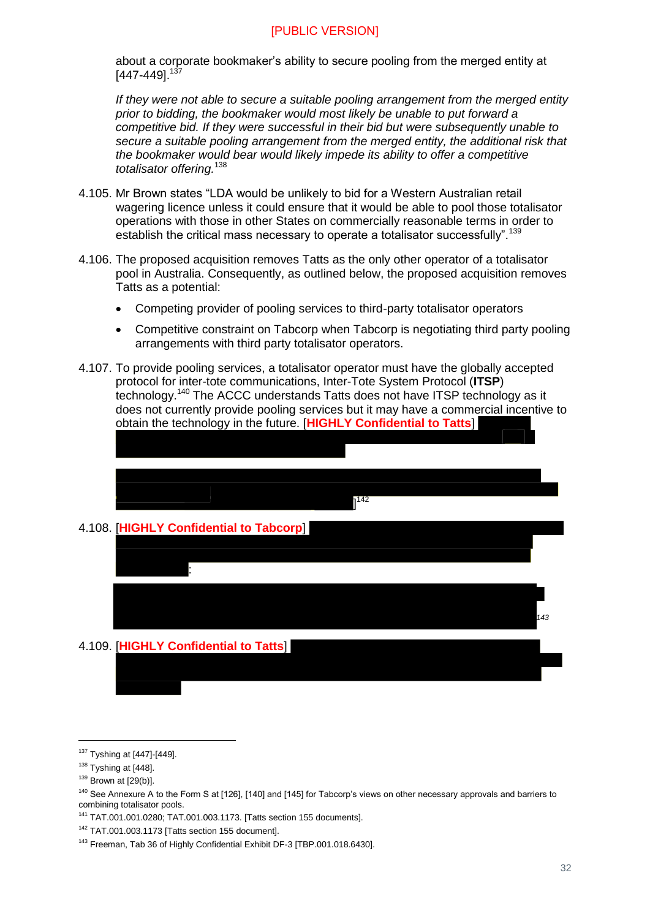[PUBLIC VERSION]

about a corporate bookmaker's ability to secure pooling from the merged entity at [447-449].[137]

> *If they were not able to secure a suitable pooling arrangement from the merged entity prior to bidding, the bookmaker would most likely be unable to put forward a competitive bid. If they were successful in their bid but were subsequently unable to secure a suitable pooling arrangement from the merged entity, the additional risk that the bookmaker would bear would likely impede its ability to offer a competitive totalisator offering.*[138]

4.105. Mr Brown states "LDA would be unlikely to bid for a Western Australian retail wagering licence unless it could ensure that it would be able to pool those totalisator operations with those in other States on commercially reasonable terms in order to establish the critical mass necessary to operate a totalisator successfully".[139]

4.106. The proposed acquisition removes Tatts as the only other operator of a totalisator pool in Australia. Consequently, as outlined below, the proposed acquisition removes Tatts as a potential:

- Competing provider of pooling services to third-party totalisator operators
- Competitive constraint on Tabcorp when Tabcorp is negotiating third party pooling arrangements with third party totalisator operators.

4.107. To provide pooling services, a totalisator operator must have the globally accepted protocol for inter-tote communications, Inter-Tote System Protocol (**ITSP**) technology.[140] The ACCC understands Tatts does not have ITSP technology as it does not currently provide pooling services but it may have a commercial incentive to obtain the technology in the future. [**HIGHLY Confidential to Tatts**] [redacted]

[redacted]][142]

4.108. [**HIGHLY Confidential to Tabcorp**] [redacted]:

[redacted][143]

4.109. [**HIGHLY Confidential to Tatts**] [redacted]

---

[137] Tyshing at [447]-[449].

[138] Tyshing at [448].

[139] Brown at [29(b)].

[140] See Annexure A to the Form S at [126], [140] and [145] for Tabcorp's views on other necessary approvals and barriers to combining totalisator pools.

[141] TAT.001.001.0280; TAT.001.003.1173. [Tatts section 155 documents].

[142] TAT.001.003.1173 [Tatts section 155 document].

[143] Freeman, Tab 36 of Highly Confidential Exhibit DF-3 [TBP.001.018.6430].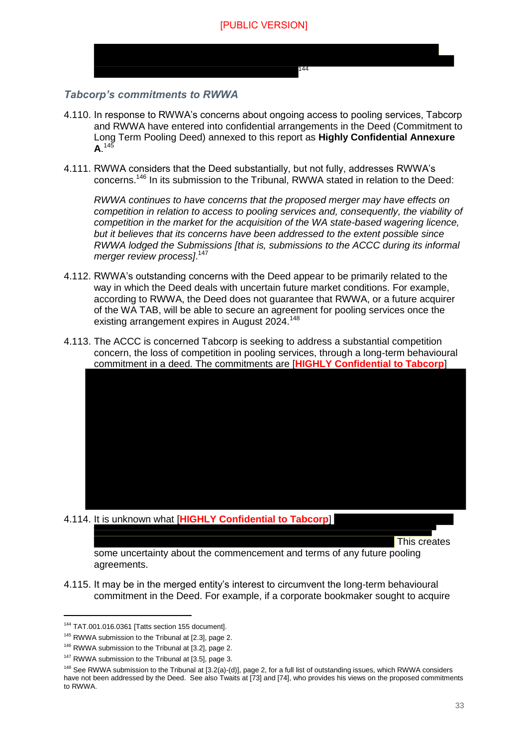[144]

### *Tabcorp's commitments to RWWA*

4.110. In response to RWWA's concerns about ongoing access to pooling services, Tabcorp and RWWA have entered into confidential arrangements in the Deed (Commitment to Long Term Pooling Deed) annexed to this report as **Highly Confidential Annexure A**.[145]

4.111. RWWA considers that the Deed substantially, but not fully, addresses RWWA's concerns.[146] In its submission to the Tribunal, RWWA stated in relation to the Deed:

> *RWWA continues to have concerns that the proposed merger may have effects on competition in relation to access to pooling services and, consequently, the viability of competition in the market for the acquisition of the WA state-based wagering licence, but it believes that its concerns have been addressed to the extent possible since RWWA lodged the Submissions [that is, submissions to the ACCC during its informal merger review process].*[147]

4.112. RWWA's outstanding concerns with the Deed appear to be primarily related to the way in which the Deed deals with uncertain future market conditions. For example, according to RWWA, the Deed does not guarantee that RWWA, or a future acquirer of the WA TAB, will be able to secure an agreement for pooling services once the existing arrangement expires in August 2024.[148]

4.113. The ACCC is concerned Tabcorp is seeking to address a substantial competition concern, the loss of competition in pooling services, through a long-term behavioural commitment in a deed. The commitments are [**HIGHLY Confidential to Tabcorp**]

4.114. It is unknown what [**HIGHLY Confidential to Tabcorp**] This creates some uncertainty about the commencement and terms of any future pooling agreements.

4.115. It may be in the merged entity's interest to circumvent the long-term behavioural commitment in the Deed. For example, if a corporate bookmaker sought to acquire

---

[144] TAT.001.016.0361 [Tatts section 155 document].

[145] RWWA submission to the Tribunal at [2.3], page 2.

[146] RWWA submission to the Tribunal at [3.2], page 2.

[147] RWWA submission to the Tribunal at [3.5], page 3.

[148] See RWWA submission to the Tribunal at [3.2(a)-(d)], page 2, for a full list of outstanding issues, which RWWA considers have not been addressed by the Deed. See also Twaits at [73] and [74], who provides his views on the proposed commitments to RWWA.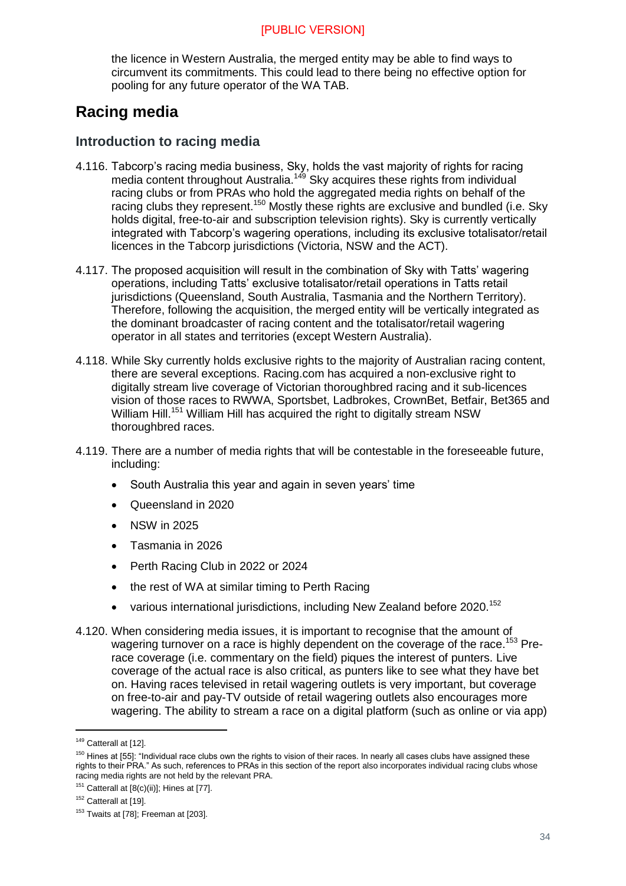the licence in Western Australia, the merged entity may be able to find ways to circumvent its commitments. This could lead to there being no effective option for pooling for any future operator of the WA TAB.

## Racing media

### Introduction to racing media

4.116. Tabcorp's racing media business, Sky, holds the vast majority of rights for racing media content throughout Australia.[149] Sky acquires these rights from individual racing clubs or from PRAs who hold the aggregated media rights on behalf of the racing clubs they represent.[150] Mostly these rights are exclusive and bundled (i.e. Sky holds digital, free-to-air and subscription television rights). Sky is currently vertically integrated with Tabcorp's wagering operations, including its exclusive totalisator/retail licences in the Tabcorp jurisdictions (Victoria, NSW and the ACT).

4.117. The proposed acquisition will result in the combination of Sky with Tatts' wagering operations, including Tatts' exclusive totalisator/retail operations in Tatts retail jurisdictions (Queensland, South Australia, Tasmania and the Northern Territory). Therefore, following the acquisition, the merged entity will be vertically integrated as the dominant broadcaster of racing content and the totalisator/retail wagering operator in all states and territories (except Western Australia).

4.118. While Sky currently holds exclusive rights to the majority of Australian racing content, there are several exceptions. Racing.com has acquired a non-exclusive right to digitally stream live coverage of Victorian thoroughbred racing and it sub-licences vision of those races to RWWA, Sportsbet, Ladbrokes, CrownBet, Betfair, Bet365 and William Hill.[151] William Hill has acquired the right to digitally stream NSW thoroughbred races.

4.119. There are a number of media rights that will be contestable in the foreseeable future, including:

- South Australia this year and again in seven years' time
- Queensland in 2020
- NSW in 2025
- Tasmania in 2026
- Perth Racing Club in 2022 or 2024
- the rest of WA at similar timing to Perth Racing
- various international jurisdictions, including New Zealand before 2020.[152]

4.120. When considering media issues, it is important to recognise that the amount of wagering turnover on a race is highly dependent on the coverage of the race.[153] Pre-race coverage (i.e. commentary on the field) piques the interest of punters. Live coverage of the actual race is also critical, as punters like to see what they have bet on. Having races televised in retail wagering outlets is very important, but coverage on free-to-air and pay-TV outside of retail wagering outlets also encourages more wagering. The ability to stream a race on a digital platform (such as online or via app)

---

[149] Catterall at [12].

[150] Hines at [55]: "Individual race clubs own the rights to vision of their races. In nearly all cases clubs have assigned these rights to their PRA." As such, references to PRAs in this section of the report also incorporates individual racing clubs whose racing media rights are not held by the relevant PRA.

[151] Catterall at [8(c)(ii)]; Hines at [77].

[152] Catterall at [19].

[153] Twaits at [78]; Freeman at [203].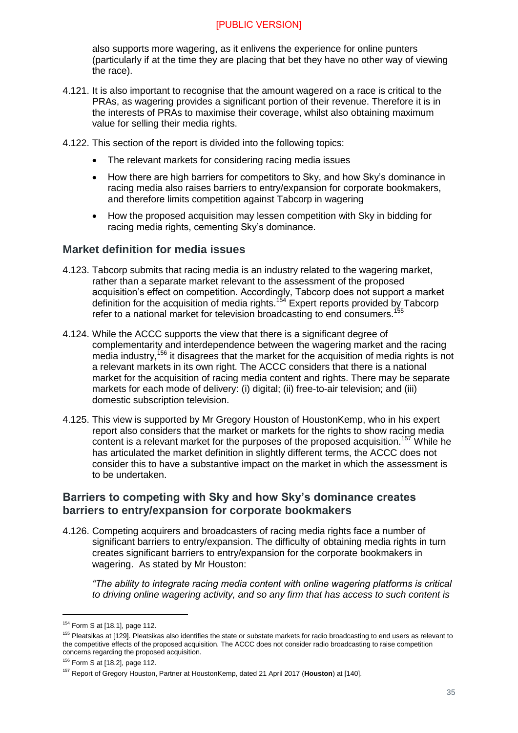[PUBLIC VERSION]

also supports more wagering, as it enlivens the experience for online punters (particularly if at the time they are placing that bet they have no other way of viewing the race).

4.121. It is also important to recognise that the amount wagered on a race is critical to the PRAs, as wagering provides a significant portion of their revenue. Therefore it is in the interests of PRAs to maximise their coverage, whilst also obtaining maximum value for selling their media rights.

4.122. This section of the report is divided into the following topics:

- The relevant markets for considering racing media issues
- How there are high barriers for competitors to Sky, and how Sky's dominance in racing media also raises barriers to entry/expansion for corporate bookmakers, and therefore limits competition against Tabcorp in wagering
- How the proposed acquisition may lessen competition with Sky in bidding for racing media rights, cementing Sky's dominance.

## Market definition for media issues

4.123. Tabcorp submits that racing media is an industry related to the wagering market, rather than a separate market relevant to the assessment of the proposed acquisition's effect on competition. Accordingly, Tabcorp does not support a market definition for the acquisition of media rights.[154] Expert reports provided by Tabcorp refer to a national market for television broadcasting to end consumers.[155]

4.124. While the ACCC supports the view that there is a significant degree of complementarity and interdependence between the wagering market and the racing media industry,[156] it disagrees that the market for the acquisition of media rights is not a relevant markets in its own right. The ACCC considers that there is a national market for the acquisition of racing media content and rights. There may be separate markets for each mode of delivery: (i) digital; (ii) free-to-air television; and (iii) domestic subscription television.

4.125. This view is supported by Mr Gregory Houston of HoustonKemp, who in his expert report also considers that the market or markets for the rights to show racing media content is a relevant market for the purposes of the proposed acquisition.[157] While he has articulated the market definition in slightly different terms, the ACCC does not consider this to have a substantive impact on the market in which the assessment is to be undertaken.

## Barriers to competing with Sky and how Sky's dominance creates barriers to entry/expansion for corporate bookmakers

4.126. Competing acquirers and broadcasters of racing media rights face a number of significant barriers to entry/expansion. The difficulty of obtaining media rights in turn creates significant barriers to entry/expansion for the corporate bookmakers in wagering. As stated by Mr Houston:

*"The ability to integrate racing media content with online wagering platforms is critical to driving online wagering activity, and so any firm that has access to such content is*

---

[154] Form S at [18.1], page 112.

[155] Pleatsikas at [129]. Pleatsikas also identifies the state or substate markets for radio broadcasting to end users as relevant to the competitive effects of the proposed acquisition. The ACCC does not consider radio broadcasting to raise competition concerns regarding the proposed acquisition.

[156] Form S at [18.2], page 112.

[157] Report of Gregory Houston, Partner at HoustonKemp, dated 21 April 2017 (**Houston**) at [140].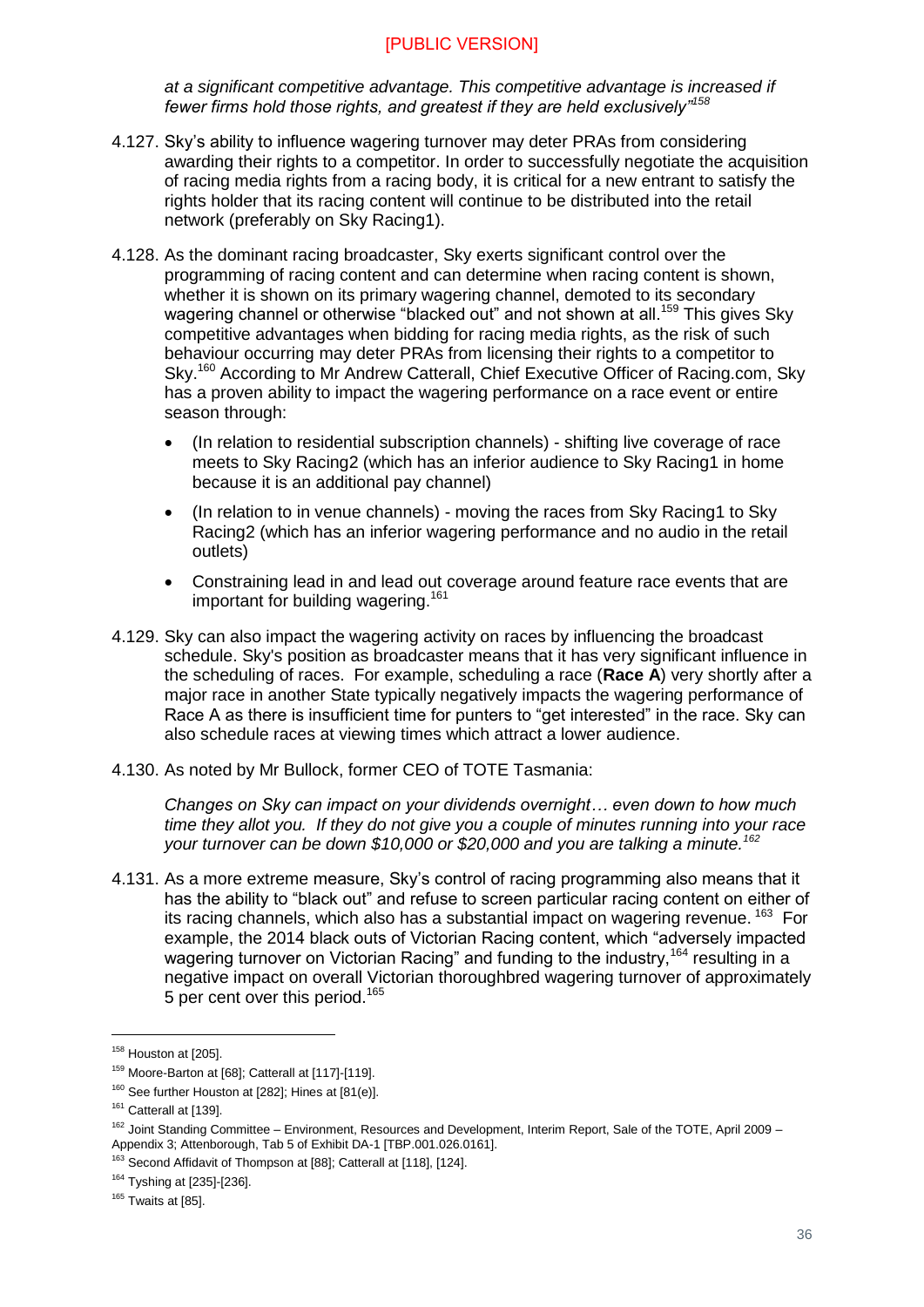*at a significant competitive advantage. This competitive advantage is increased if fewer firms hold those rights, and greatest if they are held exclusively"*[158]

4.127. Sky's ability to influence wagering turnover may deter PRAs from considering awarding their rights to a competitor. In order to successfully negotiate the acquisition of racing media rights from a racing body, it is critical for a new entrant to satisfy the rights holder that its racing content will continue to be distributed into the retail network (preferably on Sky Racing1).

4.128. As the dominant racing broadcaster, Sky exerts significant control over the programming of racing content and can determine when racing content is shown, whether it is shown on its primary wagering channel, demoted to its secondary wagering channel or otherwise "blacked out" and not shown at all.[159] This gives Sky competitive advantages when bidding for racing media rights, as the risk of such behaviour occurring may deter PRAs from licensing their rights to a competitor to Sky.[160] According to Mr Andrew Catterall, Chief Executive Officer of Racing.com, Sky has a proven ability to impact the wagering performance on a race event or entire season through:

- (In relation to residential subscription channels) - shifting live coverage of race meets to Sky Racing2 (which has an inferior audience to Sky Racing1 in home because it is an additional pay channel)
- (In relation to in venue channels) - moving the races from Sky Racing1 to Sky Racing2 (which has an inferior wagering performance and no audio in the retail outlets)
- Constraining lead in and lead out coverage around feature race events that are important for building wagering.[161]

4.129. Sky can also impact the wagering activity on races by influencing the broadcast schedule. Sky's position as broadcaster means that it has very significant influence in the scheduling of races. For example, scheduling a race (**Race A**) very shortly after a major race in another State typically negatively impacts the wagering performance of Race A as there is insufficient time for punters to "get interested" in the race. Sky can also schedule races at viewing times which attract a lower audience.

4.130. As noted by Mr Bullock, former CEO of TOTE Tasmania:

*Changes on Sky can impact on your dividends overnight… even down to how much time they allot you. If they do not give you a couple of minutes running into your race your turnover can be down $10,000 or $20,000 and you are talking a minute.*[162]

4.131. As a more extreme measure, Sky's control of racing programming also means that it has the ability to "black out" and refuse to screen particular racing content on either of its racing channels, which also has a substantial impact on wagering revenue.[163] For example, the 2014 black outs of Victorian Racing content, which "adversely impacted wagering turnover on Victorian Racing" and funding to the industry,[164] resulting in a negative impact on overall Victorian thoroughbred wagering turnover of approximately 5 per cent over this period.[165]

---

[158] Houston at [205].

[159] Moore-Barton at [68]; Catterall at [117]-[119].

[160] See further Houston at [282]; Hines at [81(e)].

[161] Catterall at [139].

[162] Joint Standing Committee – Environment, Resources and Development, Interim Report, Sale of the TOTE, April 2009 – Appendix 3; Attenborough, Tab 5 of Exhibit DA-1 [TBP.001.026.0161].

[163] Second Affidavit of Thompson at [88]; Catterall at [118], [124].

[164] Tyshing at [235]-[236].

[165] Twaits at [85].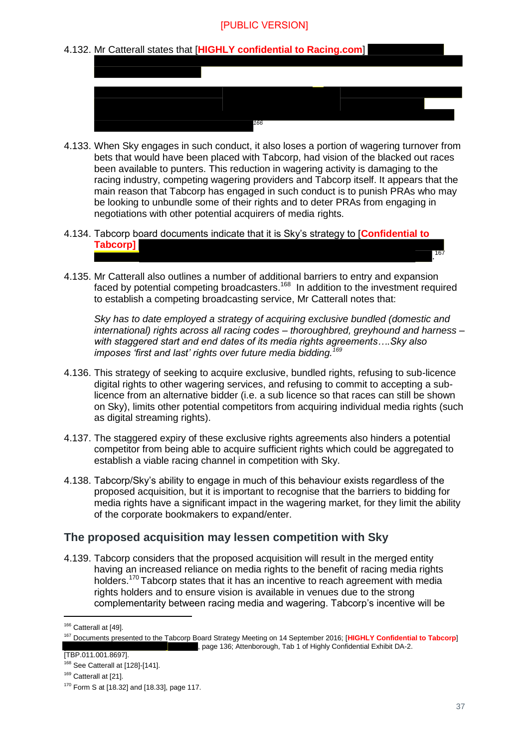[PUBLIC VERSION]

4.132. Mr Catterall states that [**HIGHLY confidential to Racing.com**] [166]

4.133. When Sky engages in such conduct, it also loses a portion of wagering turnover from bets that would have been placed with Tabcorp, had vision of the blacked out races been available to punters. This reduction in wagering activity is damaging to the racing industry, competing wagering providers and Tabcorp itself. It appears that the main reason that Tabcorp has engaged in such conduct is to punish PRAs who may be looking to unbundle some of their rights and to deter PRAs from engaging in negotiations with other potential acquirers of media rights.

4.134. Tabcorp board documents indicate that it is Sky's strategy to [**Confidential to Tabcorp]** .[167]

4.135. Mr Catterall also outlines a number of additional barriers to entry and expansion faced by potential competing broadcasters.[168] In addition to the investment required to establish a competing broadcasting service, Mr Catterall notes that:

*Sky has to date employed a strategy of acquiring exclusive bundled (domestic and international) rights across all racing codes – thoroughbred, greyhound and harness – with staggered start and end dates of its media rights agreements….Sky also imposes 'first and last' rights over future media bidding.*[169]

4.136. This strategy of seeking to acquire exclusive, bundled rights, refusing to sub-licence digital rights to other wagering services, and refusing to commit to accepting a sub-licence from an alternative bidder (i.e. a sub licence so that races can still be shown on Sky), limits other potential competitors from acquiring individual media rights (such as digital streaming rights).

4.137. The staggered expiry of these exclusive rights agreements also hinders a potential competitor from being able to acquire sufficient rights which could be aggregated to establish a viable racing channel in competition with Sky.

4.138. Tabcorp/Sky's ability to engage in much of this behaviour exists regardless of the proposed acquisition, but it is important to recognise that the barriers to bidding for media rights have a significant impact in the wagering market, for they limit the ability of the corporate bookmakers to expand/enter.

## The proposed acquisition may lessen competition with Sky

4.139. Tabcorp considers that the proposed acquisition will result in the merged entity having an increased reliance on media rights to the benefit of racing media rights holders.[170] Tabcorp states that it has an incentive to reach agreement with media rights holders and to ensure vision is available in venues due to the strong complementarity between racing media and wagering. Tabcorp's incentive will be

---

[166] Catterall at [49].

[167] Documents presented to the Tabcorp Board Strategy Meeting on 14 September 2016; [**HIGHLY Confidential to Tabcorp**] , page 136; Attenborough, Tab 1 of Highly Confidential Exhibit DA-2. [TBP.011.001.8697].

[168] See Catterall at [128]-[141].

[169] Catterall at [21].

[170] Form S at [18.32] and [18.33], page 117.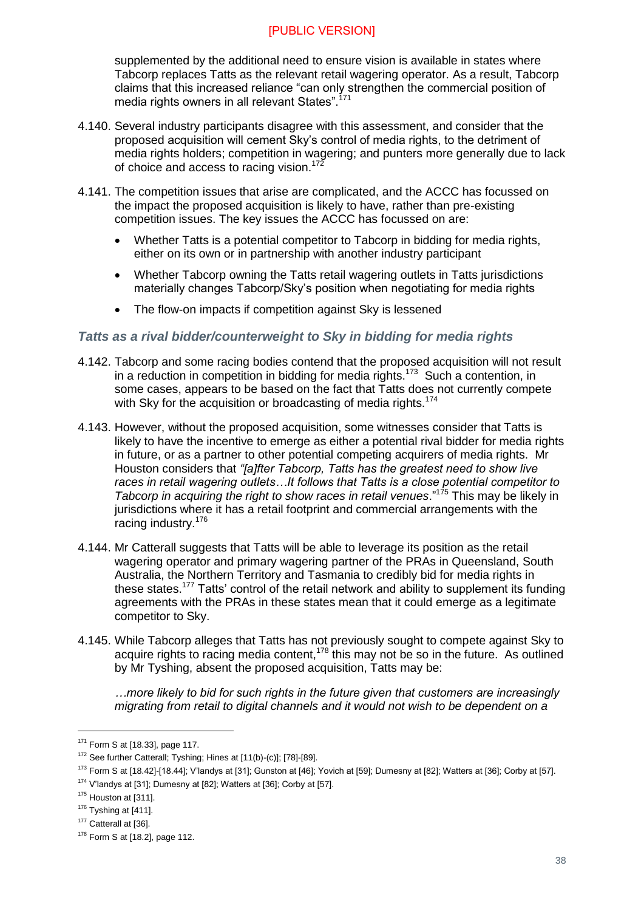[PUBLIC VERSION]

supplemented by the additional need to ensure vision is available in states where Tabcorp replaces Tatts as the relevant retail wagering operator. As a result, Tabcorp claims that this increased reliance "can only strengthen the commercial position of media rights owners in all relevant States".[171]

4.140. Several industry participants disagree with this assessment, and consider that the proposed acquisition will cement Sky's control of media rights, to the detriment of media rights holders; competition in wagering; and punters more generally due to lack of choice and access to racing vision.[172]

4.141. The competition issues that arise are complicated, and the ACCC has focussed on the impact the proposed acquisition is likely to have, rather than pre-existing competition issues. The key issues the ACCC has focussed on are:

- Whether Tatts is a potential competitor to Tabcorp in bidding for media rights, either on its own or in partnership with another industry participant
- Whether Tabcorp owning the Tatts retail wagering outlets in Tatts jurisdictions materially changes Tabcorp/Sky's position when negotiating for media rights
- The flow-on impacts if competition against Sky is lessened

### *Tatts as a rival bidder/counterweight to Sky in bidding for media rights*

4.142. Tabcorp and some racing bodies contend that the proposed acquisition will not result in a reduction in competition in bidding for media rights.[173] Such a contention, in some cases, appears to be based on the fact that Tatts does not currently compete with Sky for the acquisition or broadcasting of media rights.[174]

4.143. However, without the proposed acquisition, some witnesses consider that Tatts is likely to have the incentive to emerge as either a potential rival bidder for media rights in future, or as a partner to other potential competing acquirers of media rights. Mr Houston considers that *"[a]fter Tabcorp, Tatts has the greatest need to show live races in retail wagering outlets…It follows that Tatts is a close potential competitor to Tabcorp in acquiring the right to show races in retail venues*."[175] This may be likely in jurisdictions where it has a retail footprint and commercial arrangements with the racing industry.[176]

4.144. Mr Catterall suggests that Tatts will be able to leverage its position as the retail wagering operator and primary wagering partner of the PRAs in Queensland, South Australia, the Northern Territory and Tasmania to credibly bid for media rights in these states.[177] Tatts' control of the retail network and ability to supplement its funding agreements with the PRAs in these states mean that it could emerge as a legitimate competitor to Sky.

4.145. While Tabcorp alleges that Tatts has not previously sought to compete against Sky to acquire rights to racing media content,[178] this may not be so in the future. As outlined by Mr Tyshing, absent the proposed acquisition, Tatts may be:

*…more likely to bid for such rights in the future given that customers are increasingly migrating from retail to digital channels and it would not wish to be dependent on a*

---

[171] Form S at [18.33], page 117.

[172] See further Catterall; Tyshing; Hines at [11(b)-(c)]; [78]-[89].

[173] Form S at [18.42]-[18.44]; V'landys at [31]; Gunston at [46]; Yovich at [59]; Dumesny at [82]; Watters at [36]; Corby at [57].

[174] V'landys at [31]; Dumesny at [82]; Watters at [36]; Corby at [57].

[175] Houston at [311].

[176] Tyshing at [411].

[177] Catterall at [36].

[178] Form S at [18.2], page 112.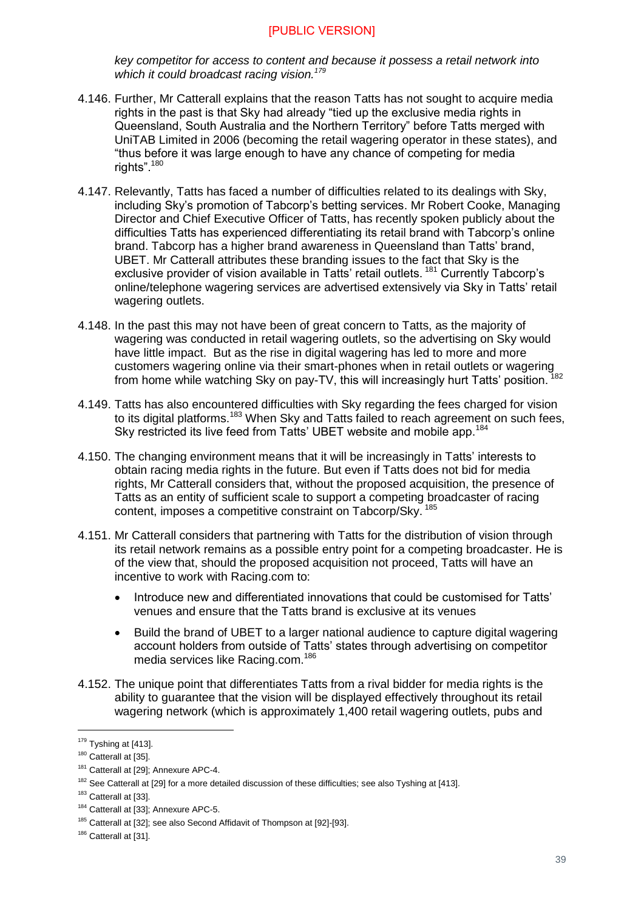*key competitor for access to content and because it possess a retail network into which it could broadcast racing vision.*[179]

4.146. Further, Mr Catterall explains that the reason Tatts has not sought to acquire media rights in the past is that Sky had already "tied up the exclusive media rights in Queensland, South Australia and the Northern Territory" before Tatts merged with UniTAB Limited in 2006 (becoming the retail wagering operator in these states), and "thus before it was large enough to have any chance of competing for media rights".[180]

4.147. Relevantly, Tatts has faced a number of difficulties related to its dealings with Sky, including Sky's promotion of Tabcorp's betting services. Mr Robert Cooke, Managing Director and Chief Executive Officer of Tatts, has recently spoken publicly about the difficulties Tatts has experienced differentiating its retail brand with Tabcorp's online brand. Tabcorp has a higher brand awareness in Queensland than Tatts' brand, UBET. Mr Catterall attributes these branding issues to the fact that Sky is the exclusive provider of vision available in Tatts' retail outlets.[181] Currently Tabcorp's online/telephone wagering services are advertised extensively via Sky in Tatts' retail wagering outlets.

4.148. In the past this may not have been of great concern to Tatts, as the majority of wagering was conducted in retail wagering outlets, so the advertising on Sky would have little impact. But as the rise in digital wagering has led to more and more customers wagering online via their smart-phones when in retail outlets or wagering from home while watching Sky on pay-TV, this will increasingly hurt Tatts' position.[182]

4.149. Tatts has also encountered difficulties with Sky regarding the fees charged for vision to its digital platforms.[183] When Sky and Tatts failed to reach agreement on such fees, Sky restricted its live feed from Tatts' UBET website and mobile app.[184]

4.150. The changing environment means that it will be increasingly in Tatts' interests to obtain racing media rights in the future. But even if Tatts does not bid for media rights, Mr Catterall considers that, without the proposed acquisition, the presence of Tatts as an entity of sufficient scale to support a competing broadcaster of racing content, imposes a competitive constraint on Tabcorp/Sky.[185]

4.151. Mr Catterall considers that partnering with Tatts for the distribution of vision through its retail network remains as a possible entry point for a competing broadcaster. He is of the view that, should the proposed acquisition not proceed, Tatts will have an incentive to work with Racing.com to:

- Introduce new and differentiated innovations that could be customised for Tatts' venues and ensure that the Tatts brand is exclusive at its venues
- Build the brand of UBET to a larger national audience to capture digital wagering account holders from outside of Tatts' states through advertising on competitor media services like Racing.com.[186]

4.152. The unique point that differentiates Tatts from a rival bidder for media rights is the ability to guarantee that the vision will be displayed effectively throughout its retail wagering network (which is approximately 1,400 retail wagering outlets, pubs and

[179] Tyshing at [413].
[180] Catterall at [35].
[181] Catterall at [29]; Annexure APC-4.
[182] See Catterall at [29] for a more detailed discussion of these difficulties; see also Tyshing at [413].
[183] Catterall at [33].
[184] Catterall at [33]; Annexure APC-5.
[185] Catterall at [32]; see also Second Affidavit of Thompson at [92]-[93].
[186] Catterall at [31].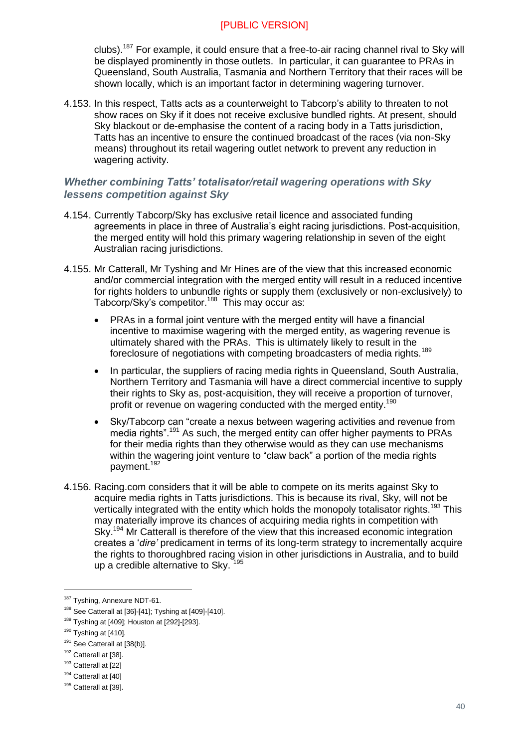clubs).[187] For example, it could ensure that a free-to-air racing channel rival to Sky will be displayed prominently in those outlets. In particular, it can guarantee to PRAs in Queensland, South Australia, Tasmania and Northern Territory that their races will be shown locally, which is an important factor in determining wagering turnover.

4.153. In this respect, Tatts acts as a counterweight to Tabcorp's ability to threaten to not show races on Sky if it does not receive exclusive bundled rights. At present, should Sky blackout or de-emphasise the content of a racing body in a Tatts jurisdiction, Tatts has an incentive to ensure the continued broadcast of the races (via non-Sky means) throughout its retail wagering outlet network to prevent any reduction in wagering activity.

### *Whether combining Tatts' totalisator/retail wagering operations with Sky lessens competition against Sky*

4.154. Currently Tabcorp/Sky has exclusive retail licence and associated funding agreements in place in three of Australia's eight racing jurisdictions. Post-acquisition, the merged entity will hold this primary wagering relationship in seven of the eight Australian racing jurisdictions.

4.155. Mr Catterall, Mr Tysching and Mr Hines are of the view that this increased economic and/or commercial integration with the merged entity will result in a reduced incentive for rights holders to unbundle rights or supply them (exclusively or non-exclusively) to Tabcorp/Sky's competitor.[188] This may occur as:

- PRAs in a formal joint venture with the merged entity will have a financial incentive to maximise wagering with the merged entity, as wagering revenue is ultimately shared with the PRAs. This is ultimately likely to result in the foreclosure of negotiations with competing broadcasters of media rights.[189]
- In particular, the suppliers of racing media rights in Queensland, South Australia, Northern Territory and Tasmania will have a direct commercial incentive to supply their rights to Sky as, post-acquisition, they will receive a proportion of turnover, profit or revenue on wagering conducted with the merged entity.[190]
- Sky/Tabcorp can "create a nexus between wagering activities and revenue from media rights".[191] As such, the merged entity can offer higher payments to PRAs for their media rights than they otherwise would as they can use mechanisms within the wagering joint venture to "claw back" a portion of the media rights payment.[192]

4.156. Racing.com considers that it will be able to compete on its merits against Sky to acquire media rights in Tatts jurisdictions. This is because its rival, Sky, will not be vertically integrated with the entity which holds the monopoly totalisator rights.[193] This may materially improve its chances of acquiring media rights in competition with Sky.[194] Mr Catterall is therefore of the view that this increased economic integration creates a '*dire'* predicament in terms of its long-term strategy to incrementally acquire the rights to thoroughbred racing vision in other jurisdictions in Australia, and to build up a credible alternative to Sky.[195]

---

[187] Tysing, Annexure NDT-61.

[188] See Catterall at [36]-[41]; Tysing at [409]-[410].

[189] Tysing at [409]; Houston at [292]-[293].

[190] Tysing at [410].

[191] See Catterall at [38(b)].

[192] Catterall at [38].

[193] Catterall at [22]

[194] Catterall at [40]

[195] Catterall at [39].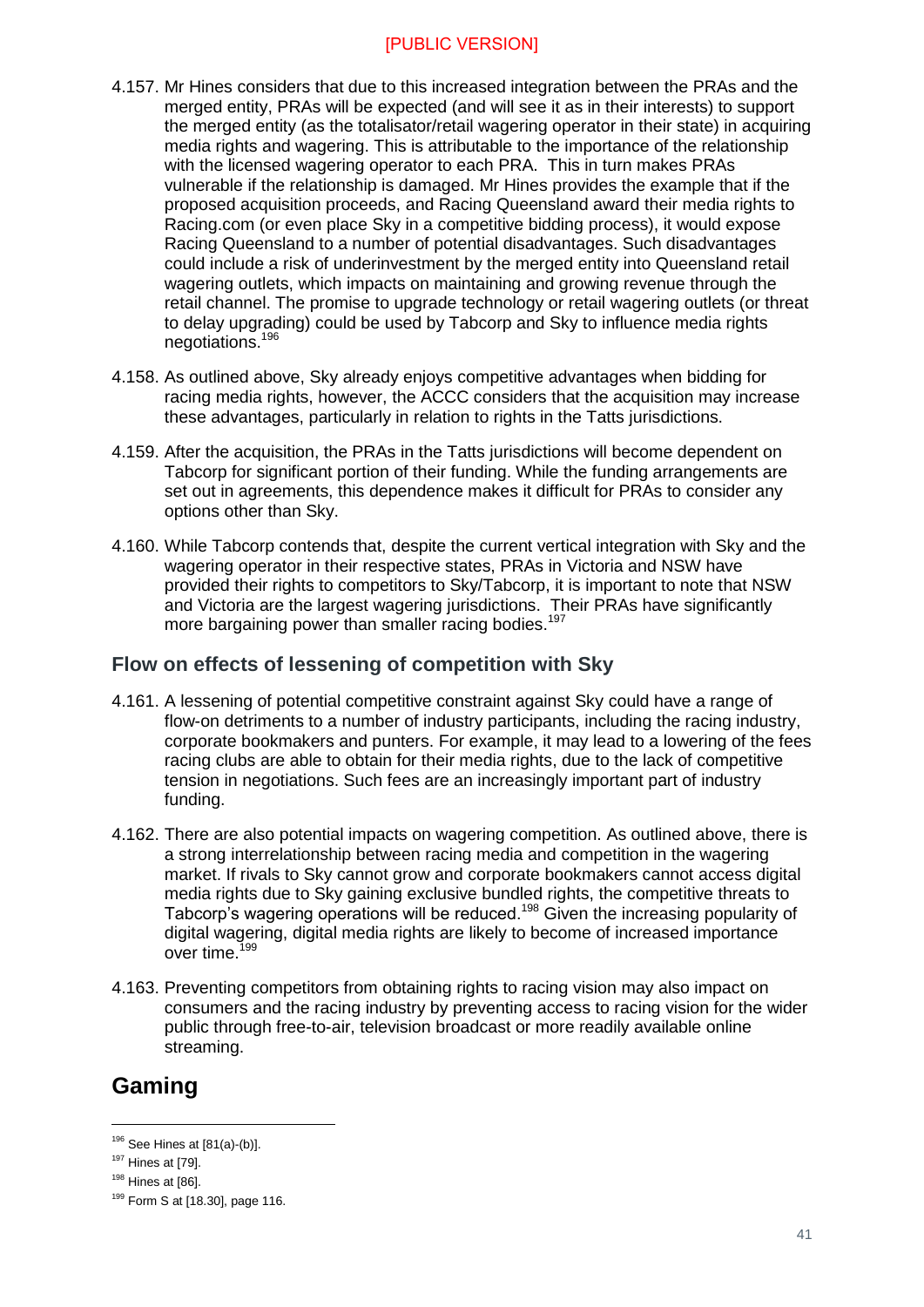4.157. Mr Hines considers that due to this increased integration between the PRAs and the merged entity, PRAs will be expected (and will see it as in their interests) to support the merged entity (as the totalisator/retail wagering operator in their state) in acquiring media rights and wagering. This is attributable to the importance of the relationship with the licensed wagering operator to each PRA. This in turn makes PRAs vulnerable if the relationship is damaged. Mr Hines provides the example that if the proposed acquisition proceeds, and Racing Queensland award their media rights to Racing.com (or even place Sky in a competitive bidding process), it would expose Racing Queensland to a number of potential disadvantages. Such disadvantages could include a risk of underinvestment by the merged entity into Queensland retail wagering outlets, which impacts on maintaining and growing revenue through the retail channel. The promise to upgrade technology or retail wagering outlets (or threat to delay upgrading) could be used by Tabcorp and Sky to influence media rights negotiations.[196]

4.158. As outlined above, Sky already enjoys competitive advantages when bidding for racing media rights, however, the ACCC considers that the acquisition may increase these advantages, particularly in relation to rights in the Tatts jurisdictions.

4.159. After the acquisition, the PRAs in the Tatts jurisdictions will become dependent on Tabcorp for significant portion of their funding. While the funding arrangements are set out in agreements, this dependence makes it difficult for PRAs to consider any options other than Sky.

4.160. While Tabcorp contends that, despite the current vertical integration with Sky and the wagering operator in their respective states, PRAs in Victoria and NSW have provided their rights to competitors to Sky/Tabcorp, it is important to note that NSW and Victoria are the largest wagering jurisdictions. Their PRAs have significantly more bargaining power than smaller racing bodies.[197]

### Flow on effects of lessening of competition with Sky

4.161. A lessening of potential competitive constraint against Sky could have a range of flow-on detriments to a number of industry participants, including the racing industry, corporate bookmakers and punters. For example, it may lead to a lowering of the fees racing clubs are able to obtain for their media rights, due to the lack of competitive tension in negotiations. Such fees are an increasingly important part of industry funding.

4.162. There are also potential impacts on wagering competition. As outlined above, there is a strong interrelationship between racing media and competition in the wagering market. If rivals to Sky cannot grow and corporate bookmakers cannot access digital media rights due to Sky gaining exclusive bundled rights, the competitive threats to Tabcorp's wagering operations will be reduced.[198] Given the increasing popularity of digital wagering, digital media rights are likely to become of increased importance over time.[199]

4.163. Preventing competitors from obtaining rights to racing vision may also impact on consumers and the racing industry by preventing access to racing vision for the wider public through free-to-air, television broadcast or more readily available online streaming.

## Gaming

---

[196] See Hines at [81(a)-(b)].

[197] Hines at [79].

[198] Hines at [86].

[199] Form S at [18.30], page 116.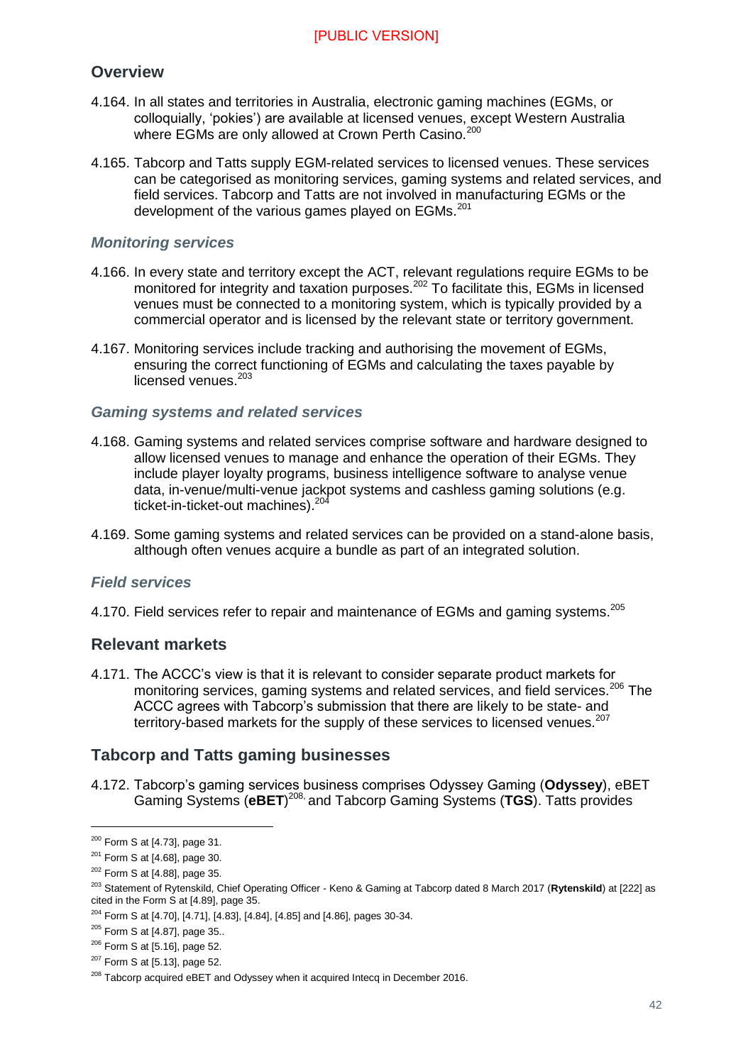## Overview

4.164. In all states and territories in Australia, electronic gaming machines (EGMs, or colloquially, 'pokies') are available at licensed venues, except Western Australia where EGMs are only allowed at Crown Perth Casino.[200]

4.165. Tabcorp and Tatts supply EGM-related services to licensed venues. These services can be categorised as monitoring services, gaming systems and related services, and field services. Tabcorp and Tatts are not involved in manufacturing EGMs or the development of the various games played on EGMs.[201]

### *Monitoring services*

4.166. In every state and territory except the ACT, relevant regulations require EGMs to be monitored for integrity and taxation purposes.[202] To facilitate this, EGMs in licensed venues must be connected to a monitoring system, which is typically provided by a commercial operator and is licensed by the relevant state or territory government.

4.167. Monitoring services include tracking and authorising the movement of EGMs, ensuring the correct functioning of EGMs and calculating the taxes payable by licensed venues.[203]

### *Gaming systems and related services*

4.168. Gaming systems and related services comprise software and hardware designed to allow licensed venues to manage and enhance the operation of their EGMs. They include player loyalty programs, business intelligence software to analyse venue data, in-venue/multi-venue jackpot systems and cashless gaming solutions (e.g. ticket-in-ticket-out machines).[204]

4.169. Some gaming systems and related services can be provided on a stand-alone basis, although often venues acquire a bundle as part of an integrated solution.

### *Field services*

4.170. Field services refer to repair and maintenance of EGMs and gaming systems.[205]

## Relevant markets

4.171. The ACCC's view is that it is relevant to consider separate product markets for monitoring services, gaming systems and related services, and field services.[206] The ACCC agrees with Tabcorp's submission that there are likely to be state- and territory-based markets for the supply of these services to licensed venues.[207]

## Tabcorp and Tatts gaming businesses

4.172. Tabcorp's gaming services business comprises Odyssey Gaming (**Odyssey**), eBET Gaming Systems (**eBET**)[208], and Tabcorp Gaming Systems (**TGS**). Tatts provides

---

[200] Form S at [4.73], page 31.

[201] Form S at [4.68], page 30.

[202] Form S at [4.88], page 35.

[203] Statement of Rytenskild, Chief Operating Officer - Keno & Gaming at Tabcorp dated 8 March 2017 (**Rytenskild**) at [222] as cited in the Form S at [4.89], page 35.

[204] Form S at [4.70], [4.71], [4.83], [4.84], [4.85] and [4.86], pages 30-34.

[205] Form S at [4.87], page 35..

[206] Form S at [5.16], page 52.

[207] Form S at [5.13], page 52.

[208] Tabcorp acquired eBET and Odyssey when it acquired Intecq in December 2016.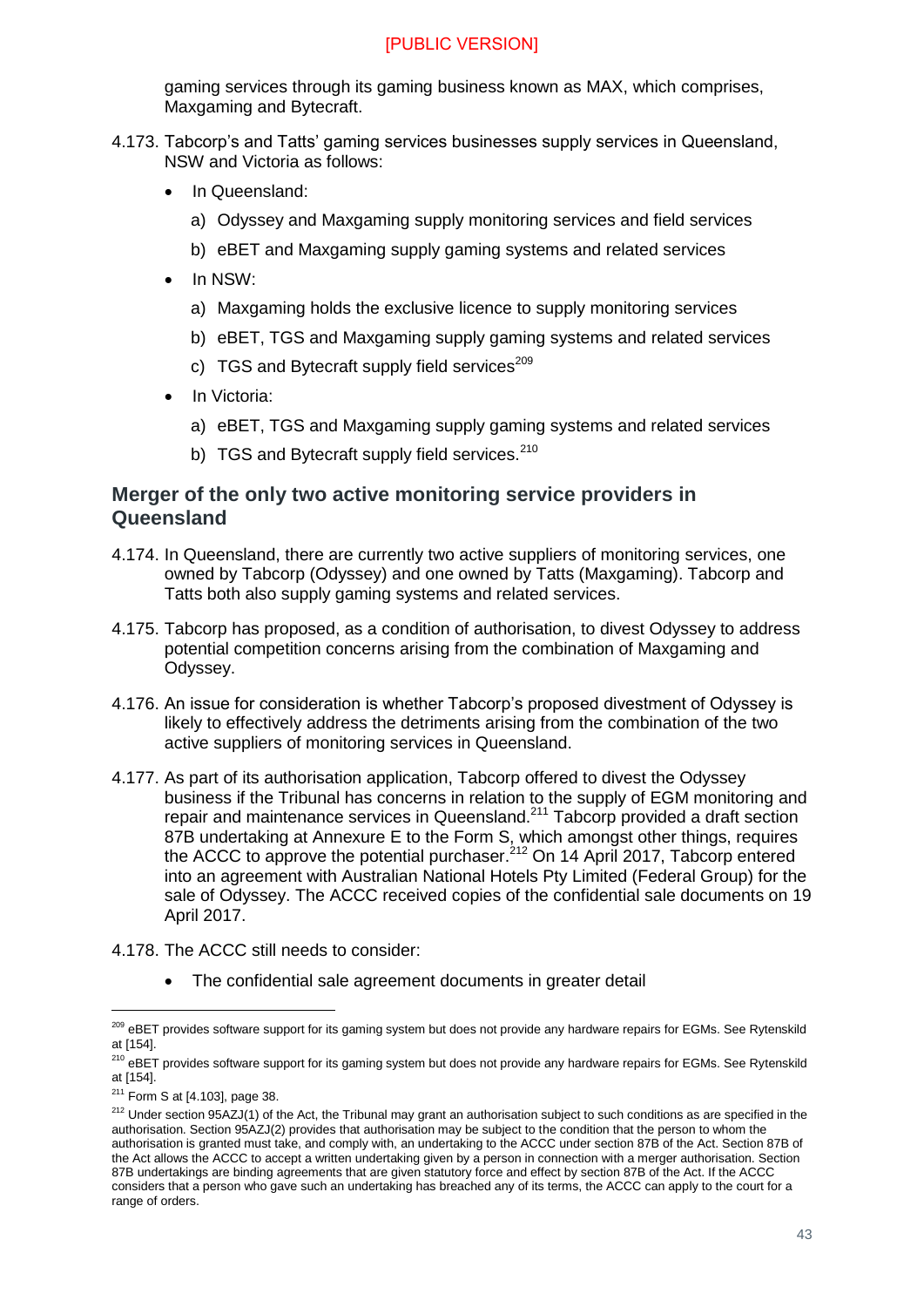[PUBLIC VERSION]

gaming services through its gaming business known as MAX, which comprises, Maxgaming and Bytecraft.

4.173. Tabcorp's and Tatts' gaming services businesses supply services in Queensland, NSW and Victoria as follows:

- In Queensland:
  a) Odyssey and Maxgaming supply monitoring services and field services
  b) eBET and Maxgaming supply gaming systems and related services
- In NSW:
  a) Maxgaming holds the exclusive licence to supply monitoring services
  b) eBET, TGS and Maxgaming supply gaming systems and related services
  c) TGS and Bytecraft supply field services[209]
- In Victoria:
  a) eBET, TGS and Maxgaming supply gaming systems and related services
  b) TGS and Bytecraft supply field services.[210]

## Merger of the only two active monitoring service providers in Queensland

4.174. In Queensland, there are currently two active suppliers of monitoring services, one owned by Tabcorp (Odyssey) and one owned by Tatts (Maxgaming). Tabcorp and Tatts both also supply gaming systems and related services.

4.175. Tabcorp has proposed, as a condition of authorisation, to divest Odyssey to address potential competition concerns arising from the combination of Maxgaming and Odyssey.

4.176. An issue for consideration is whether Tabcorp's proposed divestment of Odyssey is likely to effectively address the detriments arising from the combination of the two active suppliers of monitoring services in Queensland.

4.177. As part of its authorisation application, Tabcorp offered to divest the Odyssey business if the Tribunal has concerns in relation to the supply of EGM monitoring and repair and maintenance services in Queensland.[211] Tabcorp provided a draft section 87B undertaking at Annexure E to the Form S, which amongst other things, requires the ACCC to approve the potential purchaser.[212] On 14 April 2017, Tabcorp entered into an agreement with Australian National Hotels Pty Limited (Federal Group) for the sale of Odyssey. The ACCC received copies of the confidential sale documents on 19 April 2017.

4.178. The ACCC still needs to consider:

- The confidential sale agreement documents in greater detail

---

[209] eBET provides software support for its gaming system but does not provide any hardware repairs for EGMs. See Rytenskild at [154].

[210] eBET provides software support for its gaming system but does not provide any hardware repairs for EGMs. See Rytenskild at [154].

[211] Form S at [4.103], page 38.

[212] Under section 95AZJ(1) of the Act, the Tribunal may grant an authorisation subject to such conditions as are specified in the authorisation. Section 95AZJ(2) provides that authorisation may be subject to the condition that the person to whom the authorisation is granted must take, and comply with, an undertaking to the ACCC under section 87B of the Act. Section 87B of the Act allows the ACCC to accept a written undertaking given by a person in connection with a merger authorisation. Section 87B undertakings are binding agreements that are given statutory force and effect by section 87B of the Act. If the ACCC considers that a person who gave such an undertaking has breached any of its terms, the ACCC can apply to the court for a range of orders.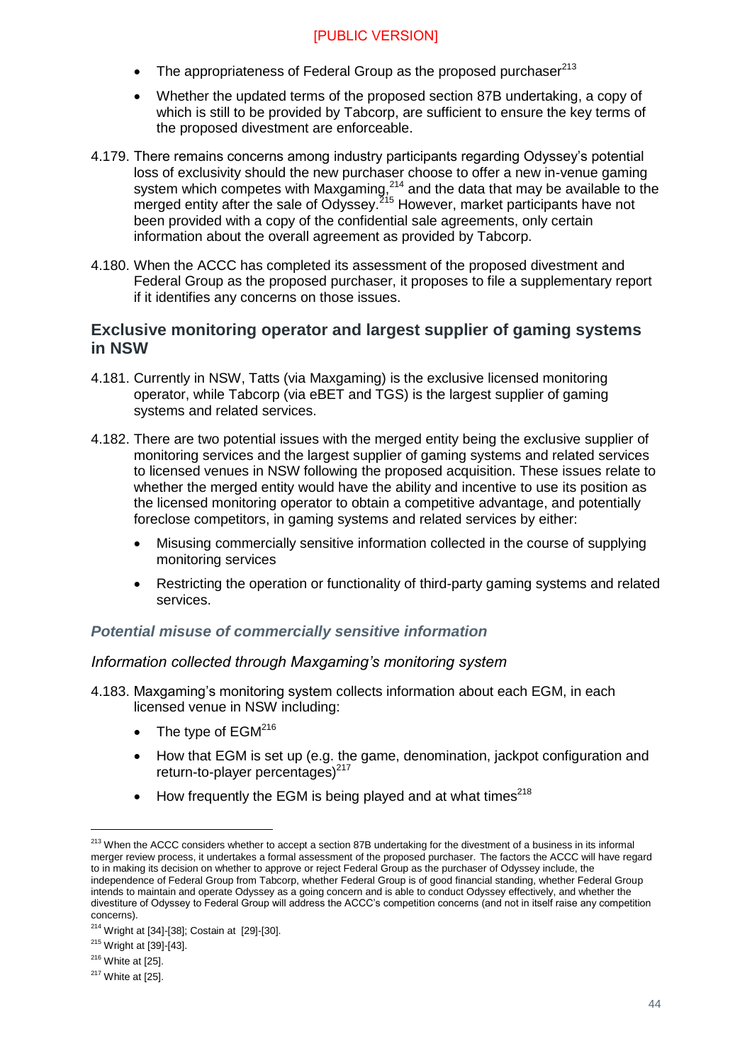- The appropriateness of Federal Group as the proposed purchaser[213]
- Whether the updated terms of the proposed section 87B undertaking, a copy of which is still to be provided by Tabcorp, are sufficient to ensure the key terms of the proposed divestment are enforceable.

4.179. There remains concerns among industry participants regarding Odyssey's potential loss of exclusivity should the new purchaser choose to offer a new in-venue gaming system which competes with Maxgaming,[214] and the data that may be available to the merged entity after the sale of Odyssey.[215] However, market participants have not been provided with a copy of the confidential sale agreements, only certain information about the overall agreement as provided by Tabcorp.

4.180. When the ACCC has completed its assessment of the proposed divestment and Federal Group as the proposed purchaser, it proposes to file a supplementary report if it identifies any concerns on those issues.

## Exclusive monitoring operator and largest supplier of gaming systems in NSW

4.181. Currently in NSW, Tatts (via Maxgaming) is the exclusive licensed monitoring operator, while Tabcorp (via eBET and TGS) is the largest supplier of gaming systems and related services.

4.182. There are two potential issues with the merged entity being the exclusive supplier of monitoring services and the largest supplier of gaming systems and related services to licensed venues in NSW following the proposed acquisition. These issues relate to whether the merged entity would have the ability and incentive to use its position as the licensed monitoring operator to obtain a competitive advantage, and potentially foreclose competitors, in gaming systems and related services by either:

- Misusing commercially sensitive information collected in the course of supplying monitoring services
- Restricting the operation or functionality of third-party gaming systems and related services.

### *Potential misuse of commercially sensitive information*

#### *Information collected through Maxgaming's monitoring system*

4.183. Maxgaming's monitoring system collects information about each EGM, in each licensed venue in NSW including:

- The type of EGM[216]
- How that EGM is set up (e.g. the game, denomination, jackpot configuration and return-to-player percentages)[217]
- How frequently the EGM is being played and at what times[218]

---

[213] When the ACCC considers whether to accept a section 87B undertaking for the divestment of a business in its informal merger review process, it undertakes a formal assessment of the proposed purchaser. The factors the ACCC will have regard to in making its decision on whether to approve or reject Federal Group as the purchaser of Odyssey include, the independence of Federal Group from Tabcorp, whether Federal Group is of good financial standing, whether Federal Group intends to maintain and operate Odyssey as a going concern and is able to conduct Odyssey effectively, and whether the divestiture of Odyssey to Federal Group will address the ACCC's competition concerns (and not in itself raise any competition concerns).

[214] Wright at [34]-[38]; Costain at [29]-[30].

[215] Wright at [39]-[43].

[216] White at [25].

[217] White at [25].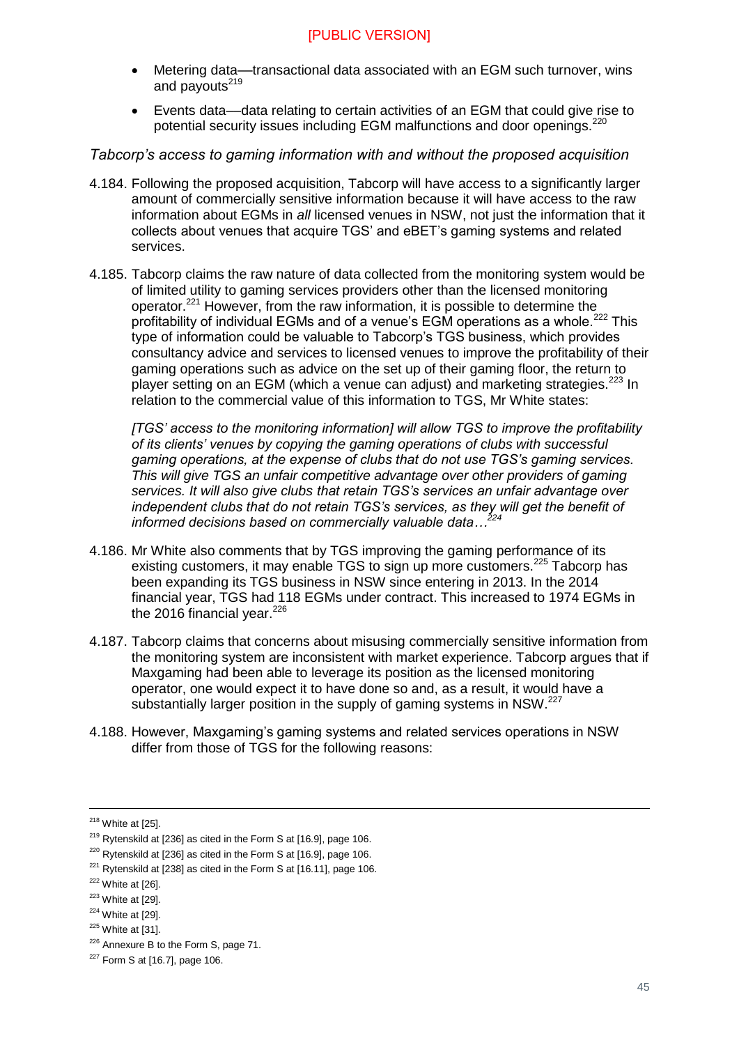- Metering data—transactional data associated with an EGM such turnover, wins and payouts[219]
- Events data—data relating to certain activities of an EGM that could give rise to potential security issues including EGM malfunctions and door openings.[220]

*Tabcorp's access to gaming information with and without the proposed acquisition*

4.184. Following the proposed acquisition, Tabcorp will have access to a significantly larger amount of commercially sensitive information because it will have access to the raw information about EGMs in *all* licensed venues in NSW, not just the information that it collects about venues that acquire TGS' and eBET's gaming systems and related services.

4.185. Tabcorp claims the raw nature of data collected from the monitoring system would be of limited utility to gaming services providers other than the licensed monitoring operator.[221] However, from the raw information, it is possible to determine the profitability of individual EGMs and of a venue's EGM operations as a whole.[222] This type of information could be valuable to Tabcorp's TGS business, which provides consultancy advice and services to licensed venues to improve the profitability of their gaming operations such as advice on the set up of their gaming floor, the return to player setting on an EGM (which a venue can adjust) and marketing strategies.[223] In relation to the commercial value of this information to TGS, Mr White states:

> *[TGS' access to the monitoring information] will allow TGS to improve the profitability of its clients' venues by copying the gaming operations of clubs with successful gaming operations, at the expense of clubs that do not use TGS's gaming services. This will give TGS an unfair competitive advantage over other providers of gaming services. It will also give clubs that retain TGS's services an unfair advantage over independent clubs that do not retain TGS's services, as they will get the benefit of informed decisions based on commercially valuable data…*[224]

4.186. Mr White also comments that by TGS improving the gaming performance of its existing customers, it may enable TGS to sign up more customers.[225] Tabcorp has been expanding its TGS business in NSW since entering in 2013. In the 2014 financial year, TGS had 118 EGMs under contract. This increased to 1974 EGMs in the 2016 financial year.[226]

4.187. Tabcorp claims that concerns about misusing commercially sensitive information from the monitoring system are inconsistent with market experience. Tabcorp argues that if Maxgaming had been able to leverage its position as the licensed monitoring operator, one would expect it to have done so and, as a result, it would have a substantially larger position in the supply of gaming systems in NSW.[227]

4.188. However, Maxgaming's gaming systems and related services operations in NSW differ from those of TGS for the following reasons:

---

[218] White at [25].

[219] Rytenskild at [236] as cited in the Form S at [16.9], page 106.

[220] Rytenskild at [236] as cited in the Form S at [16.9], page 106.

[221] Rytenskild at [238] as cited in the Form S at [16.11], page 106.

[222] White at [26].

[223] White at [29].

[224] White at [29].

[225] White at [31].

[226] Annexure B to the Form S, page 71.

[227] Form S at [16.7], page 106.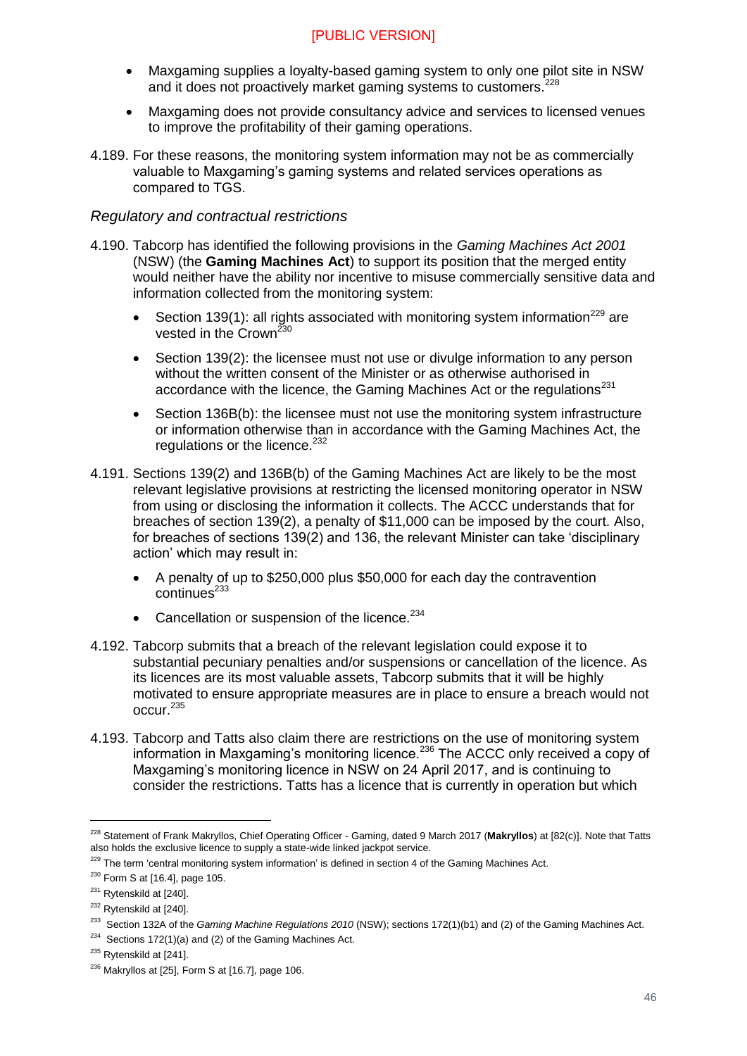- Maxgaming supplies a loyalty-based gaming system to only one pilot site in NSW and it does not proactively market gaming systems to customers.[228]
- Maxgaming does not provide consultancy advice and services to licensed venues to improve the profitability of their gaming operations.

4.189. For these reasons, the monitoring system information may not be as commercially valuable to Maxgaming's gaming systems and related services operations as compared to TGS.

*Regulatory and contractual restrictions*

4.190. Tabcorp has identified the following provisions in the *Gaming Machines Act 2001* (NSW) (the **Gaming Machines Act**) to support its position that the merged entity would neither have the ability nor incentive to misuse commercially sensitive data and information collected from the monitoring system:

- Section 139(1): all rights associated with monitoring system information[229] are vested in the Crown[230]
- Section 139(2): the licensee must not use or divulge information to any person without the written consent of the Minister or as otherwise authorised in accordance with the licence, the Gaming Machines Act or the regulations[231]
- Section 136B(b): the licensee must not use the monitoring system infrastructure or information otherwise than in accordance with the Gaming Machines Act, the regulations or the licence.[232]

4.191. Sections 139(2) and 136B(b) of the Gaming Machines Act are likely to be the most relevant legislative provisions at restricting the licensed monitoring operator in NSW from using or disclosing the information it collects. The ACCC understands that for breaches of section 139(2), a penalty of $11,000 can be imposed by the court. Also, for breaches of sections 139(2) and 136, the relevant Minister can take 'disciplinary action' which may result in:

- A penalty of up to $250,000 plus $50,000 for each day the contravention continues[233]
- Cancellation or suspension of the licence.[234]

4.192. Tabcorp submits that a breach of the relevant legislation could expose it to substantial pecuniary penalties and/or suspensions or cancellation of the licence. As its licences are its most valuable assets, Tabcorp submits that it will be highly motivated to ensure appropriate measures are in place to ensure a breach would not occur.[235]

4.193. Tabcorp and Tatts also claim there are restrictions on the use of monitoring system information in Maxgaming's monitoring licence.[236] The ACCC only received a copy of Maxgaming's monitoring licence in NSW on 24 April 2017, and is continuing to consider the restrictions. Tatts has a licence that is currently in operation but which

---

[228] Statement of Frank Makryllos, Chief Operating Officer - Gaming, dated 9 March 2017 (**Makryllos**) at [82(c)]. Note that Tatts also holds the exclusive licence to supply a state-wide linked jackpot service.

[229] The term 'central monitoring system information' is defined in section 4 of the Gaming Machines Act.

[230] Form S at [16.4], page 105.

[231] Rytenskild at [240].

[232] Rytenskild at [240].

[233] Section 132A of the *Gaming Machine Regulations 2010* (NSW); sections 172(1)(b1) and (2) of the Gaming Machines Act.

[234] Sections 172(1)(a) and (2) of the Gaming Machines Act.

[235] Rytenskild at [241].

[236] Makryllos at [25], Form S at [16.7], page 106.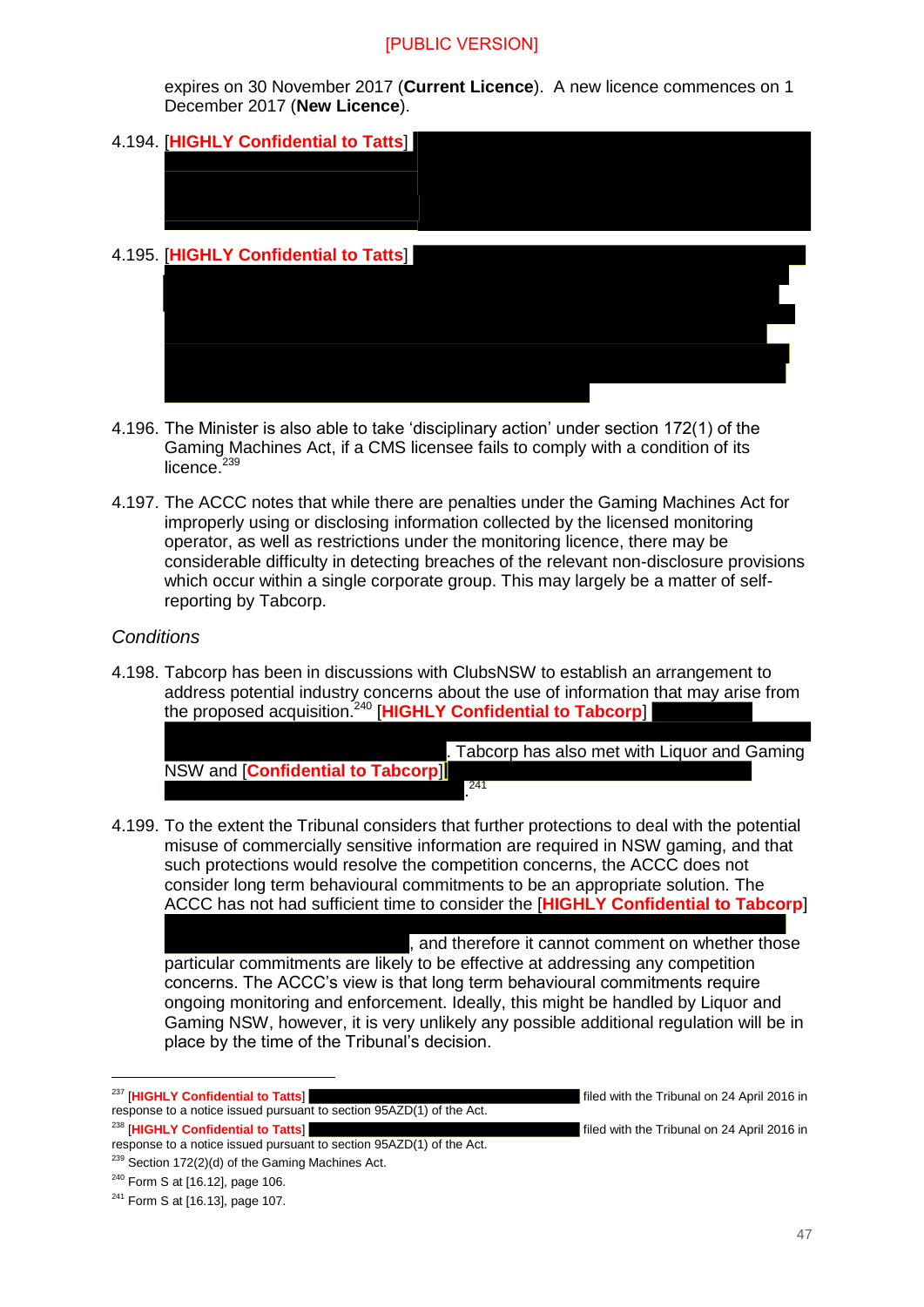expires on 30 November 2017 (**Current Licence**). A new licence commences on 1 December 2017 (**New Licence**).

4.194. [**HIGHLY Confidential to Tatts**]

4.195. [**HIGHLY Confidential to Tatts**]

4.196. The Minister is also able to take 'disciplinary action' under section 172(1) of the Gaming Machines Act, if a CMS licensee fails to comply with a condition of its licence.[239]

4.197. The ACCC notes that while there are penalties under the Gaming Machines Act for improperly using or disclosing information collected by the licensed monitoring operator, as well as restrictions under the monitoring licence, there may be considerable difficulty in detecting breaches of the relevant non-disclosure provisions which occur within a single corporate group. This may largely be a matter of self-reporting by Tabcorp.

*Conditions*

4.198. Tabcorp has been in discussions with ClubsNSW to establish an arrangement to address potential industry concerns about the use of information that may arise from the proposed acquisition.[240] [**HIGHLY Confidential to Tabcorp**] . Tabcorp has also met with Liquor and Gaming NSW and [**Confidential to Tabcorp**] .[241]

4.199. To the extent the Tribunal considers that further protections to deal with the potential misuse of commercially sensitive information are required in NSW gaming, and that such protections would resolve the competition concerns, the ACCC does not consider long term behavioural commitments to be an appropriate solution. The ACCC has not had sufficient time to consider the [**HIGHLY Confidential to Tabcorp**] , and therefore it cannot comment on whether those particular commitments are likely to be effective at addressing any competition concerns. The ACCC's view is that long term behavioural commitments require ongoing monitoring and enforcement. Ideally, this might be handled by Liquor and Gaming NSW, however, it is very unlikely any possible additional regulation will be in place by the time of the Tribunal's decision.

---

[237] [**HIGHLY Confidential to Tatts**] filed with the Tribunal on 24 April 2016 in response to a notice issued pursuant to section 95AZD(1) of the Act.

[238] [**HIGHLY Confidential to Tatts**] filed with the Tribunal on 24 April 2016 in response to a notice issued pursuant to section 95AZD(1) of the Act.

[239] Section 172(2)(d) of the Gaming Machines Act.

[240] Form S at [16.12], page 106.

[241] Form S at [16.13], page 107.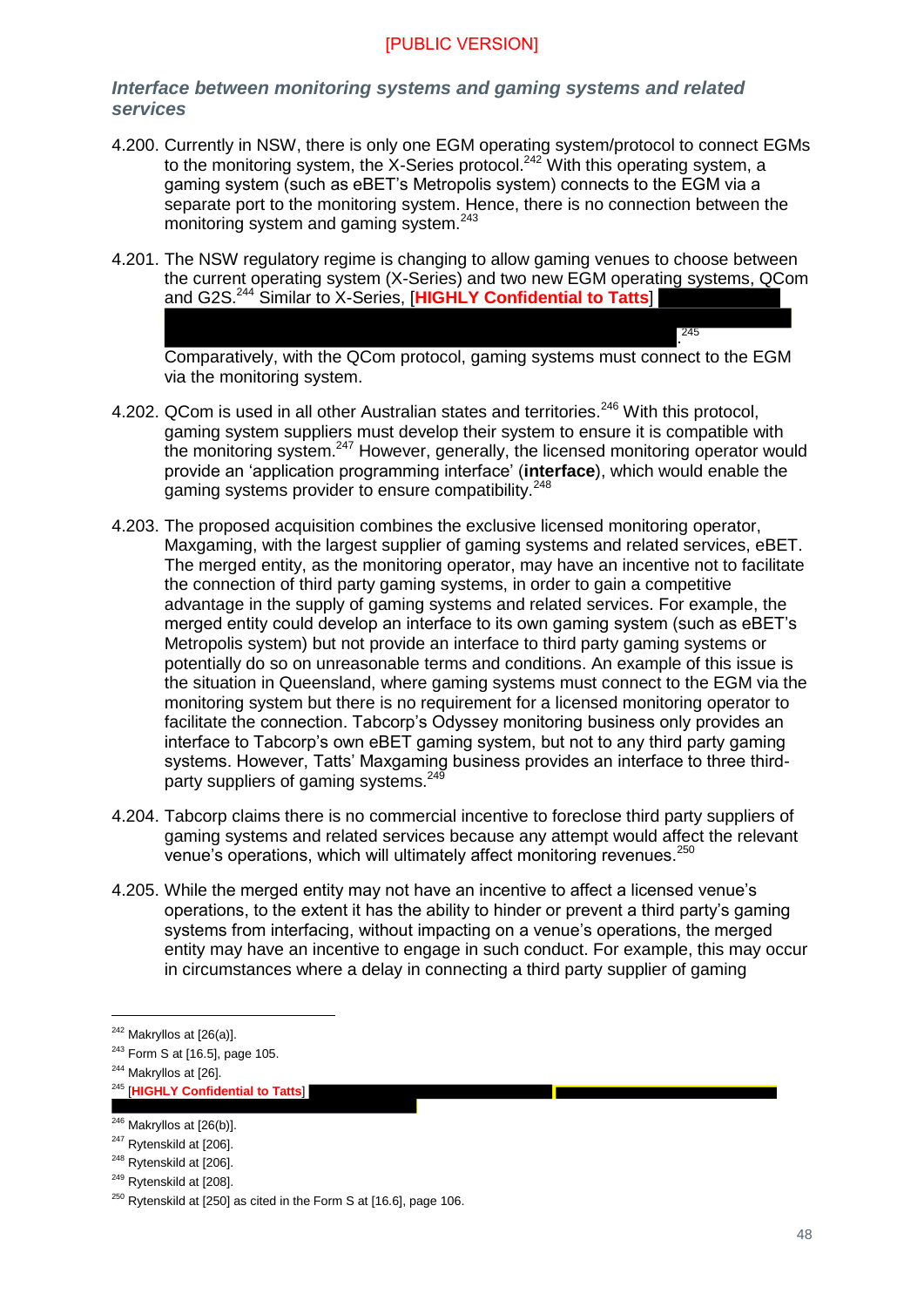### *Interface between monitoring systems and gaming systems and related services*

4.200. Currently in NSW, there is only one EGM operating system/protocol to connect EGMs to the monitoring system, the X-Series protocol.[242] With this operating system, a gaming system (such as eBET's Metropolis system) connects to the EGM via a separate port to the monitoring system. Hence, there is no connection between the monitoring system and gaming system.[243]

4.201. The NSW regulatory regime is changing to allow gaming venues to choose between the current operating system (X-Series) and two new EGM operating systems, QCom and G2S.[244] Similar to X-Series, [**HIGHLY Confidential to Tatts**] .[245] Comparatively, with the QCom protocol, gaming systems must connect to the EGM via the monitoring system.

4.202. QCom is used in all other Australian states and territories.[246] With this protocol, gaming system suppliers must develop their system to ensure it is compatible with the monitoring system.[247] However, generally, the licensed monitoring operator would provide an 'application programming interface' (**interface**), which would enable the gaming systems provider to ensure compatibility.[248]

4.203. The proposed acquisition combines the exclusive licensed monitoring operator, Maxgaming, with the largest supplier of gaming systems and related services, eBET. The merged entity, as the monitoring operator, may have an incentive not to facilitate the connection of third party gaming systems, in order to gain a competitive advantage in the supply of gaming systems and related services. For example, the merged entity could develop an interface to its own gaming system (such as eBET's Metropolis system) but not provide an interface to third party gaming systems or potentially do so on unreasonable terms and conditions. An example of this issue is the situation in Queensland, where gaming systems must connect to the EGM via the monitoring system but there is no requirement for a licensed monitoring operator to facilitate the connection. Tabcorp's Odyssey monitoring business only provides an interface to Tabcorp's own eBET gaming system, but not to any third party gaming systems. However, Tatts' Maxgaming business provides an interface to three third-party suppliers of gaming systems.[249]

4.204. Tabcorp claims there is no commercial incentive to foreclose third party suppliers of gaming systems and related services because any attempt would affect the relevant venue's operations, which will ultimately affect monitoring revenues.[250]

4.205. While the merged entity may not have an incentive to affect a licensed venue's operations, to the extent it has the ability to hinder or prevent a third party's gaming systems from interfacing, without impacting on a venue's operations, the merged entity may have an incentive to engage in such conduct. For example, this may occur in circumstances where a delay in connecting a third party supplier of gaming

---

[242] Makryllos at [26(a)].

[243] Form S at [16.5], page 105.

[244] Makryllos at [26].

[245] [**HIGHLY Confidential to Tatts**]

[246] Makryllos at [26(b)].

[247] Rytenskild at [206].

[248] Rytenskild at [206].

[249] Rytenskild at [208].

[250] Rytenskild at [250] as cited in the Form S at [16.6], page 106.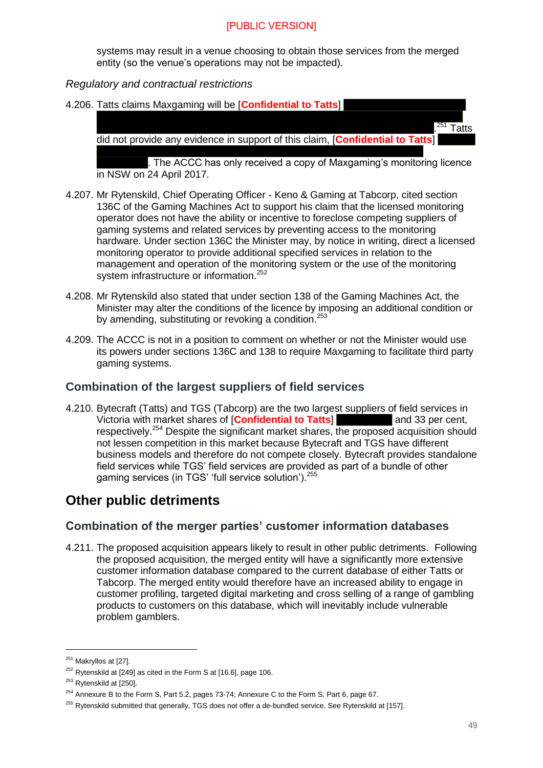systems may result in a venue choosing to obtain those services from the merged entity (so the venue's operations may not be impacted).

*Regulatory and contractual restrictions*

4.206. Tatts claims Maxgaming will be [**Confidential to Tatts**] .[251] Tatts did not provide any evidence in support of this claim, [**Confidential to Tatts**] . The ACCC has only received a copy of Maxgaming's monitoring licence in NSW on 24 April 2017.

4.207. Mr Rytenskild, Chief Operating Officer - Keno & Gaming at Tabcorp, cited section 136C of the Gaming Machines Act to support his claim that the licensed monitoring operator does not have the ability or incentive to foreclose competing suppliers of gaming systems and related services by preventing access to the monitoring hardware. Under section 136C the Minister may, by notice in writing, direct a licensed monitoring operator to provide additional specified services in relation to the management and operation of the monitoring system or the use of the monitoring system infrastructure or information.[252]

4.208. Mr Rytenskild also stated that under section 138 of the Gaming Machines Act, the Minister may alter the conditions of the licence by imposing an additional condition or by amending, substituting or revoking a condition.[253]

4.209. The ACCC is not in a position to comment on whether or not the Minister would use its powers under sections 136C and 138 to require Maxgaming to facilitate third party gaming systems.

### Combination of the largest suppliers of field services

4.210. Bytecraft (Tatts) and TGS (Tabcorp) are the two largest suppliers of field services in Victoria with market shares of [**Confidential to Tatts**] and 33 per cent, respectively.[254] Despite the significant market shares, the proposed acquisition should not lessen competition in this market because Bytecraft and TGS have different business models and therefore do not compete closely. Bytecraft provides standalone field services while TGS' field services are provided as part of a bundle of other gaming services (in TGS' 'full service solution').[255]

## Other public detriments

### Combination of the merger parties' customer information databases

4.211. The proposed acquisition appears likely to result in other public detriments. Following the proposed acquisition, the merged entity will have a significantly more extensive customer information database compared to the current database of either Tatts or Tabcorp. The merged entity would therefore have an increased ability to engage in customer profiling, targeted digital marketing and cross selling of a range of gambling products to customers on this database, which will inevitably include vulnerable problem gamblers.

---

[251] Makryllos at [27].

[252] Rytenskild at [249] as cited in the Form S at [16.6], page 106.

[253] Rytenskild at [250].

[254] Annexure B to the Form S, Part 5.2, pages 73-74; Annexure C to the Form S, Part 6, page 67.

[255] Rytenskild submitted that generally, TGS does not offer a de-bundled service. See Rytenskild at [157].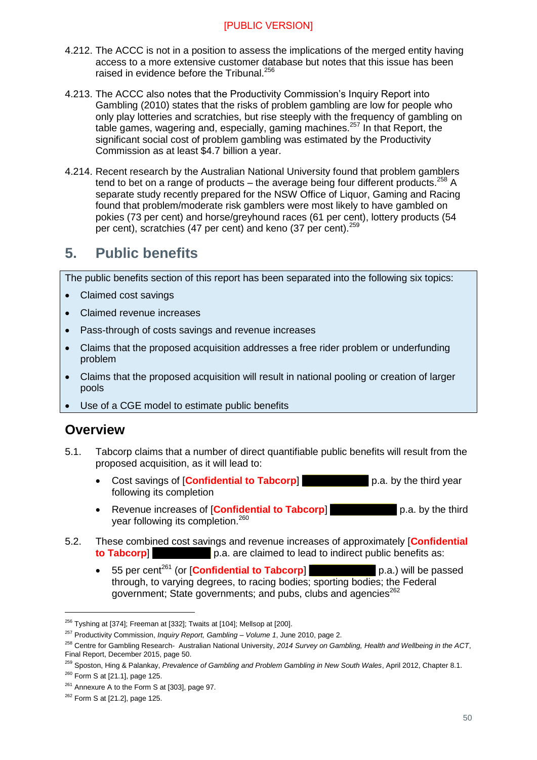4.212. The ACCC is not in a position to assess the implications of the merged entity having access to a more extensive customer database but notes that this issue has been raised in evidence before the Tribunal.[256]

4.213. The ACCC also notes that the Productivity Commission's Inquiry Report into Gambling (2010) states that the risks of problem gambling are low for people who only play lotteries and scratchies, but rise steeply with the frequency of gambling on table games, wagering and, especially, gaming machines.[257] In that Report, the significant social cost of problem gambling was estimated by the Productivity Commission as at least $4.7 billion a year.

4.214. Recent research by the Australian National University found that problem gamblers tend to bet on a range of products – the average being four different products.[258] A separate study recently prepared for the NSW Office of Liquor, Gaming and Racing found that problem/moderate risk gamblers were most likely to have gambled on pokies (73 per cent) and horse/greyhound races (61 per cent), lottery products (54 per cent), scratchies (47 per cent) and keno (37 per cent).[259]

# 5. Public benefits

The public benefits section of this report has been separated into the following six topics:

- Claimed cost savings
- Claimed revenue increases
- Pass-through of costs savings and revenue increases
- Claims that the proposed acquisition addresses a free rider problem or underfunding problem
- Claims that the proposed acquisition will result in national pooling or creation of larger pools
- Use of a CGE model to estimate public benefits

## Overview

5.1. Tabcorp claims that a number of direct quantifiable public benefits will result from the proposed acquisition, as it will lead to:

- Cost savings of [**Confidential to Tabcorp**] ██████████ p.a. by the third year following its completion
- Revenue increases of [**Confidential to Tabcorp**] ██████████ p.a. by the third year following its completion.[260]

5.2. These combined cost savings and revenue increases of approximately [**Confidential to Tabcorp**] ██████████ p.a. are claimed to lead to indirect public benefits as:

- 55 per cent[261] (or [**Confidential to Tabcorp**] ██████████ p.a.) will be passed through, to varying degrees, to racing bodies; sporting bodies; the Federal government; State governments; and pubs, clubs and agencies[262]

---

[256] Tyshing at [374]; Freeman at [332]; Twaits at [104]; Mellsop at [200].

[257] Productivity Commission, *Inquiry Report, Gambling – Volume 1*, June 2010, page 2.

[258] Centre for Gambling Research- Australian National University, *2014 Survey on Gambling, Health and Wellbeing in the ACT*, Final Report, December 2015, page 50.

[259] Sposton, Hing & Palankay, *Prevalence of Gambling and Problem Gambling in New South Wales*, April 2012, Chapter 8.1.

[260] Form S at [21.1], page 125.

[261] Annexure A to the Form S at [303], page 97.

[262] Form S at [21.2], page 125.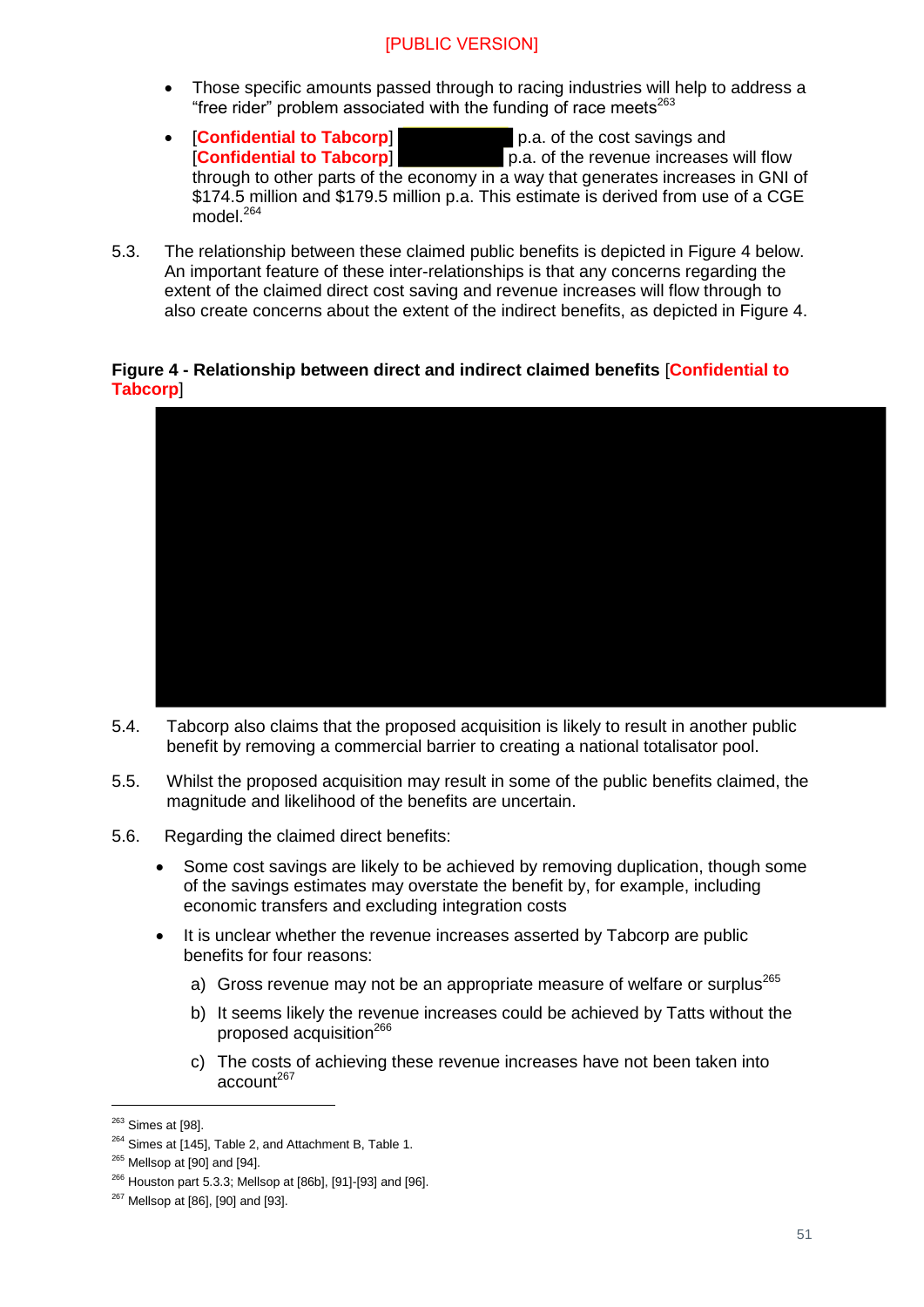- Those specific amounts passed through to racing industries will help to address a "free rider" problem associated with the funding of race meets[263]
- [**Confidential to Tabcorp**] p.a. of the cost savings and [**Confidential to Tabcorp**] p.a. of the revenue increases will flow through to other parts of the economy in a way that generates increases in GNI of $174.5 million and $179.5 million p.a. This estimate is derived from use of a CGE model.[264]

5.3. The relationship between these claimed public benefits is depicted in Figure 4 below. An important feature of these inter-relationships is that any concerns regarding the extent of the claimed direct cost saving and revenue increases will flow through to also create concerns about the extent of the indirect benefits, as depicted in Figure 4.

**Figure 4 - Relationship between direct and indirect claimed benefits** [**Confidential to Tabcorp**]

5.4. Tabcorp also claims that the proposed acquisition is likely to result in another public benefit by removing a commercial barrier to creating a national totalisator pool.

5.5. Whilst the proposed acquisition may result in some of the public benefits claimed, the magnitude and likelihood of the benefits are uncertain.

5.6. Regarding the claimed direct benefits:

- Some cost savings are likely to be achieved by removing duplication, though some of the savings estimates may overstate the benefit by, for example, including economic transfers and excluding integration costs
- It is unclear whether the revenue increases asserted by Tabcorp are public benefits for four reasons:
  a) Gross revenue may not be an appropriate measure of welfare or surplus[265]
  b) It seems likely the revenue increases could be achieved by Tatts without the proposed acquisition[266]
  c) The costs of achieving these revenue increases have not been taken into account[267]

---

[263] Simes at [98].
[264] Simes at [145], Table 2, and Attachment B, Table 1.
[265] Mellsop at [90] and [94].
[266] Houston part 5.3.3; Mellsop at [86b], [91]-[93] and [96].
[267] Mellsop at [86], [90] and [93].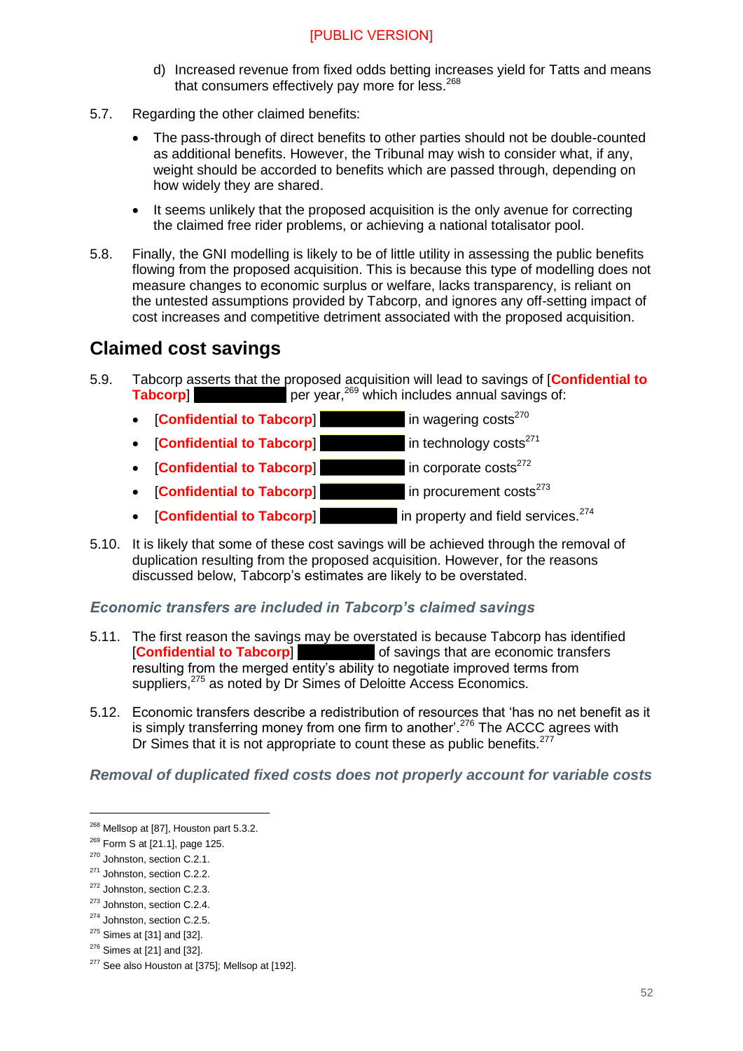[PUBLIC VERSION]

d) Increased revenue from fixed odds betting increases yield for Tatts and means that consumers effectively pay more for less.[268]

5.7. Regarding the other claimed benefits:

- The pass-through of direct benefits to other parties should not be double-counted as additional benefits. However, the Tribunal may wish to consider what, if any, weight should be accorded to benefits which are passed through, depending on how widely they are shared.
- It seems unlikely that the proposed acquisition is the only avenue for correcting the claimed free rider problems, or achieving a national totalisator pool.

5.8. Finally, the GNI modelling is likely to be of little utility in assessing the public benefits flowing from the proposed acquisition. This is because this type of modelling does not measure changes to economic surplus or welfare, lacks transparency, is reliant on the untested assumptions provided by Tabcorp, and ignores any off-setting impact of cost increases and competitive detriment associated with the proposed acquisition.

## Claimed cost savings

5.9. Tabcorp asserts that the proposed acquisition will lead to savings of [**Confidential to Tabcorp**] per year,[269] which includes annual savings of:

- [**Confidential to Tabcorp**] in wagering costs[270]
- [**Confidential to Tabcorp**] in technology costs[271]
- [**Confidential to Tabcorp**] in corporate costs[272]
- [**Confidential to Tabcorp**] in procurement costs[273]
- [**Confidential to Tabcorp**] in property and field services.[274]

5.10. It is likely that some of these cost savings will be achieved through the removal of duplication resulting from the proposed acquisition. However, for the reasons discussed below, Tabcorp's estimates are likely to be overstated.

### *Economic transfers are included in Tabcorp's claimed savings*

5.11. The first reason the savings may be overstated is because Tabcorp has identified [**Confidential to Tabcorp**] of savings that are economic transfers resulting from the merged entity's ability to negotiate improved terms from suppliers,[275] as noted by Dr Simes of Deloitte Access Economics.

5.12. Economic transfers describe a redistribution of resources that 'has no net benefit as it is simply transferring money from one firm to another'.[276] The ACCC agrees with Dr Simes that it is not appropriate to count these as public benefits.[277]

### *Removal of duplicated fixed costs does not properly account for variable costs*

---

[268] Mellsop at [87], Houston part 5.3.2.

[269] Form S at [21.1], page 125.

[270] Johnston, section C.2.1.

[271] Johnston, section C.2.2.

[272] Johnston, section C.2.3.

[273] Johnston, section C.2.4.

[274] Johnston, section C.2.5.

[275] Simes at [31] and [32].

[276] Simes at [21] and [32].

[277] See also Houston at [375]; Mellsop at [192].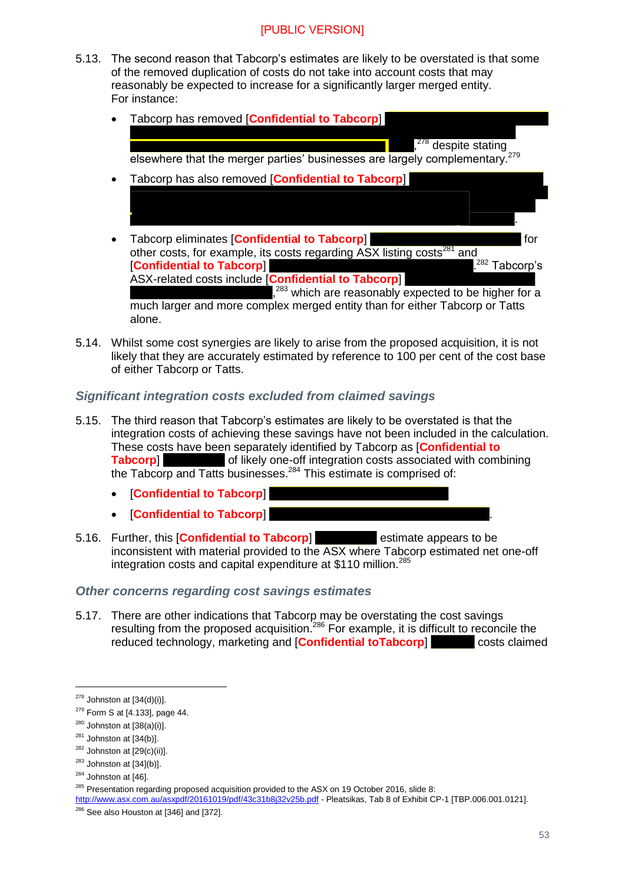[PUBLIC VERSION]

5.13. The second reason that Tabcorp's estimates are likely to be overstated is that some of the removed duplication of costs do not take into account costs that may reasonably be expected to increase for a significantly larger merged entity. For instance:

- Tabcorp has removed [**Confidential to Tabcorp**] ,[278] despite stating elsewhere that the merger parties' businesses are largely complementary.[279]
- Tabcorp has also removed [**Confidential to Tabcorp**] .
- Tabcorp eliminates [**Confidential to Tabcorp**] for other costs, for example, its costs regarding ASX listing costs[281] and [**Confidential to Tabcorp**] .[282] Tabcorp's ASX-related costs include [**Confidential to Tabcorp**] ,[283] which are reasonably expected to be higher for a much larger and more complex merged entity than for either Tabcorp or Tatts alone.

5.14. Whilst some cost synergies are likely to arise from the proposed acquisition, it is not likely that they are accurately estimated by reference to 100 per cent of the cost base of either Tabcorp or Tatts.

### *Significant integration costs excluded from claimed savings*

5.15. The third reason that Tabcorp's estimates are likely to be overstated is that the integration costs of achieving these savings have not been included in the calculation. These costs have been separately identified by Tabcorp as [**Confidential to Tabcorp**] of likely one-off integration costs associated with combining the Tabcorp and Tatts businesses.[284] This estimate is comprised of:

- [**Confidential to Tabcorp**]
- [**Confidential to Tabcorp**] .

5.16. Further, this [**Confidential to Tabcorp**] estimate appears to be inconsistent with material provided to the ASX where Tabcorp estimated net one-off integration costs and capital expenditure at $110 million.[285]

### *Other concerns regarding cost savings estimates*

5.17. There are other indications that Tabcorp may be overstating the cost savings resulting from the proposed acquisition.[286] For example, it is difficult to reconcile the reduced technology, marketing and [**Confidential toTabcorp**] costs claimed

---

[278] Johnston at [34(d)(i)].

[279] Form S at [4.133], page 44.

[280] Johnston at [38(a)(i)].

[281] Johnston at [34(b)].

[282] Johnston at [29(c)(ii)].

[283] Johnston at [34](b)].

[284] Johnston at [46].

[285] Presentation regarding proposed acquisition provided to the ASX on 19 October 2016, slide 8: http://www.asx.com.au/asxpdf/20161019/pdf/43c31b8j32v25b.pdf - Pleatsikas, Tab 8 of Exhibit CP-1 [TBP.006.001.0121].

[286] See also Houston at [346] and [372].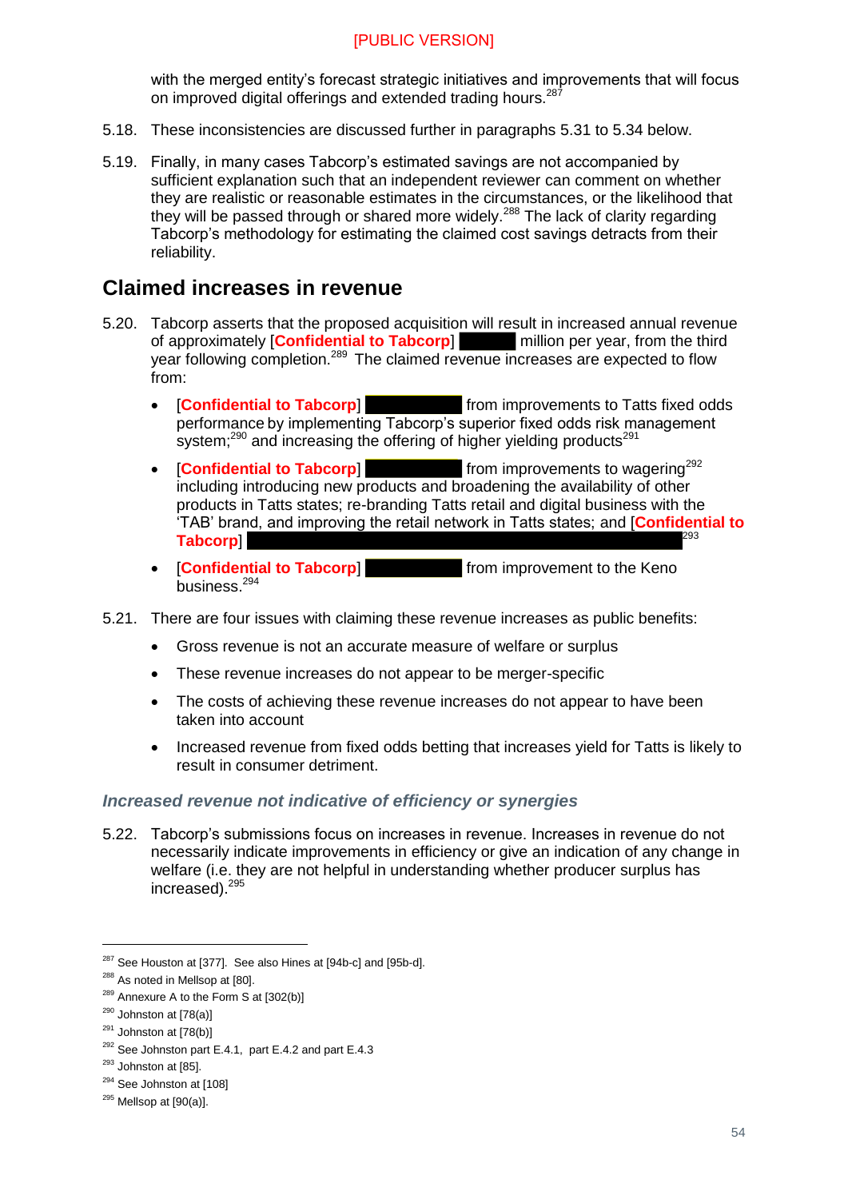with the merged entity's forecast strategic initiatives and improvements that will focus on improved digital offerings and extended trading hours.[287]

5.18. These inconsistencies are discussed further in paragraphs 5.31 to 5.34 below.

5.19. Finally, in many cases Tabcorp's estimated savings are not accompanied by sufficient explanation such that an independent reviewer can comment on whether they are realistic or reasonable estimates in the circumstances, or the likelihood that they will be passed through or shared more widely.[288] The lack of clarity regarding Tabcorp's methodology for estimating the claimed cost savings detracts from their reliability.

## Claimed increases in revenue

5.20. Tabcorp asserts that the proposed acquisition will result in increased annual revenue of approximately [**Confidential to Tabcorp**] ████ million per year, from the third year following completion.[289] The claimed revenue increases are expected to flow from:

- [**Confidential to Tabcorp**] ████████ from improvements to Tatts fixed odds performance by implementing Tabcorp's superior fixed odds risk management system;[290] and increasing the offering of higher yielding products[291]
- [**Confidential to Tabcorp**] ████████ from improvements to wagering[292] including introducing new products and broadening the availability of other products in Tatts states; re-branding Tatts retail and digital business with the 'TAB' brand, and improving the retail network in Tatts states; and [**Confidential to Tabcorp**] ████████████████████████████████[293]
- [**Confidential to Tabcorp**] ████████ from improvement to the Keno business.[294]

5.21. There are four issues with claiming these revenue increases as public benefits:

- Gross revenue is not an accurate measure of welfare or surplus
- These revenue increases do not appear to be merger-specific
- The costs of achieving these revenue increases do not appear to have been taken into account
- Increased revenue from fixed odds betting that increases yield for Tatts is likely to result in consumer detriment.

### *Increased revenue not indicative of efficiency or synergies*

5.22. Tabcorp's submissions focus on increases in revenue. Increases in revenue do not necessarily indicate improvements in efficiency or give an indication of any change in welfare (i.e. they are not helpful in understanding whether producer surplus has increased).[295]

---

[287] See Houston at [377]. See also Hines at [94b-c] and [95b-d].

[288] As noted in Mellsop at [80].

[289] Annexure A to the Form S at [302(b)]

[290] Johnston at [78(a)]

[291] Johnston at [78(b)]

[292] See Johnston part E.4.1, part E.4.2 and part E.4.3

[293] Johnston at [85].

[294] See Johnston at [108]

[295] Mellsop at [90(a)].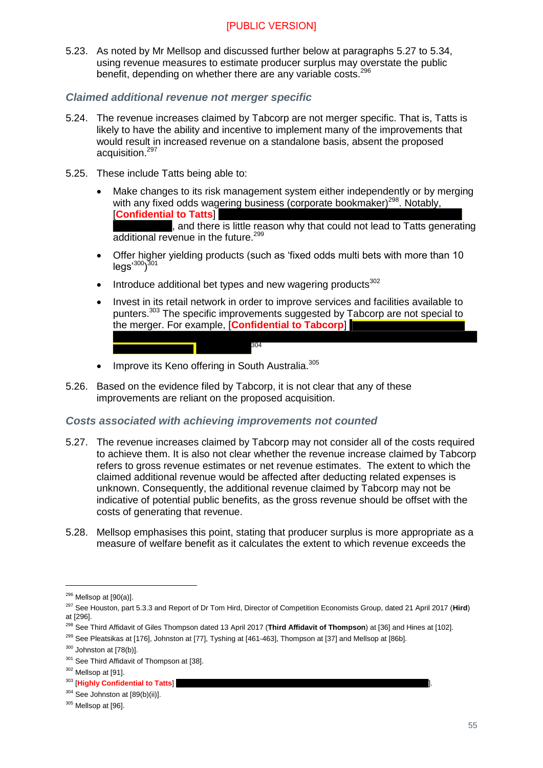[PUBLIC VERSION]

5.23. As noted by Mr Mellsop and discussed further below at paragraphs 5.27 to 5.34, using revenue measures to estimate producer surplus may overstate the public benefit, depending on whether there are any variable costs.[296]

### *Claimed additional revenue not merger specific*

5.24. The revenue increases claimed by Tabcorp are not merger specific. That is, Tatts is likely to have the ability and incentive to implement many of the improvements that would result in increased revenue on a standalone basis, absent the proposed acquisition.[297]

5.25. These include Tatts being able to:

- Make changes to its risk management system either independently or by merging with any fixed odds wagering business (corporate bookmaker)[298]. Notably, [**Confidential to Tatts**] ██████████, and there is little reason why that could not lead to Tatts generating additional revenue in the future.[299]
- Offer higher yielding products (such as 'fixed odds multi bets with more than 10 legs'[300])[301]
- Introduce additional bet types and new wagering products[302]
- Invest in its retail network in order to improve services and facilities available to punters.[303] The specific improvements suggested by Tabcorp are not special to the merger. For example, [**Confidential to Tabcorp**] ██████████[304]
- Improve its Keno offering in South Australia.[305]

5.26. Based on the evidence filed by Tabcorp, it is not clear that any of these improvements are reliant on the proposed acquisition.

### *Costs associated with achieving improvements not counted*

5.27. The revenue increases claimed by Tabcorp may not consider all of the costs required to achieve them. It is also not clear whether the revenue increase claimed by Tabcorp refers to gross revenue estimates or net revenue estimates. The extent to which the claimed additional revenue would be affected after deducting related expenses is unknown. Consequently, the additional revenue claimed by Tabcorp may not be indicative of potential public benefits, as the gross revenue should be offset with the costs of generating that revenue.

5.28. Mellsop emphasises this point, stating that producer surplus is more appropriate as a measure of welfare benefit as it calculates the extent to which revenue exceeds the

---

[296] Mellsop at [90(a)].

[297] See Houston, part 5.3.3 and Report of Dr Tom Hird, Director of Competition Economists Group, dated 21 April 2017 (**Hird**) at [296].

[298] See Third Affidavit of Giles Thompson dated 13 April 2017 (**Third Affidavit of Thompson**) at [36] and Hines at [102].

[299] See Pleatsikas at [176], Johnston at [77], Tysing at [461-463], Thompson at [37] and Mellsop at [86b].

[300] Johnston at [78(b)].

[301] See Third Affidavit of Thompson at [38].

[302] Mellsop at [91].

[303] [**Highly Confidential to Tatts**] ██████████].

[304] See Johnston at [89(b)(ii)].

[305] Mellsop at [96].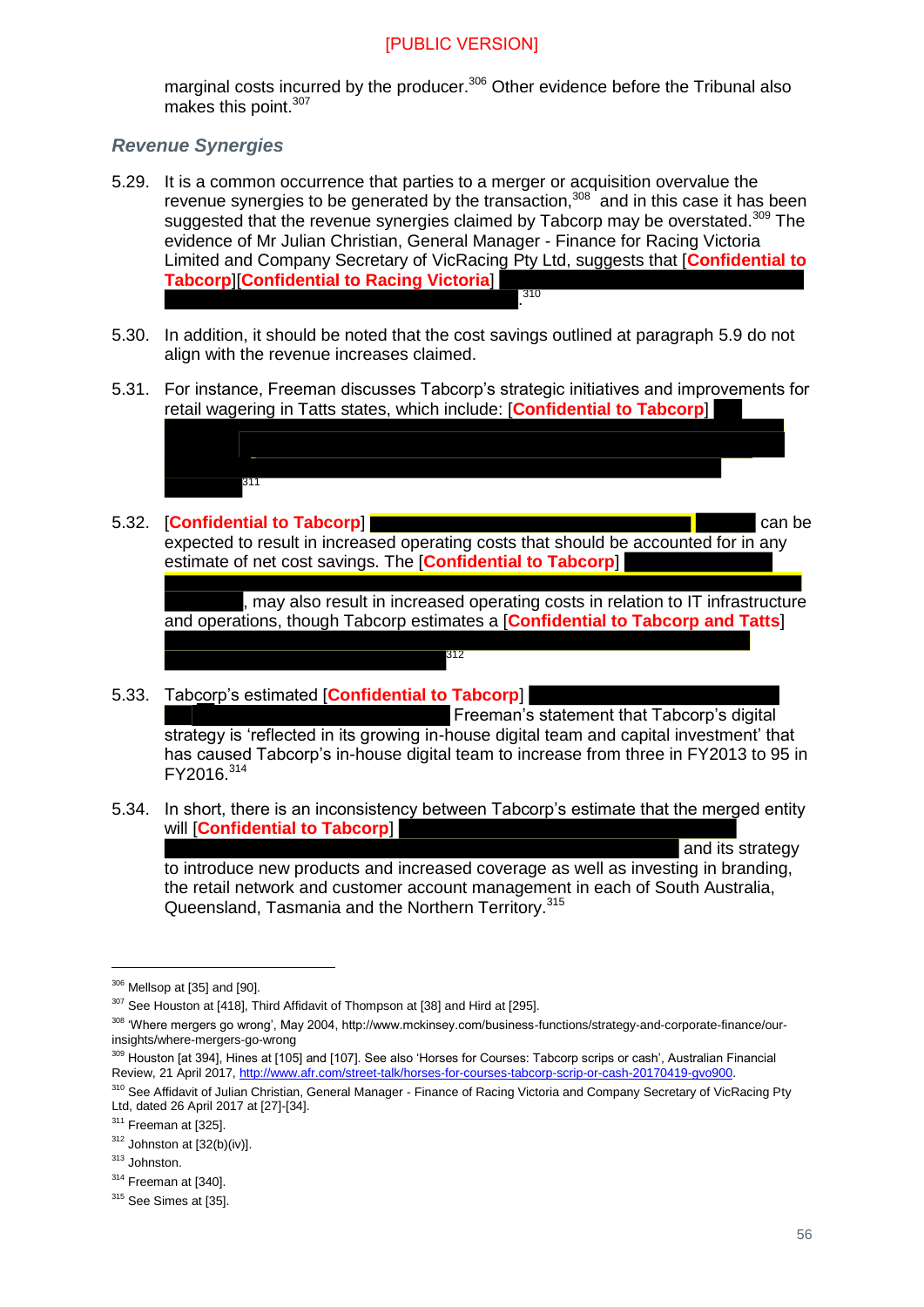marginal costs incurred by the producer.[306] Other evidence before the Tribunal also makes this point.[307]

### *Revenue Synergies*

5.29. It is a common occurrence that parties to a merger or acquisition overvalue the revenue synergies to be generated by the transaction,[308] and in this case it has been suggested that the revenue synergies claimed by Tabcorp may be overstated.[309] The evidence of Mr Julian Christian, General Manager - Finance for Racing Victoria Limited and Company Secretary of VicRacing Pty Ltd, suggests that [**Confidential to Tabcorp**][**Confidential to Racing Victoria**] .[310]

5.30. In addition, it should be noted that the cost savings outlined at paragraph 5.9 do not align with the revenue increases claimed.

5.31. For instance, Freeman discusses Tabcorp's strategic initiatives and improvements for retail wagering in Tatts states, which include: [**Confidential to Tabcorp**] [311]

5.32. [**Confidential to Tabcorp**] can be expected to result in increased operating costs that should be accounted for in any estimate of net cost savings. The [**Confidential to Tabcorp**] , may also result in increased operating costs in relation to IT infrastructure and operations, though Tabcorp estimates a [**Confidential to Tabcorp and Tatts**] [312]

5.33. Tabcorp's estimated [**Confidential to Tabcorp**] Freeman's statement that Tabcorp's digital strategy is 'reflected in its growing in-house digital team and capital investment' that has caused Tabcorp's in-house digital team to increase from three in FY2013 to 95 in FY2016.[314]

5.34. In short, there is an inconsistency between Tabcorp's estimate that the merged entity will [**Confidential to Tabcorp**] and its strategy to introduce new products and increased coverage as well as investing in branding, the retail network and customer account management in each of South Australia, Queensland, Tasmania and the Northern Territory.[315]

---

[306] Mellsop at [35] and [90].

[307] See Houston at [418], Third Affidavit of Thompson at [38] and Hird at [295].

[308] 'Where mergers go wrong', May 2004, http://www.mckinsey.com/business-functions/strategy-and-corporate-finance/our-insights/where-mergers-go-wrong

[309] Houston [at 394], Hines at [105] and [107]. See also 'Horses for Courses: Tabcorp scrips or cash', Australian Financial Review, 21 April 2017, http://www.afr.com/street-talk/horses-for-courses-tabcorp-scrip-or-cash-20170419-gvo900.

[310] See Affidavit of Julian Christian, General Manager - Finance of Racing Victoria and Company Secretary of VicRacing Pty Ltd, dated 26 April 2017 at [27]-[34].

[311] Freeman at [325].

[312] Johnston at [32(b)(iv)].

[313] Johnston.

[314] Freeman at [340].

[315] See Simes at [35].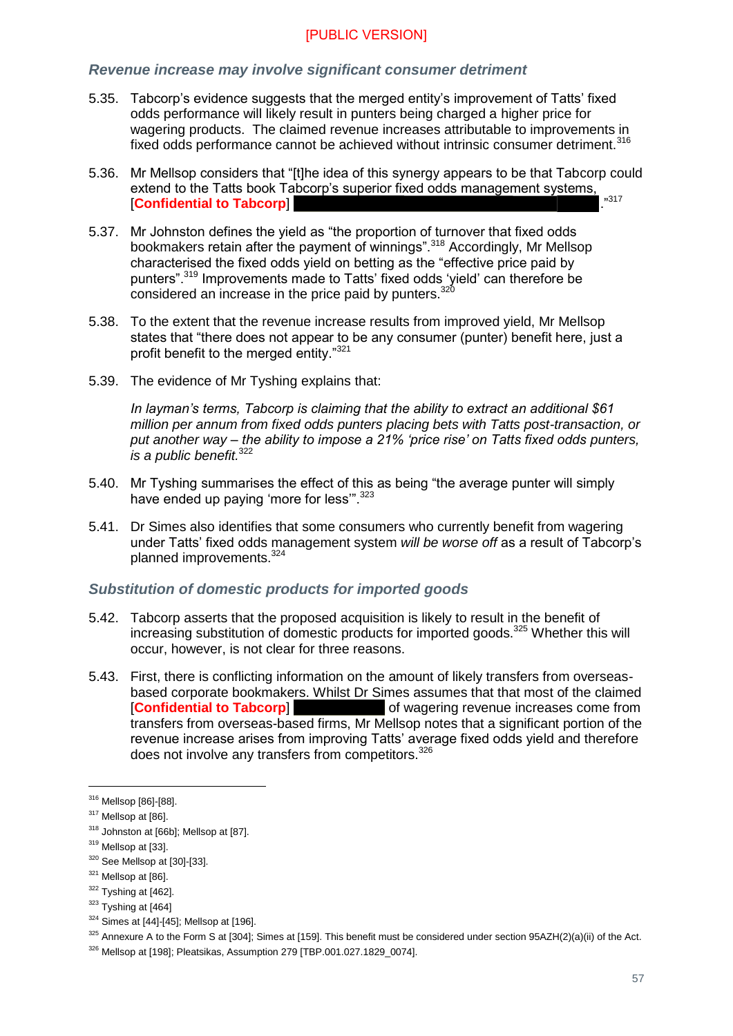[PUBLIC VERSION]

### *Revenue increase may involve significant consumer detriment*

5.35. Tabcorp's evidence suggests that the merged entity's improvement of Tatts' fixed odds performance will likely result in punters being charged a higher price for wagering products. The claimed revenue increases attributable to improvements in fixed odds performance cannot be achieved without intrinsic consumer detriment.[316]

5.36. Mr Mellsop considers that "[t]he idea of this synergy appears to be that Tabcorp could extend to the Tatts book Tabcorp's superior fixed odds management systems, [**Confidential to Tabcorp**] ."[317]

5.37. Mr Johnston defines the yield as "the proportion of turnover that fixed odds bookmakers retain after the payment of winnings".[318] Accordingly, Mr Mellsop characterised the fixed odds yield on betting as the "effective price paid by punters".[319] Improvements made to Tatts' fixed odds 'yield' can therefore be considered an increase in the price paid by punters.[320]

5.38. To the extent that the revenue increase results from improved yield, Mr Mellsop states that "there does not appear to be any consumer (punter) benefit here, just a profit benefit to the merged entity."[321]

5.39. The evidence of Mr Tyshing explains that:

> *In layman's terms, Tabcorp is claiming that the ability to extract an additional $61 million per annum from fixed odds punters placing bets with Tatts post-transaction, or put another way – the ability to impose a 21% 'price rise' on Tatts fixed odds punters, is a public benefit.*[322]

5.40. Mr Tyshing summarises the effect of this as being "the average punter will simply have ended up paying 'more for less'".[323]

5.41. Dr Simes also identifies that some consumers who currently benefit from wagering under Tatts' fixed odds management system *will be worse off* as a result of Tabcorp's planned improvements.[324]

### *Substitution of domestic products for imported goods*

5.42. Tabcorp asserts that the proposed acquisition is likely to result in the benefit of increasing substitution of domestic products for imported goods.[325] Whether this will occur, however, is not clear for three reasons.

5.43. First, there is conflicting information on the amount of likely transfers from overseas-based corporate bookmakers. Whilst Dr Simes assumes that that most of the claimed [**Confidential to Tabcorp**] of wagering revenue increases come from transfers from overseas-based firms, Mr Mellsop notes that a significant portion of the revenue increase arises from improving Tatts' average fixed odds yield and therefore does not involve any transfers from competitors.[326]

---

[316] Mellsop [86]-[88].

[317] Mellsop at [86].

[318] Johnston at [66b]; Mellsop at [87].

[319] Mellsop at [33].

[320] See Mellsop at [30]-[33].

[321] Mellsop at [86].

[322] Tyshing at [462].

[323] Tyshing at [464]

[324] Simes at [44]-[45]; Mellsop at [196].

[325] Annexure A to the Form S at [304]; Simes at [159]. This benefit must be considered under section 95AZH(2)(a)(ii) of the Act.

[326] Mellsop at [198]; Pleatsikas, Assumption 279 [TBP.001.027.1829_0074].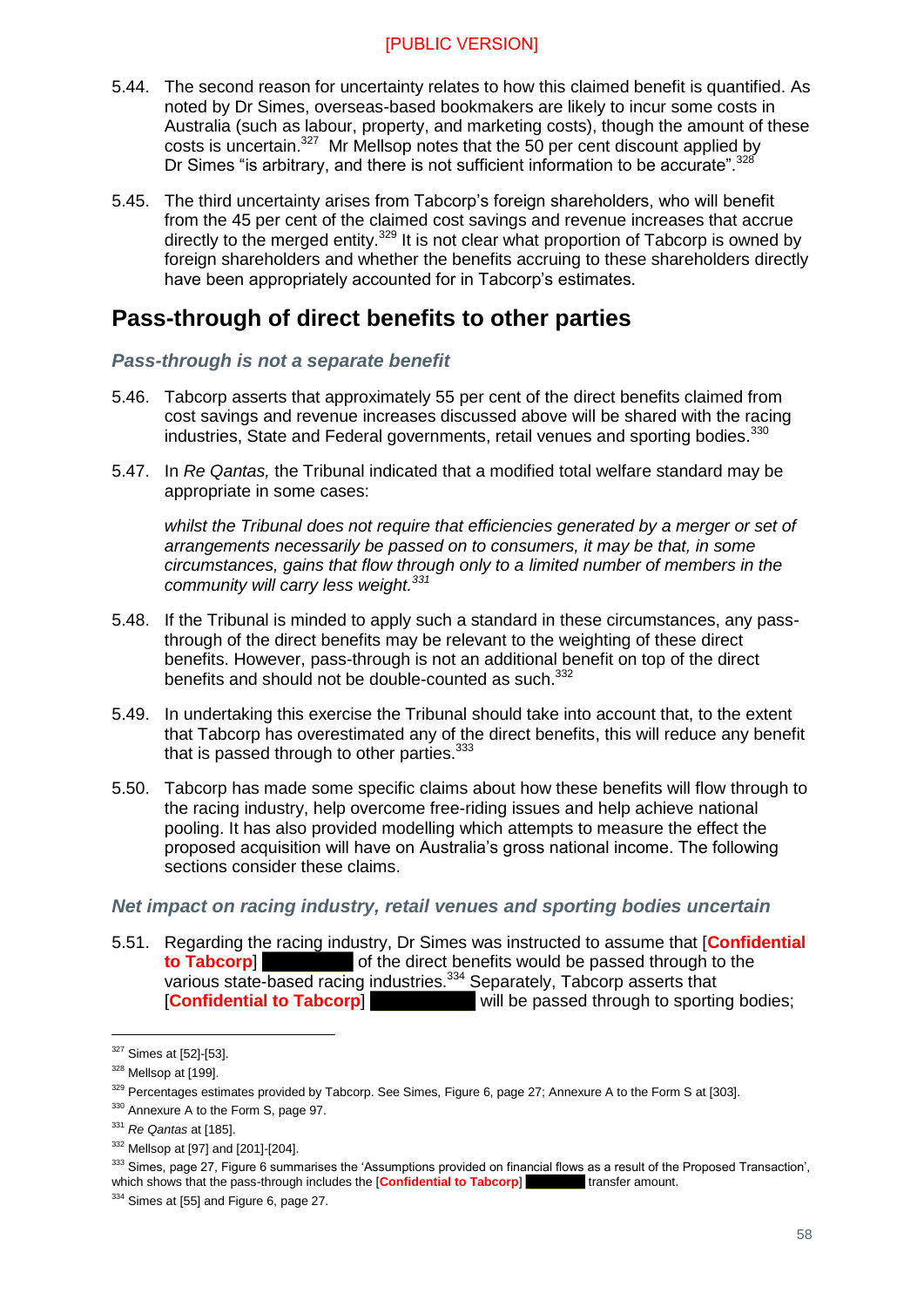5.44. The second reason for uncertainty relates to how this claimed benefit is quantified. As noted by Dr Simes, overseas-based bookmakers are likely to incur some costs in Australia (such as labour, property, and marketing costs), though the amount of these costs is uncertain.[327] Mr Mellsop notes that the 50 per cent discount applied by Dr Simes "is arbitrary, and there is not sufficient information to be accurate".[328]

5.45. The third uncertainty arises from Tabcorp's foreign shareholders, who will benefit from the 45 per cent of the claimed cost savings and revenue increases that accrue directly to the merged entity.[329] It is not clear what proportion of Tabcorp is owned by foreign shareholders and whether the benefits accruing to these shareholders directly have been appropriately accounted for in Tabcorp's estimates.

## Pass-through of direct benefits to other parties

### *Pass-through is not a separate benefit*

5.46. Tabcorp asserts that approximately 55 per cent of the direct benefits claimed from cost savings and revenue increases discussed above will be shared with the racing industries, State and Federal governments, retail venues and sporting bodies.[330]

5.47. In *Re Qantas,* the Tribunal indicated that a modified total welfare standard may be appropriate in some cases:

> *whilst the Tribunal does not require that efficiencies generated by a merger or set of arrangements necessarily be passed on to consumers, it may be that, in some circumstances, gains that flow through only to a limited number of members in the community will carry less weight.*[331]

5.48. If the Tribunal is minded to apply such a standard in these circumstances, any pass-through of the direct benefits may be relevant to the weighting of these direct benefits. However, pass-through is not an additional benefit on top of the direct benefits and should not be double-counted as such.[332]

5.49. In undertaking this exercise the Tribunal should take into account that, to the extent that Tabcorp has overestimated any of the direct benefits, this will reduce any benefit that is passed through to other parties.[333]

5.50. Tabcorp has made some specific claims about how these benefits will flow through to the racing industry, help overcome free-riding issues and help achieve national pooling. It has also provided modelling which attempts to measure the effect the proposed acquisition will have on Australia's gross national income. The following sections consider these claims.

### *Net impact on racing industry, retail venues and sporting bodies uncertain*

5.51. Regarding the racing industry, Dr Simes was instructed to assume that [**Confidential to Tabcorp**] ████████ of the direct benefits would be passed through to the various state-based racing industries.[334] Separately, Tabcorp asserts that [**Confidential to Tabcorp**] █████████ will be passed through to sporting bodies;

---

[327] Simes at [52]-[53].

[328] Mellsop at [199].

[329] Percentages estimates provided by Tabcorp. See Simes, Figure 6, page 27; Annexure A to the Form S at [303].

[330] Annexure A to the Form S, page 97.

[331] *Re Qantas* at [185].

[332] Mellsop at [97] and [201]-[204].

[333] Simes, page 27, Figure 6 summarises the 'Assumptions provided on financial flows as a result of the Proposed Transaction', which shows that the pass-through includes the [**Confidential to Tabcorp**] ██████ transfer amount.

[334] Simes at [55] and Figure 6, page 27.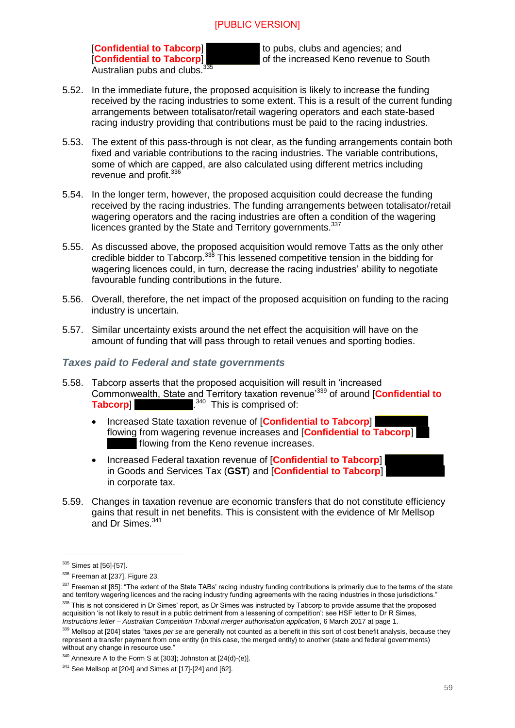[Confidential to Tabcorp] to pubs, clubs and agencies; and [Confidential to Tabcorp] of the increased Keno revenue to South Australian pubs and clubs.[335]

5.52. In the immediate future, the proposed acquisition is likely to increase the funding received by the racing industries to some extent. This is a result of the current funding arrangements between totalisator/retail wagering operators and each state-based racing industry providing that contributions must be paid to the racing industries.

5.53. The extent of this pass-through is not clear, as the funding arrangements contain both fixed and variable contributions to the racing industries. The variable contributions, some of which are capped, are also calculated using different metrics including revenue and profit.[336]

5.54. In the longer term, however, the proposed acquisition could decrease the funding received by the racing industries. The funding arrangements between totalisator/retail wagering operators and the racing industries are often a condition of the wagering licences granted by the State and Territory governments.[337]

5.55. As discussed above, the proposed acquisition would remove Tatts as the only other credible bidder to Tabcorp.[338] This lessened competitive tension in the bidding for wagering licences could, in turn, decrease the racing industries' ability to negotiate favourable funding contributions in the future.

5.56. Overall, therefore, the net impact of the proposed acquisition on funding to the racing industry is uncertain.

5.57. Similar uncertainty exists around the net effect the acquisition will have on the amount of funding that will pass through to retail venues and sporting bodies.

### *Taxes paid to Federal and state governments*

5.58. Tabcorp asserts that the proposed acquisition will result in 'increased Commonwealth, State and Territory taxation revenue'[339] of around [Confidential to Tabcorp] .[340] This is comprised of:

- Increased State taxation revenue of [Confidential to Tabcorp] flowing from wagering revenue increases and [Confidential to Tabcorp] flowing from the Keno revenue increases.
- Increased Federal taxation revenue of [Confidential to Tabcorp] in Goods and Services Tax (**GST**) and [Confidential to Tabcorp] in corporate tax.

5.59. Changes in taxation revenue are economic transfers that do not constitute efficiency gains that result in net benefits. This is consistent with the evidence of Mr Mellsop and Dr Simes.[341]

---

[335] Simes at [56]-[57].

[336] Freeman at [237], Figure 23.

[337] Freeman at [85]: "The extent of the State TABs' racing industry funding contributions is primarily due to the terms of the state and territory wagering licences and the racing industry funding agreements with the racing industries in those jurisdictions."

[338] This is not considered in Dr Simes' report, as Dr Simes was instructed by Tabcorp to provide assume that the proposed acquisition 'is not likely to result in a public detriment from a lessening of competition': see HSF letter to Dr R Simes, *Instructions letter – Australian Competition Tribunal merger authorisation application*, 6 March 2017 at page 1.

[339] Mellsop at [204] states "taxes *per se* are generally not counted as a benefit in this sort of cost benefit analysis, because they represent a transfer payment from one entity (in this case, the merged entity) to another (state and federal governments) without any change in resource use."

[340] Annexure A to the Form S at [303]; Johnston at [24(d)-(e)].

[341] See Mellsop at [204] and Simes at [17]-[24] and [62].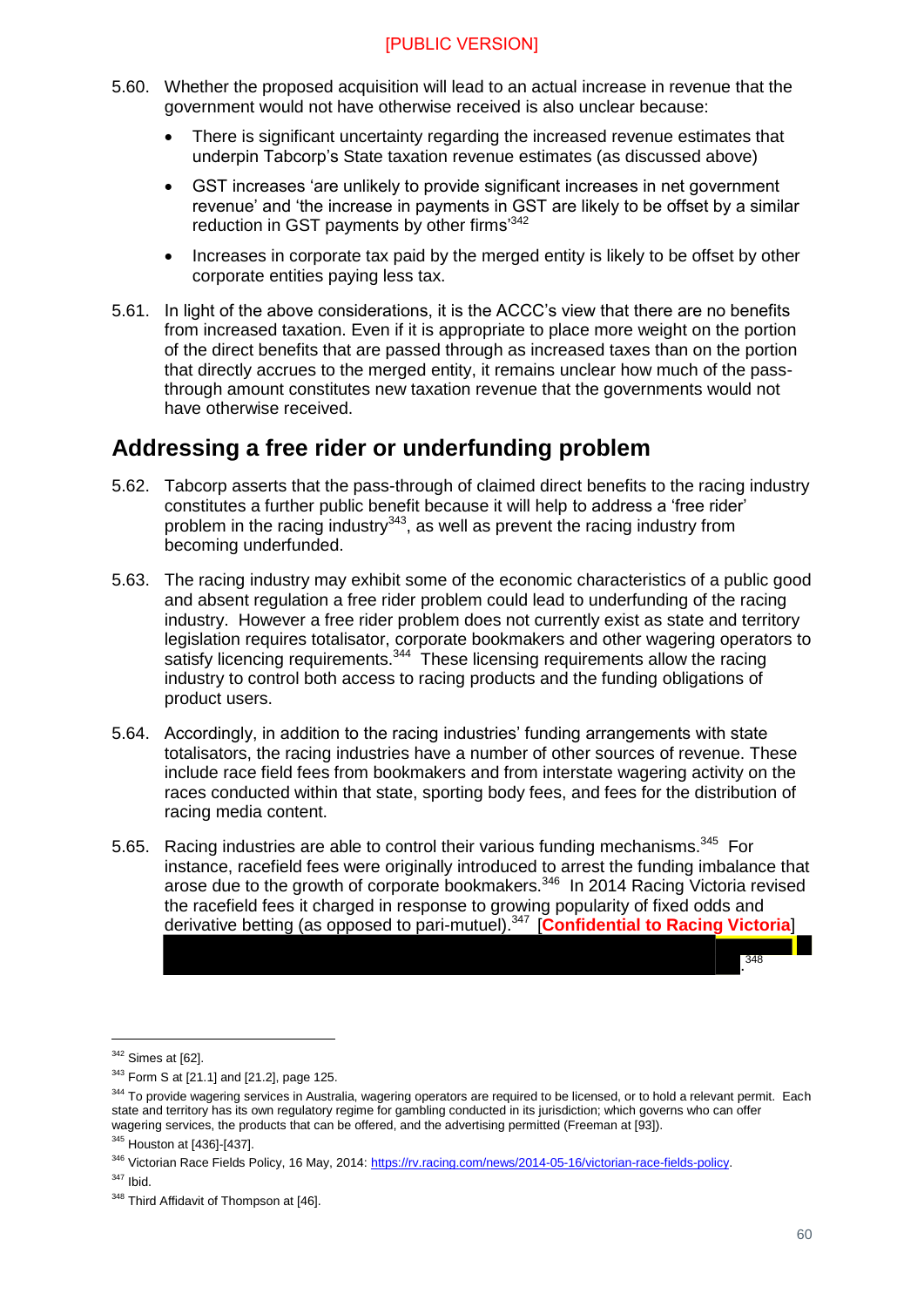5.60. Whether the proposed acquisition will lead to an actual increase in revenue that the government would not have otherwise received is also unclear because:

- There is significant uncertainty regarding the increased revenue estimates that underpin Tabcorp's State taxation revenue estimates (as discussed above)
- GST increases 'are unlikely to provide significant increases in net government revenue' and 'the increase in payments in GST are likely to be offset by a similar reduction in GST payments by other firms'[342]
- Increases in corporate tax paid by the merged entity is likely to be offset by other corporate entities paying less tax.

5.61. In light of the above considerations, it is the ACCC's view that there are no benefits from increased taxation. Even if it is appropriate to place more weight on the portion of the direct benefits that are passed through as increased taxes than on the portion that directly accrues to the merged entity, it remains unclear how much of the pass-through amount constitutes new taxation revenue that the governments would not have otherwise received.

## Addressing a free rider or underfunding problem

5.62. Tabcorp asserts that the pass-through of claimed direct benefits to the racing industry constitutes a further public benefit because it will help to address a 'free rider' problem in the racing industry[343], as well as prevent the racing industry from becoming underfunded.

5.63. The racing industry may exhibit some of the economic characteristics of a public good and absent regulation a free rider problem could lead to underfunding of the racing industry. However a free rider problem does not currently exist as state and territory legislation requires totalisator, corporate bookmakers and other wagering operators to satisfy licencing requirements.[344] These licensing requirements allow the racing industry to control both access to racing products and the funding obligations of product users.

5.64. Accordingly, in addition to the racing industries' funding arrangements with state totalisators, the racing industries have a number of other sources of revenue. These include race field fees from bookmakers and from interstate wagering activity on the races conducted within that state, sporting body fees, and fees for the distribution of racing media content.

5.65. Racing industries are able to control their various funding mechanisms.[345] For instance, racefield fees were originally introduced to arrest the funding imbalance that arose due to the growth of corporate bookmakers.[346] In 2014 Racing Victoria revised the racefield fees it charged in response to growing popularity of fixed odds and derivative betting (as opposed to pari-mutuel).[347] [**Confidential to Racing Victoria**] [redacted].[348]

---

[342] Simes at [62].

[343] Form S at [21.1] and [21.2], page 125.

[344] To provide wagering services in Australia, wagering operators are required to be licensed, or to hold a relevant permit. Each state and territory has its own regulatory regime for gambling conducted in its jurisdiction; which governs who can offer wagering services, the products that can be offered, and the advertising permitted (Freeman at [93]).

[345] Houston at [436]-[437].

[346] Victorian Race Fields Policy, 16 May, 2014: https://rv.racing.com/news/2014-05-16/victorian-race-fields-policy.

[347] Ibid.

[348] Third Affidavit of Thompson at [46].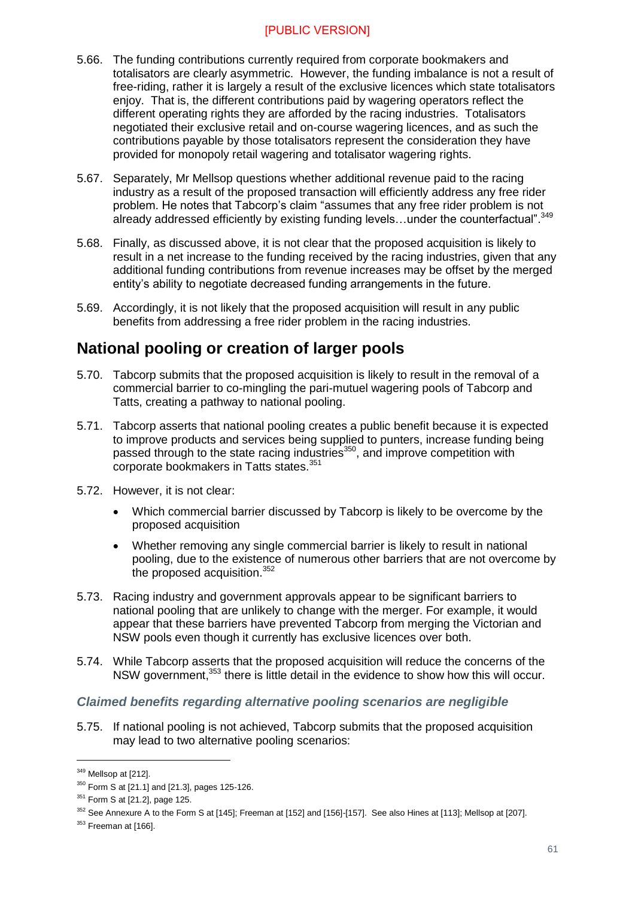5.66. The funding contributions currently required from corporate bookmakers and totalisators are clearly asymmetric. However, the funding imbalance is not a result of free-riding, rather it is largely a result of the exclusive licences which state totalisators enjoy. That is, the different contributions paid by wagering operators reflect the different operating rights they are afforded by the racing industries. Totalisators negotiated their exclusive retail and on-course wagering licences, and as such the contributions payable by those totalisators represent the consideration they have provided for monopoly retail wagering and totalisator wagering rights.

5.67. Separately, Mr Mellsop questions whether additional revenue paid to the racing industry as a result of the proposed transaction will efficiently address any free rider problem. He notes that Tabcorp's claim "assumes that any free rider problem is not already addressed efficiently by existing funding levels…under the counterfactual".[349]

5.68. Finally, as discussed above, it is not clear that the proposed acquisition is likely to result in a net increase to the funding received by the racing industries, given that any additional funding contributions from revenue increases may be offset by the merged entity's ability to negotiate decreased funding arrangements in the future.

5.69. Accordingly, it is not likely that the proposed acquisition will result in any public benefits from addressing a free rider problem in the racing industries.

## National pooling or creation of larger pools

5.70. Tabcorp submits that the proposed acquisition is likely to result in the removal of a commercial barrier to co-mingling the pari-mutuel wagering pools of Tabcorp and Tatts, creating a pathway to national pooling.

5.71. Tabcorp asserts that national pooling creates a public benefit because it is expected to improve products and services being supplied to punters, increase funding being passed through to the state racing industries[350], and improve competition with corporate bookmakers in Tatts states.[351]

5.72. However, it is not clear:

- Which commercial barrier discussed by Tabcorp is likely to be overcome by the proposed acquisition
- Whether removing any single commercial barrier is likely to result in national pooling, due to the existence of numerous other barriers that are not overcome by the proposed acquisition.[352]

5.73. Racing industry and government approvals appear to be significant barriers to national pooling that are unlikely to change with the merger. For example, it would appear that these barriers have prevented Tabcorp from merging the Victorian and NSW pools even though it currently has exclusive licences over both.

5.74. While Tabcorp asserts that the proposed acquisition will reduce the concerns of the NSW government,[353] there is little detail in the evidence to show how this will occur.

### *Claimed benefits regarding alternative pooling scenarios are negligible*

5.75. If national pooling is not achieved, Tabcorp submits that the proposed acquisition may lead to two alternative pooling scenarios:

---

[349] Mellsop at [212].

[350] Form S at [21.1] and [21.3], pages 125-126.

[351] Form S at [21.2], page 125.

[352] See Annexure A to the Form S at [145]; Freeman at [152] and [156]-[157]. See also Hines at [113]; Mellsop at [207].

[353] Freeman at [166].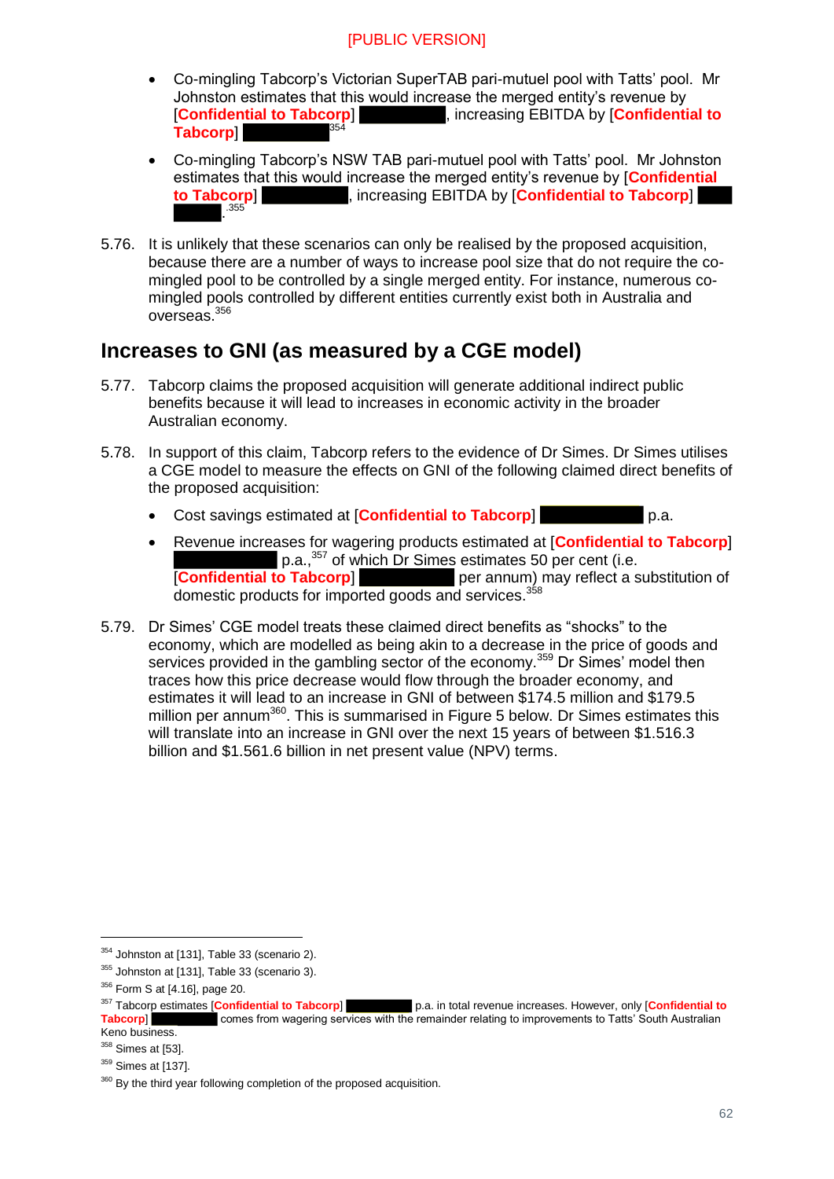[PUBLIC VERSION]

- Co-mingling Tabcorp's Victorian SuperTAB pari-mutuel pool with Tatts' pool. Mr Johnston estimates that this would increase the merged entity's revenue by [**Confidential to Tabcorp**] ██████, increasing EBITDA by [**Confidential to Tabcorp**] ██████[354]
- Co-mingling Tabcorp's NSW TAB pari-mutuel pool with Tatts' pool. Mr Johnston estimates that this would increase the merged entity's revenue by [**Confidential to Tabcorp**] ██████, increasing EBITDA by [**Confidential to Tabcorp**] ██████.[355]

5.76. It is unlikely that these scenarios can only be realised by the proposed acquisition, because there are a number of ways to increase pool size that do not require the co-mingled pool to be controlled by a single merged entity. For instance, numerous co-mingled pools controlled by different entities currently exist both in Australia and overseas.[356]

## Increases to GNI (as measured by a CGE model)

5.77. Tabcorp claims the proposed acquisition will generate additional indirect public benefits because it will lead to increases in economic activity in the broader Australian economy.

5.78. In support of this claim, Tabcorp refers to the evidence of Dr Simes. Dr Simes utilises a CGE model to measure the effects on GNI of the following claimed direct benefits of the proposed acquisition:

- Cost savings estimated at [**Confidential to Tabcorp**] ██████ p.a.
- Revenue increases for wagering products estimated at [**Confidential to Tabcorp**] ██████ p.a.,[357] of which Dr Simes estimates 50 per cent (i.e. [**Confidential to Tabcorp**] ██████ per annum) may reflect a substitution of domestic products for imported goods and services.[358]

5.79. Dr Simes' CGE model treats these claimed direct benefits as "shocks" to the economy, which are modelled as being akin to a decrease in the price of goods and services provided in the gambling sector of the economy.[359] Dr Simes' model then traces how this price decrease would flow through the broader economy, and estimates it will lead to an increase in GNI of between $174.5 million and $179.5 million per annum[360]. This is summarised in Figure 5 below. Dr Simes estimates this will translate into an increase in GNI over the next 15 years of between $1.516.3 billion and $1.561.6 billion in net present value (NPV) terms.

---

[354] Johnston at [131], Table 33 (scenario 2).

[355] Johnston at [131], Table 33 (scenario 3).

[356] Form S at [4.16], page 20.

[357] Tabcorp estimates [**Confidential to Tabcorp**] ██████ p.a. in total revenue increases. However, only [**Confidential to Tabcorp**] ██████ comes from wagering services with the remainder relating to improvements to Tatts' South Australian Keno business.

[358] Simes at [53].

[359] Simes at [137].

[360] By the third year following completion of the proposed acquisition.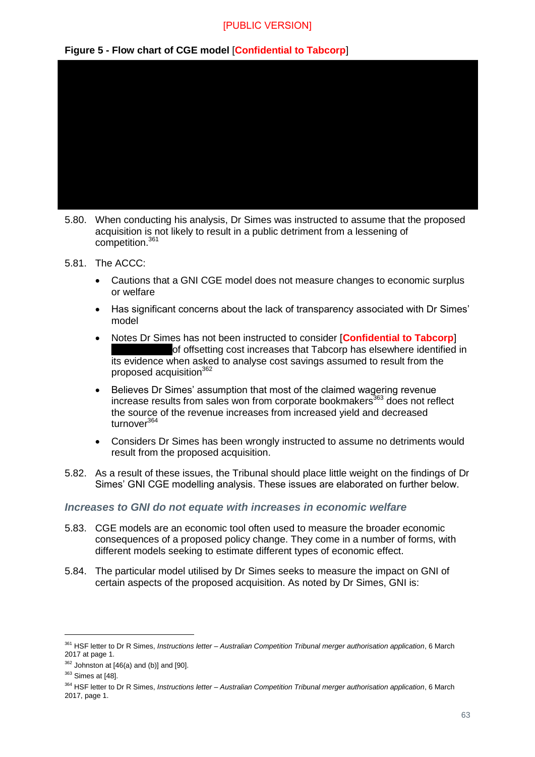**Figure 5 - Flow chart of CGE model** [**Confidential to Tabcorp**]

5.80. When conducting his analysis, Dr Simes was instructed to assume that the proposed acquisition is not likely to result in a public detriment from a lessening of competition.[361]

5.81. The ACCC:

- Cautions that a GNI CGE model does not measure changes to economic surplus or welfare
- Has significant concerns about the lack of transparency associated with Dr Simes' model
- Notes Dr Simes has not been instructed to consider [**Confidential to Tabcorp**] of offsetting cost increases that Tabcorp has elsewhere identified in its evidence when asked to analyse cost savings assumed to result from the proposed acquisition[362]
- Believes Dr Simes' assumption that most of the claimed wagering revenue increase results from sales won from corporate bookmakers[363] does not reflect the source of the revenue increases from increased yield and decreased turnover[364]
- Considers Dr Simes has been wrongly instructed to assume no detriments would result from the proposed acquisition.

5.82. As a result of these issues, the Tribunal should place little weight on the findings of Dr Simes' GNI CGE modelling analysis. These issues are elaborated on further below.

### *Increases to GNI do not equate with increases in economic welfare*

5.83. CGE models are an economic tool often used to measure the broader economic consequences of a proposed policy change. They come in a number of forms, with different models seeking to estimate different types of economic effect.

5.84. The particular model utilised by Dr Simes seeks to measure the impact on GNI of certain aspects of the proposed acquisition. As noted by Dr Simes, GNI is:

---

[361] HSF letter to Dr R Simes, *Instructions letter – Australian Competition Tribunal merger authorisation application*, 6 March 2017 at page 1.

[362] Johnston at [46(a) and (b)] and [90].

[363] Simes at [48].

[364] HSF letter to Dr R Simes, *Instructions letter – Australian Competition Tribunal merger authorisation application*, 6 March 2017, page 1.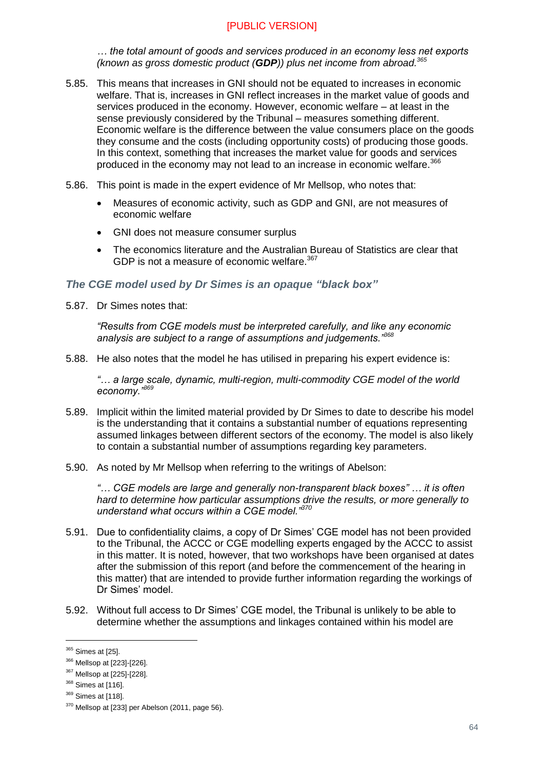*… the total amount of goods and services produced in an economy less net exports (known as gross domestic product (**GDP**)) plus net income from abroad.*[365]

5.85. This means that increases in GNI should not be equated to increases in economic welfare. That is, increases in GNI reflect increases in the market value of goods and services produced in the economy. However, economic welfare – at least in the sense previously considered by the Tribunal – measures something different. Economic welfare is the difference between the value consumers place on the goods they consume and the costs (including opportunity costs) of producing those goods. In this context, something that increases the market value for goods and services produced in the economy may not lead to an increase in economic welfare.[366]

5.86. This point is made in the expert evidence of Mr Mellsop, who notes that:

- Measures of economic activity, such as GDP and GNI, are not measures of economic welfare
- GNI does not measure consumer surplus
- The economics literature and the Australian Bureau of Statistics are clear that GDP is not a measure of economic welfare.[367]

### *The CGE model used by Dr Simes is an opaque "black box"*

5.87. Dr Simes notes that:

*"Results from CGE models must be interpreted carefully, and like any economic analysis are subject to a range of assumptions and judgements."*[368]

5.88. He also notes that the model he has utilised in preparing his expert evidence is:

*"… a large scale, dynamic, multi-region, multi-commodity CGE model of the world economy."*[369]

5.89. Implicit within the limited material provided by Dr Simes to date to describe his model is the understanding that it contains a substantial number of equations representing assumed linkages between different sectors of the economy. The model is also likely to contain a substantial number of assumptions regarding key parameters.

5.90. As noted by Mr Mellsop when referring to the writings of Abelson:

*"… CGE models are large and generally non-transparent black boxes" … it is often hard to determine how particular assumptions drive the results, or more generally to understand what occurs within a CGE model."*[370]

5.91. Due to confidentiality claims, a copy of Dr Simes' CGE model has not been provided to the Tribunal, the ACCC or CGE modelling experts engaged by the ACCC to assist in this matter. It is noted, however, that two workshops have been organised at dates after the submission of this report (and before the commencement of the hearing in this matter) that are intended to provide further information regarding the workings of Dr Simes' model.

5.92. Without full access to Dr Simes' CGE model, the Tribunal is unlikely to be able to determine whether the assumptions and linkages contained within his model are

---

[365] Simes at [25].

[366] Mellsop at [223]-[226].

[367] Mellsop at [225]-[228].

[368] Simes at [116].

[369] Simes at [118].

[370] Mellsop at [233] per Abelson (2011, page 56).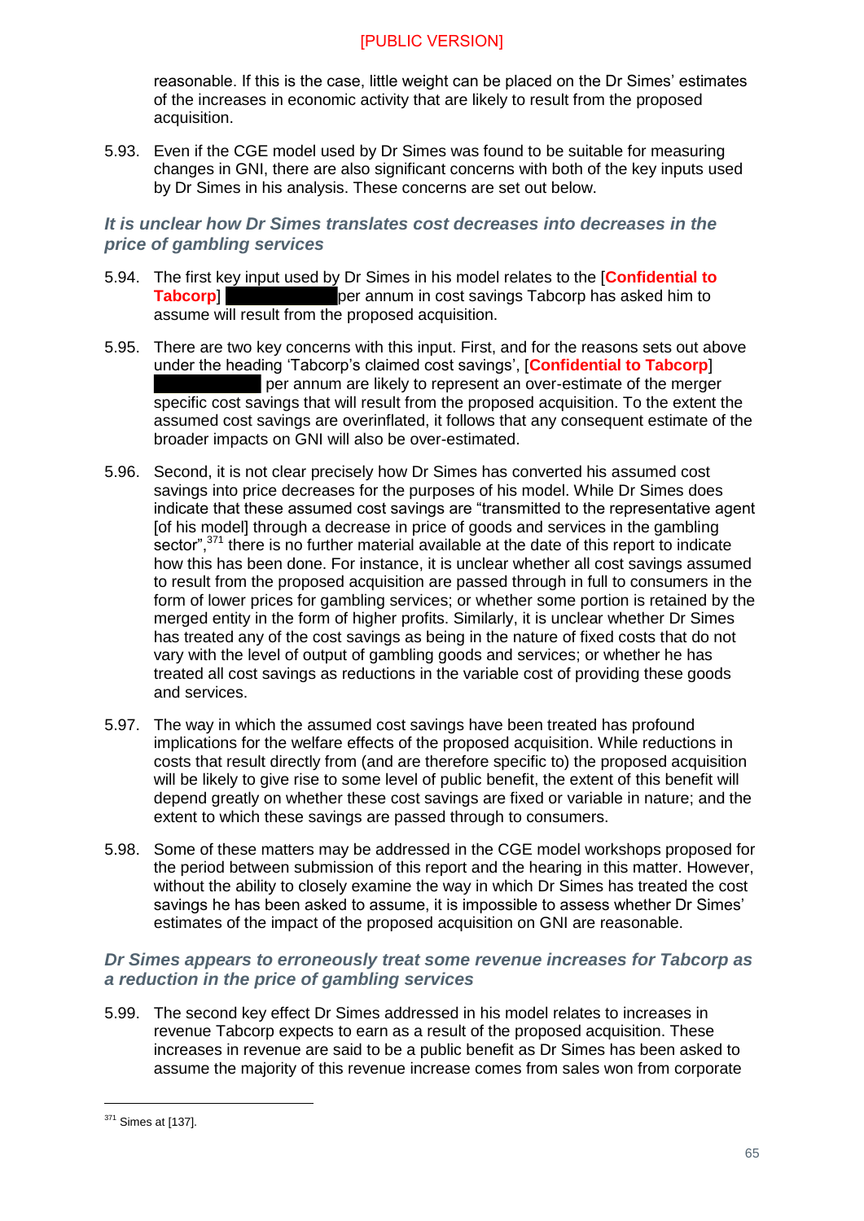reasonable. If this is the case, little weight can be placed on the Dr Simes' estimates of the increases in economic activity that are likely to result from the proposed acquisition.

5.93. Even if the CGE model used by Dr Simes was found to be suitable for measuring changes in GNI, there are also significant concerns with both of the key inputs used by Dr Simes in his analysis. These concerns are set out below.

### *It is unclear how Dr Simes translates cost decreases into decreases in the price of gambling services*

5.94. The first key input used by Dr Simes in his model relates to the [**Confidential to Tabcorp**] ██████████ per annum in cost savings Tabcorp has asked him to assume will result from the proposed acquisition.

5.95. There are two key concerns with this input. First, and for the reasons sets out above under the heading 'Tabcorp's claimed cost savings', [**Confidential to Tabcorp**] ██████████ per annum are likely to represent an over-estimate of the merger specific cost savings that will result from the proposed acquisition. To the extent the assumed cost savings are overinflated, it follows that any consequent estimate of the broader impacts on GNI will also be over-estimated.

5.96. Second, it is not clear precisely how Dr Simes has converted his assumed cost savings into price decreases for the purposes of his model. While Dr Simes does indicate that these assumed cost savings are "transmitted to the representative agent [of his model] through a decrease in price of goods and services in the gambling sector",[371] there is no further material available at the date of this report to indicate how this has been done. For instance, it is unclear whether all cost savings assumed to result from the proposed acquisition are passed through in full to consumers in the form of lower prices for gambling services; or whether some portion is retained by the merged entity in the form of higher profits. Similarly, it is unclear whether Dr Simes has treated any of the cost savings as being in the nature of fixed costs that do not vary with the level of output of gambling goods and services; or whether he has treated all cost savings as reductions in the variable cost of providing these goods and services.

5.97. The way in which the assumed cost savings have been treated has profound implications for the welfare effects of the proposed acquisition. While reductions in costs that result directly from (and are therefore specific to) the proposed acquisition will be likely to give rise to some level of public benefit, the extent of this benefit will depend greatly on whether these cost savings are fixed or variable in nature; and the extent to which these savings are passed through to consumers.

5.98. Some of these matters may be addressed in the CGE model workshops proposed for the period between submission of this report and the hearing in this matter. However, without the ability to closely examine the way in which Dr Simes has treated the cost savings he has been asked to assume, it is impossible to assess whether Dr Simes' estimates of the impact of the proposed acquisition on GNI are reasonable.

### *Dr Simes appears to erroneously treat some revenue increases for Tabcorp as a reduction in the price of gambling services*

5.99. The second key effect Dr Simes addressed in his model relates to increases in revenue Tabcorp expects to earn as a result of the proposed acquisition. These increases in revenue are said to be a public benefit as Dr Simes has been asked to assume the majority of this revenue increase comes from sales won from corporate

---

[371] Simes at [137].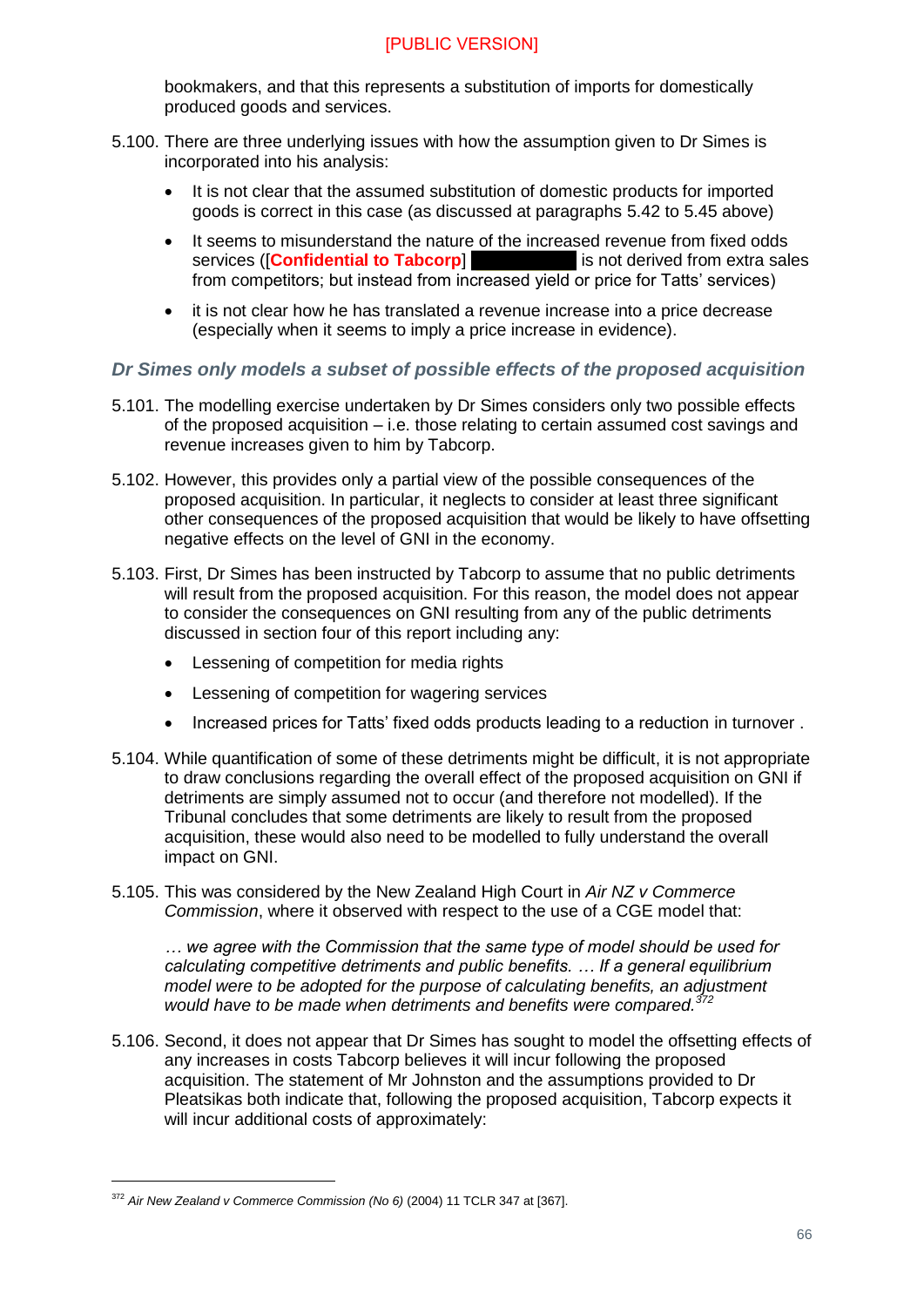bookmakers, and that this represents a substitution of imports for domestically produced goods and services.

5.100. There are three underlying issues with how the assumption given to Dr Simes is incorporated into his analysis:

- It is not clear that the assumed substitution of domestic products for imported goods is correct in this case (as discussed at paragraphs 5.42 to 5.45 above)
- It seems to misunderstand the nature of the increased revenue from fixed odds services ([**Confidential to Tabcorp**] ██████████ is not derived from extra sales from competitors; but instead from increased yield or price for Tatts' services)
- it is not clear how he has translated a revenue increase into a price decrease (especially when it seems to imply a price increase in evidence).

### *Dr Simes only models a subset of possible effects of the proposed acquisition*

5.101. The modelling exercise undertaken by Dr Simes considers only two possible effects of the proposed acquisition – i.e. those relating to certain assumed cost savings and revenue increases given to him by Tabcorp.

5.102. However, this provides only a partial view of the possible consequences of the proposed acquisition. In particular, it neglects to consider at least three significant other consequences of the proposed acquisition that would be likely to have offsetting negative effects on the level of GNI in the economy.

5.103. First, Dr Simes has been instructed by Tabcorp to assume that no public detriments will result from the proposed acquisition. For this reason, the model does not appear to consider the consequences on GNI resulting from any of the public detriments discussed in section four of this report including any:

- Lessening of competition for media rights
- Lessening of competition for wagering services
- Increased prices for Tatts' fixed odds products leading to a reduction in turnover .

5.104. While quantification of some of these detriments might be difficult, it is not appropriate to draw conclusions regarding the overall effect of the proposed acquisition on GNI if detriments are simply assumed not to occur (and therefore not modelled). If the Tribunal concludes that some detriments are likely to result from the proposed acquisition, these would also need to be modelled to fully understand the overall impact on GNI.

5.105. This was considered by the New Zealand High Court in *Air NZ v Commerce Commission*, where it observed with respect to the use of a CGE model that:

> *… we agree with the Commission that the same type of model should be used for calculating competitive detriments and public benefits. … If a general equilibrium model were to be adopted for the purpose of calculating benefits, an adjustment would have to be made when detriments and benefits were compared.*[372]

5.106. Second, it does not appear that Dr Simes has sought to model the offsetting effects of any increases in costs Tabcorp believes it will incur following the proposed acquisition. The statement of Mr Johnston and the assumptions provided to Dr Pleatsikas both indicate that, following the proposed acquisition, Tabcorp expects it will incur additional costs of approximately:

---

[372] *Air New Zealand v Commerce Commission (No 6)* (2004) 11 TCLR 347 at [367].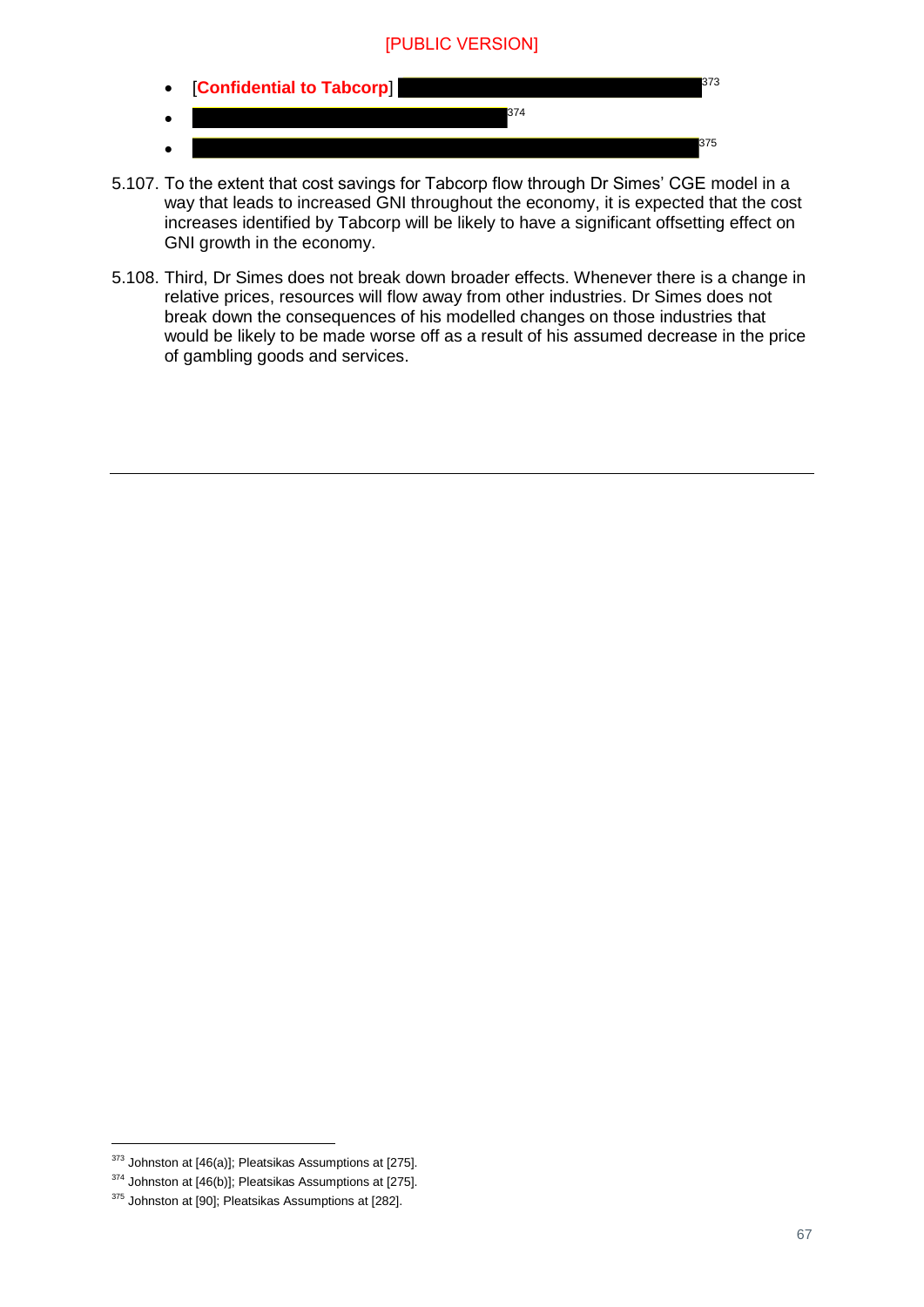- [**Confidential to Tabcorp**] [373]
- [374]
- [375]

5.107. To the extent that cost savings for Tabcorp flow through Dr Simes' CGE model in a way that leads to increased GNI throughout the economy, it is expected that the cost increases identified by Tabcorp will be likely to have a significant offsetting effect on GNI growth in the economy.

5.108. Third, Dr Simes does not break down broader effects. Whenever there is a change in relative prices, resources will flow away from other industries. Dr Simes does not break down the consequences of his modelled changes on those industries that would be likely to be made worse off as a result of his assumed decrease in the price of gambling goods and services.

---

[373] Johnston at [46(a)]; Pleatsikas Assumptions at [275].

[374] Johnston at [46(b)]; Pleatsikas Assumptions at [275].

[375] Johnston at [90]; Pleatsikas Assumptions at [282].